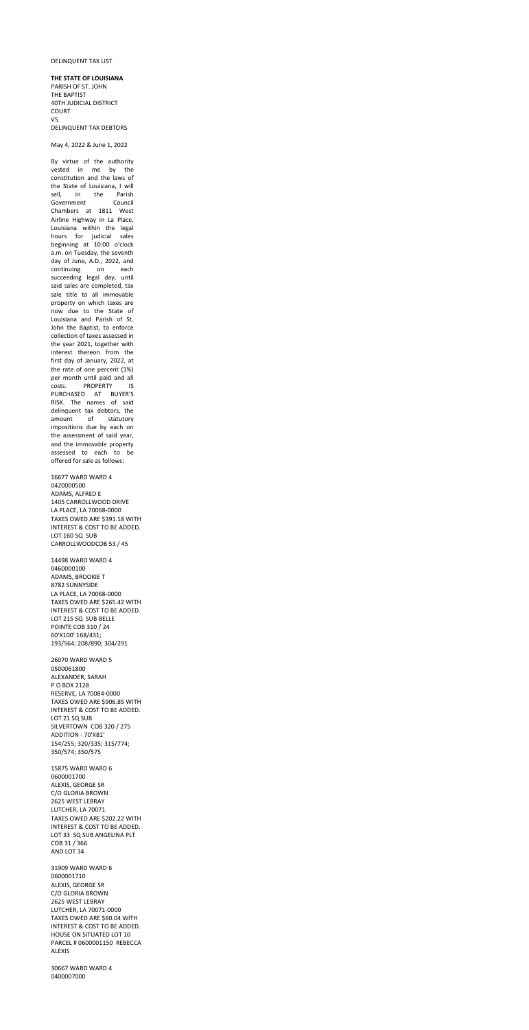DELINQUENT TAX LIST

**THE STATE OF LOUISIANA**
PARISH OF ST. JOHN
THE BAPTIST
40TH JUDICIAL DISTRICT
COURT
VS.
DELINQUENT TAX DEBTORS

May 4, 2022 & June 1, 2022

By virtue of the authority vested in me by the constitution and the laws of the State of Louisiana, I will sell, in the Parish Government Council Chambers at 1811 West Airline Highway in La Place, Louisiana within the legal hours for judicial sales beginning at 10:00 o'clock a.m. on Tuesday, the seventh day of June, A.D., 2022, and continuing on each succeeding legal day, until said sales are completed, tax sale title to all immovable property on which taxes are now due to the State of Louisiana and Parish of St. John the Baptist, to enforce collection of taxes assessed in the year 2021, together with interest thereon from the first day of January, 2022, at the rate of one percent (1%) per month until paid and all costs. PROPERTY IS PURCHASED AT BUYER'S RISK. The names of said delinquent tax debtors, the amount of statutory impositions due by each on the assessment of said year, and the immovable property assessed to each to be offered for sale as follows:

16677 WARD WARD 4
0420000500
ADAMS, ALFRED E
1405 CARROLLWOOD DRIVE
LA PLACE, LA 70068-0000
TAXES OWED ARE $391.18 WITH INTEREST & COST TO BE ADDED.
LOT 160 SQ SUB
CARROLLWOODCOB 53 / 45

14498 WARD WARD 4
0460000100
ADAMS, BROOKIE T
8782 SUNNYSIDE
LA PLACE, LA 70068-0000
TAXES OWED ARE $265.42 WITH INTEREST & COST TO BE ADDED.
LOT 215 SQ SUB BELLE
POINTE COB 310 / 24
60'X100' 168/431;
193/564; 208/890; 304/291

26070 WARD WARD 5
0500061800
ALEXANDER, SARAH
P O BOX 2128
RESERVE, LA 70084-0000
TAXES OWED ARE $906.85 WITH INTEREST & COST TO BE ADDED.
LOT 21 SQ SUB
SILVERTOWN COB 320 / 275
ADDITION - 70'X81'
154/255; 320/335; 315/774;
350/574; 350/575

15875 WARD WARD 6
0600001700
ALEXIS, GEORGE SR
C/O GLORIA BROWN
2625 WEST LEBRAY
LUTCHER, LA 70071
TAXES OWED ARE $202.22 WITH INTEREST & COST TO BE ADDED.
LOT 33 SQ SUB ANGELINA PLT
COB 31 / 366
AND LOT 34

31909 WARD WARD 6
0600001710
ALEXIS, GEORGE SR
C/O GLORIA BROWN
2625 WEST LEBRAY
LUTCHER, LA 70071-0000
TAXES OWED ARE $60.04 WITH INTEREST & COST TO BE ADDED.
HOUSE ON SITUATED LOT 10
PARCEL # 0600001150 REBECCA
ALEXIS

30667 WARD WARD 4
0400007000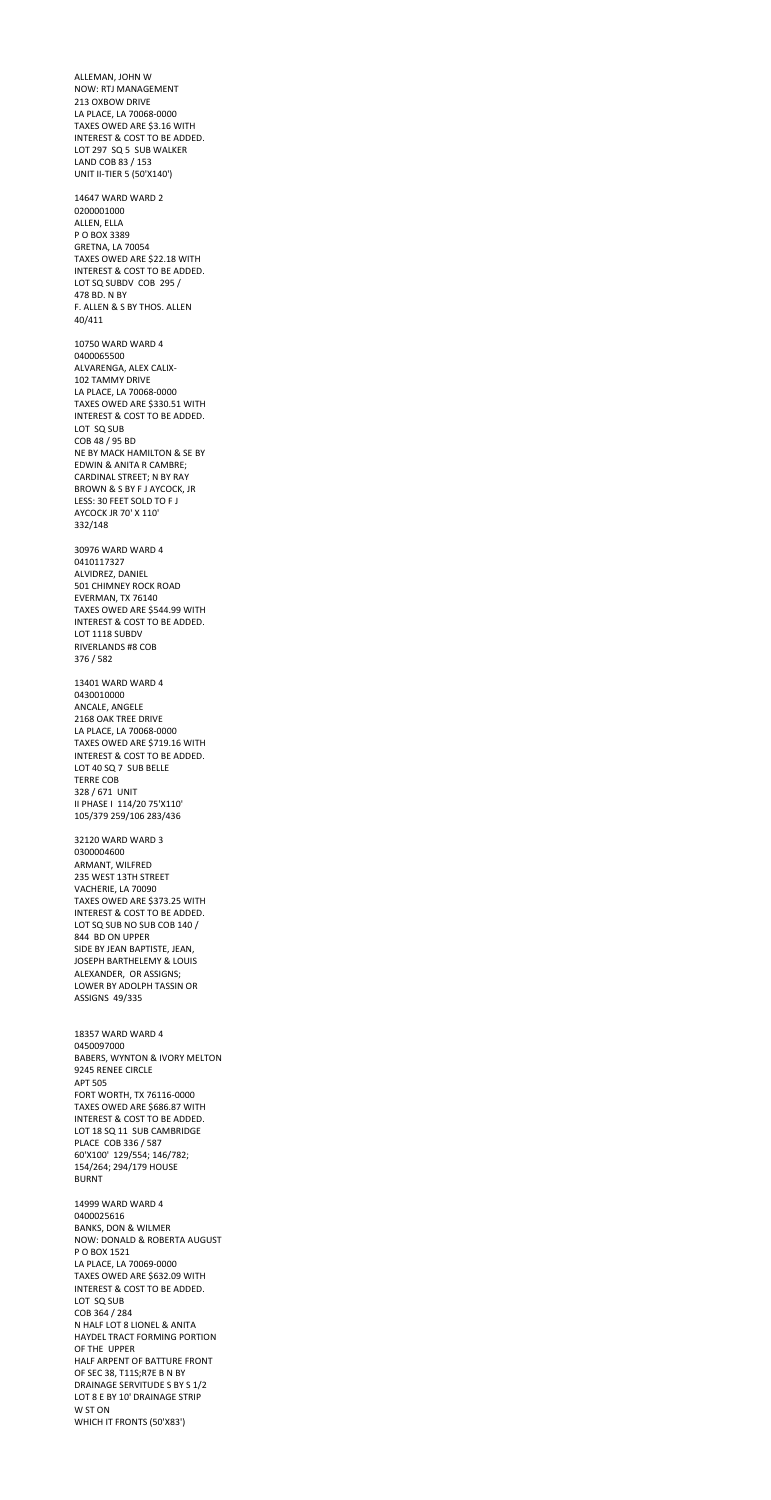ALLEMAN, JOHN W
NOW: RTJ MANAGEMENT
213 OXBOW DRIVE
LA PLACE, LA 70068-0000
TAXES OWED ARE $3.16 WITH
INTEREST & COST TO BE ADDED.
LOT 297 SQ 5 SUB WALKER
LAND COB 83 / 153
UNIT II-TIER 5 (50'X140')

14647 WARD WARD 2
0200001000
ALLEN, ELLA
P O BOX 3389
GRETNA, LA 70054
TAXES OWED ARE $22.18 WITH
INTEREST & COST TO BE ADDED.
LOT SQ SUBDV COB 295 /
478 BD. N BY
F. ALLEN & S BY THOS. ALLEN
40/411

10750 WARD WARD 4
0400065500
ALVARENGA, ALEX CALIX-
102 TAMMY DRIVE
LA PLACE, LA 70068-0000
TAXES OWED ARE $330.51 WITH
INTEREST & COST TO BE ADDED.
LOT SQ SUB
COB 48 / 95 BD
NE BY MACK HAMILTON & SE BY
EDWIN & ANITA R CAMBRE;
CARDINAL STREET; N BY RAY
BROWN & S BY F J AYCOCK, JR
LESS: 30 FEET SOLD TO F J
AYCOCK JR 70' X 110'
332/148

30976 WARD WARD 4
0410117327
ALVIDREZ, DANIEL
501 CHIMNEY ROCK ROAD
EVERMAN, TX 76140
TAXES OWED ARE $544.99 WITH
INTEREST & COST TO BE ADDED.
LOT 1118 SUBDV
RIVERLANDS #8 COB
376 / 582

13401 WARD WARD 4
0430010000
ANCALE, ANGELE
2168 OAK TREE DRIVE
LA PLACE, LA 70068-0000
TAXES OWED ARE $719.16 WITH
INTEREST & COST TO BE ADDED.
LOT 40 SQ 7 SUB BELLE
TERRE COB
328 / 671 UNIT
II PHASE I 114/20 75'X110'
105/379 259/106 283/436

32120 WARD WARD 3
0300004600
ARMANT, WILFRED
235 WEST 13TH STREET
VACHERIE, LA 70090
TAXES OWED ARE $373.25 WITH
INTEREST & COST TO BE ADDED.
LOT SQ SUB NO SUB COB 140 /
844 BD ON UPPER
SIDE BY JEAN BAPTISTE, JEAN,
JOSEPH BARTHELEMY & LOUIS
ALEXANDER, OR ASSIGNS;
LOWER BY ADOLPH TASSIN OR
ASSIGNS 49/335

18357 WARD WARD 4
0450097000
BABERS, WYNTON & IVORY MELTON
9245 RENEE CIRCLE
APT 505
FORT WORTH, TX 76116-0000
TAXES OWED ARE $686.87 WITH
INTEREST & COST TO BE ADDED.
LOT 18 SQ 11 SUB CAMBRIDGE
PLACE COB 336 / 587
60'X100' 129/554; 146/782;
154/264; 294/179 HOUSE
BURNT

14999 WARD WARD 4
0400025616
BANKS, DON & WILMER
NOW: DONALD & ROBERTA AUGUST
P O BOX 1521
LA PLACE, LA 70069-0000
TAXES OWED ARE $632.09 WITH
INTEREST & COST TO BE ADDED.
LOT SQ SUB
COB 364 / 284
N HALF LOT 8 LIONEL & ANITA
HAYDEL TRACT FORMING PORTION
OF THE UPPER
HALF ARPENT OF BATTURE FRONT
OF SEC 38, T11S;R7E B N BY
DRAINAGE SERVITUDE S BY S 1/2
LOT 8 E BY 10' DRAINAGE STRIP
W ST ON
WHICH IT FRONTS (50'X83')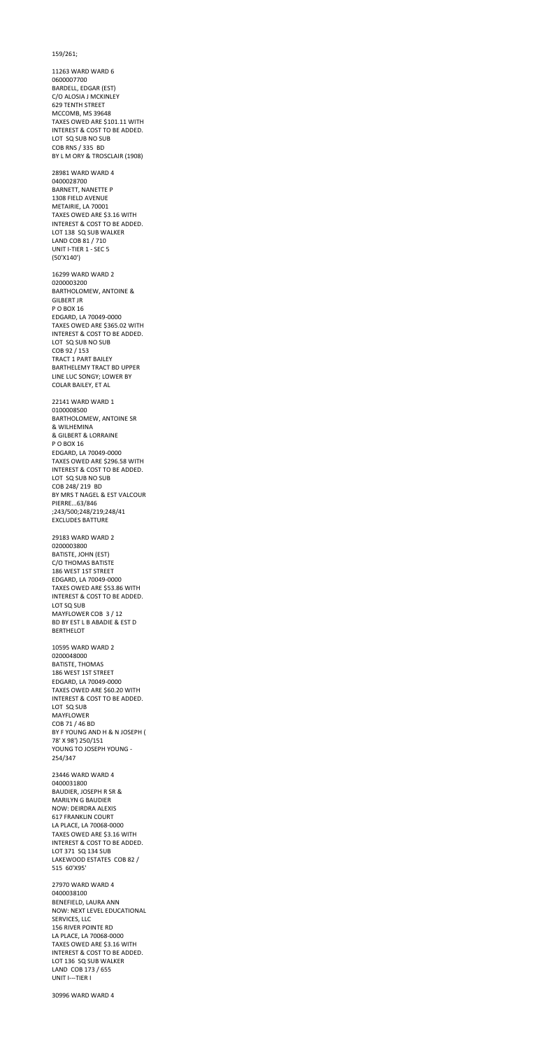159/261;

11263 WARD WARD 6
0600007700
BARDELL, EDGAR (EST)
C/O ALOSIA J MCKINLEY
629 TENTH STREET
MCCOMB, MS 39648
TAXES OWED ARE $101.11 WITH
INTEREST & COST TO BE ADDED.
LOT SQ SUB NO SUB
COB RNS / 335 BD
BY L M ORY & TROSCLAIR (1908)

28981 WARD WARD 4
0400028700
BARNETT, NANETTE P
1308 FIELD AVENUE
METAIRIE, LA 70001
TAXES OWED ARE $3.16 WITH
INTEREST & COST TO BE ADDED.
LOT 138 SQ SUB WALKER
LAND COB 81 / 710
UNIT I-TIER 1 - SEC 5
(50'X140')

16299 WARD WARD 2
0200003200
BARTHOLOMEW, ANTOINE &
GILBERT JR
P O BOX 16
EDGARD, LA 70049-0000
TAXES OWED ARE $365.02 WITH
INTEREST & COST TO BE ADDED.
LOT SQ SUB NO SUB
COB 92 / 153
TRACT 1 PART BAILEY
BARTHELEMY TRACT BD UPPER
LINE LUC SONGY; LOWER BY
COLAR BAILEY, ET AL

22141 WARD WARD 1
0100008500
BARTHOLOMEW, ANTOINE SR
& WILHEMINA
& GILBERT & LORRAINE
P O BOX 16
EDGARD, LA 70049-0000
TAXES OWED ARE $296.58 WITH
INTEREST & COST TO BE ADDED.
LOT SQ SUB NO SUB
COB 248/ 219 BD
BY MRS T NAGEL & EST VALCOUR
PIERRE...63/846
;243/500;248/219;248/41
EXCLUDES BATTURE

29183 WARD WARD 2
0200003800
BATISTE, JOHN (EST)
C/O THOMAS BATISTE
186 WEST 1ST STREET
EDGARD, LA 70049-0000
TAXES OWED ARE $53.86 WITH
INTEREST & COST TO BE ADDED.
LOT SQ SUB
MAYFLOWER COB 3 / 12
BD BY EST L B ABADIE & EST D
BERTHELOT

10595 WARD WARD 2
0200048000
BATISTE, THOMAS
186 WEST 1ST STREET
EDGARD, LA 70049-0000
TAXES OWED ARE $60.20 WITH
INTEREST & COST TO BE ADDED.
LOT SQ SUB
MAYFLOWER
COB 71 / 46 BD
BY F YOUNG AND H & N JOSEPH (
78' X 98') 250/151
YOUNG TO JOSEPH YOUNG -
254/347

23446 WARD WARD 4
0400031800
BAUDIER, JOSEPH R SR &
MARILYN G BAUDIER
NOW: DEIRDRA ALEXIS
617 FRANKLIN COURT
LA PLACE, LA 70068-0000
TAXES OWED ARE $3.16 WITH
INTEREST & COST TO BE ADDED.
LOT 371 SQ 134 SUB
LAKEWOOD ESTATES COB 82 /
515 60'X95'

27970 WARD WARD 4
0400038100
BENEFIELD, LAURA ANN
NOW: NEXT LEVEL EDUCATIONAL
SERVICES, LLC
156 RIVER POINTE RD
LA PLACE, LA 70068-0000
TAXES OWED ARE $3.16 WITH
INTEREST & COST TO BE ADDED.
LOT 136 SQ SUB WALKER
LAND COB 173 / 655
UNIT I---TIER I

30996 WARD WARD 4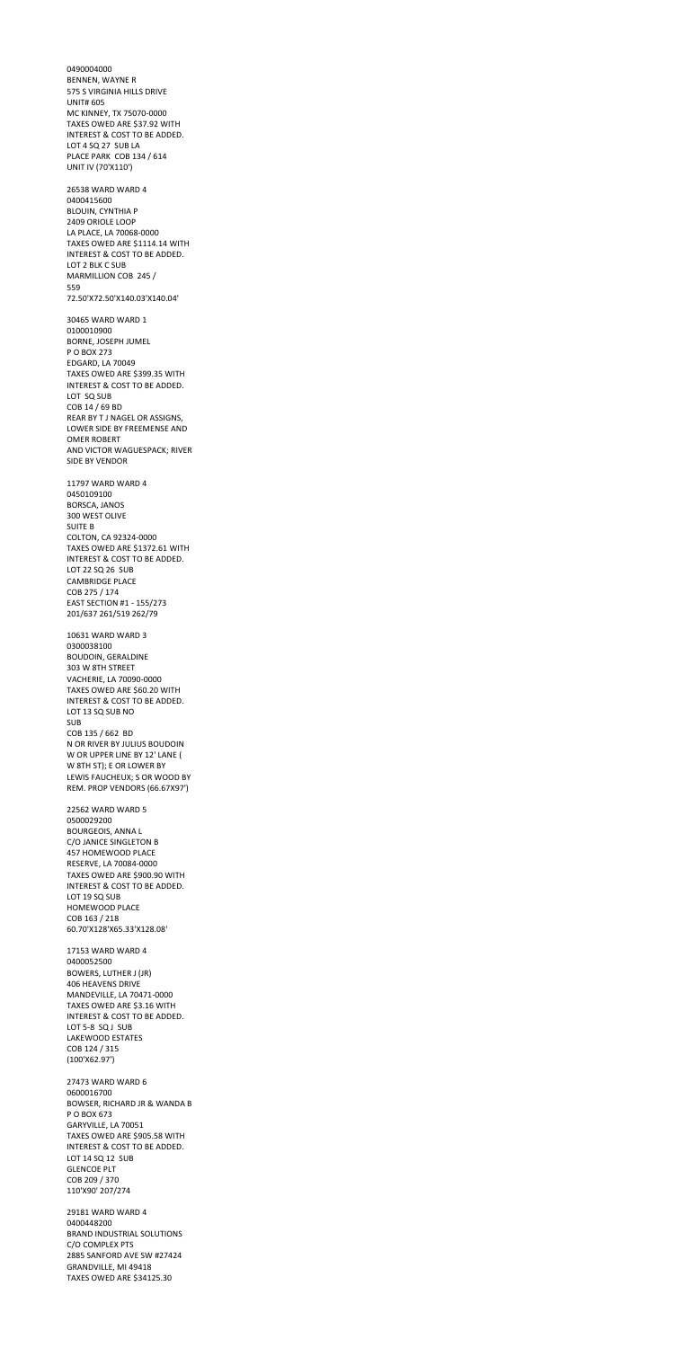0490004000
BENNEN, WAYNE R
575 S VIRGINIA HILLS DRIVE
UNIT# 605
MC KINNEY, TX 75070-0000
TAXES OWED ARE $37.92 WITH
INTEREST & COST TO BE ADDED.
LOT 4 SQ 27 SUB LA
PLACE PARK COB 134 / 614
UNIT IV (70'X110')

26538 WARD WARD 4
0400415600
BLOUIN, CYNTHIA P
2409 ORIOLE LOOP
LA PLACE, LA 70068-0000
TAXES OWED ARE $1114.14 WITH
INTEREST & COST TO BE ADDED.
LOT 2 BLK C SUB
MARMILLION COB 245 /
559
72.50'X72.50'X140.03'X140.04'

30465 WARD WARD 1
0100010900
BORNE, JOSEPH JUMEL
P O BOX 273
EDGARD, LA 70049
TAXES OWED ARE $399.35 WITH
INTEREST & COST TO BE ADDED.
LOT SQ SUB
COB 14 / 69 BD
REAR BY T J NAGEL OR ASSIGNS,
LOWER SIDE BY FREEMENSE AND
OMER ROBERT
AND VICTOR WAGUESPACK; RIVER
SIDE BY VENDOR

11797 WARD WARD 4
0450109100
BORSCA, JANOS
300 WEST OLIVE
SUITE B
COLTON, CA 92324-0000
TAXES OWED ARE $1372.61 WITH
INTEREST & COST TO BE ADDED.
LOT 22 SQ 26 SUB
CAMBRIDGE PLACE
COB 275 / 174
EAST SECTION #1 - 155/273
201/637 261/519 262/79

10631 WARD WARD 3
0300038100
BOUDOIN, GERALDINE
303 W 8TH STREET
VACHERIE, LA 70090-0000
TAXES OWED ARE $60.20 WITH
INTEREST & COST TO BE ADDED.
LOT 13 SQ SUB NO
SUB
COB 135 / 662 BD
N OR RIVER BY JULIUS BOUDOIN
W OR UPPER LINE BY 12' LANE (
W 8TH ST); E OR LOWER BY
LEWIS FAUCHEUX; S OR WOOD BY
REM. PROP VENDORS (66.67X97')

22562 WARD WARD 5
0500029200
BOURGEOIS, ANNA L
C/O JANICE SINGLETON B
457 HOMEWOOD PLACE
RESERVE, LA 70084-0000
TAXES OWED ARE $900.90 WITH
INTEREST & COST TO BE ADDED.
LOT 19 SQ SUB
HOMEWOOD PLACE
COB 163 / 218
60.70'X128'X65.33'X128.08'

17153 WARD WARD 4
0400052500
BOWERS, LUTHER J (JR)
406 HEAVENS DRIVE
MANDEVILLE, LA 70471-0000
TAXES OWED ARE $3.16 WITH
INTEREST & COST TO BE ADDED.
LOT 5-8 SQ J SUB
LAKEWOOD ESTATES
COB 124 / 315
(100'X62.97')

27473 WARD WARD 6
0600016700
BOWSER, RICHARD JR & WANDA B
P O BOX 673
GARYVILLE, LA 70051
TAXES OWED ARE $905.58 WITH
INTEREST & COST TO BE ADDED.
LOT 14 SQ 12 SUB
GLENCOE PLT
COB 209 / 370
110'X90' 207/274

29181 WARD WARD 4
0400448200
BRAND INDUSTRIAL SOLUTIONS
C/O COMPLEX PTS
2885 SANFORD AVE SW #27424
GRANDVILLE, MI 49418
TAXES OWED ARE $34125.30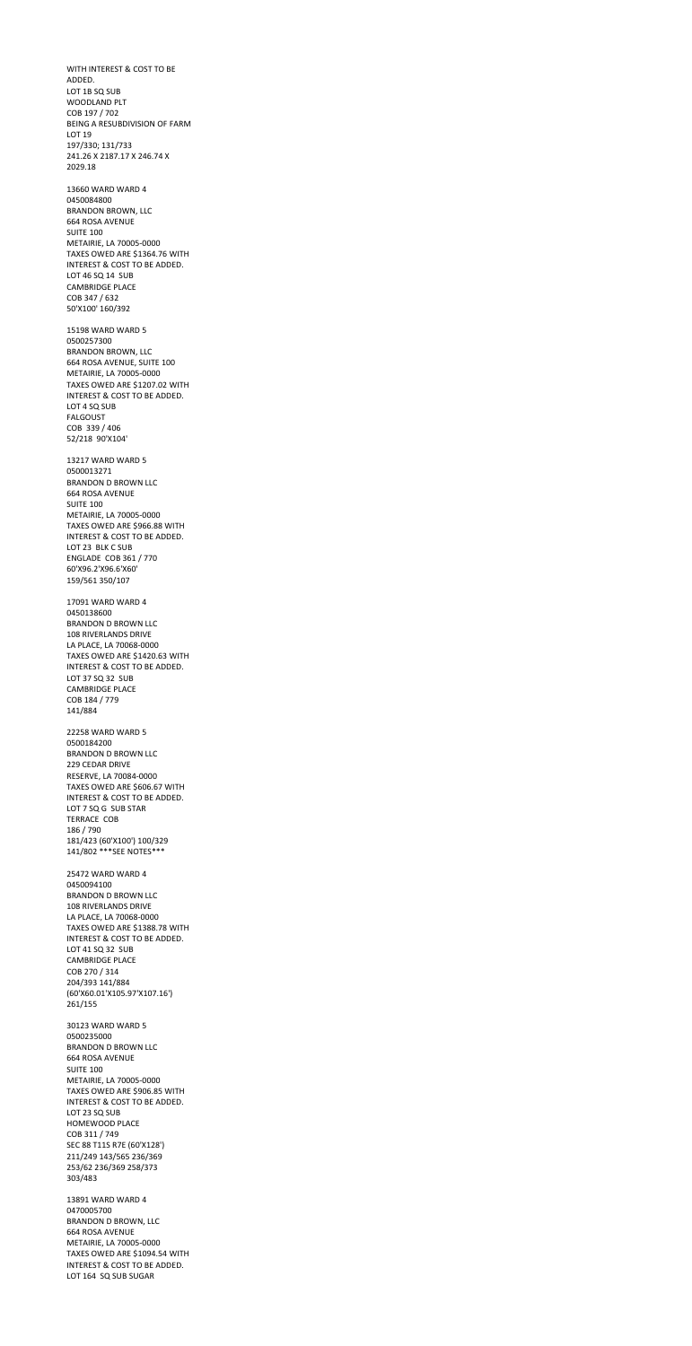WITH INTEREST & COST TO BE ADDED.
LOT 1B SQ SUB
WOODLAND PLT
COB 197 / 702
BEING A RESUBDIVISION OF FARM LOT 19
197/330; 131/733
241.26 X 2187.17 X 246.74 X 2029.18

13660 WARD WARD 4
0450084800
BRANDON BROWN, LLC
664 ROSA AVENUE
SUITE 100
METAIRIE, LA 70005-0000
TAXES OWED ARE $1364.76 WITH INTEREST & COST TO BE ADDED.
LOT 46 SQ 14 SUB
CAMBRIDGE PLACE
COB 347 / 632
50'X100' 160/392

15198 WARD WARD 5
0500257300
BRANDON BROWN, LLC
664 ROSA AVENUE, SUITE 100
METAIRIE, LA 70005-0000
TAXES OWED ARE $1207.02 WITH INTEREST & COST TO BE ADDED.
LOT 4 SQ SUB
FALGOUST
COB 339 / 406
52/218 90'X104'

13217 WARD WARD 5
0500013271
BRANDON D BROWN LLC
664 ROSA AVENUE
SUITE 100
METAIRIE, LA 70005-0000
TAXES OWED ARE $966.88 WITH INTEREST & COST TO BE ADDED.
LOT 23 BLK C SUB
ENGLADE COB 361 / 770
60'X96.2'X96.6'X60'
159/561 350/107

17091 WARD WARD 4
0450138600
BRANDON D BROWN LLC
108 RIVERLANDS DRIVE
LA PLACE, LA 70068-0000
TAXES OWED ARE $1420.63 WITH INTEREST & COST TO BE ADDED.
LOT 37 SQ 32 SUB
CAMBRIDGE PLACE
COB 184 / 779
141/884

22258 WARD WARD 5
0500184200
BRANDON D BROWN LLC
229 CEDAR DRIVE
RESERVE, LA 70084-0000
TAXES OWED ARE $606.67 WITH INTEREST & COST TO BE ADDED.
LOT 7 SQ G SUB STAR
TERRACE COB
186 / 790
181/423 (60'X100') 100/329
141/802 ***SEE NOTES***

25472 WARD WARD 4
0450094100
BRANDON D BROWN LLC
108 RIVERLANDS DRIVE
LA PLACE, LA 70068-0000
TAXES OWED ARE $1388.78 WITH INTEREST & COST TO BE ADDED.
LOT 41 SQ 32 SUB
CAMBRIDGE PLACE
COB 270 / 314
204/393 141/884
(60'X60.01'X105.97'X107.16')
261/155

30123 WARD WARD 5
0500235000
BRANDON D BROWN LLC
664 ROSA AVENUE
SUITE 100
METAIRIE, LA 70005-0000
TAXES OWED ARE $906.85 WITH INTEREST & COST TO BE ADDED.
LOT 23 SQ SUB
HOMEWOOD PLACE
COB 311 / 749
SEC 88 T11S R7E (60'X128')
211/249 143/565 236/369
253/62 236/369 258/373
303/483

13891 WARD WARD 4
0470005700
BRANDON D BROWN, LLC
664 ROSA AVENUE
METAIRIE, LA 70005-0000
TAXES OWED ARE $1094.54 WITH INTEREST & COST TO BE ADDED.
LOT 164 SQ SUB SUGAR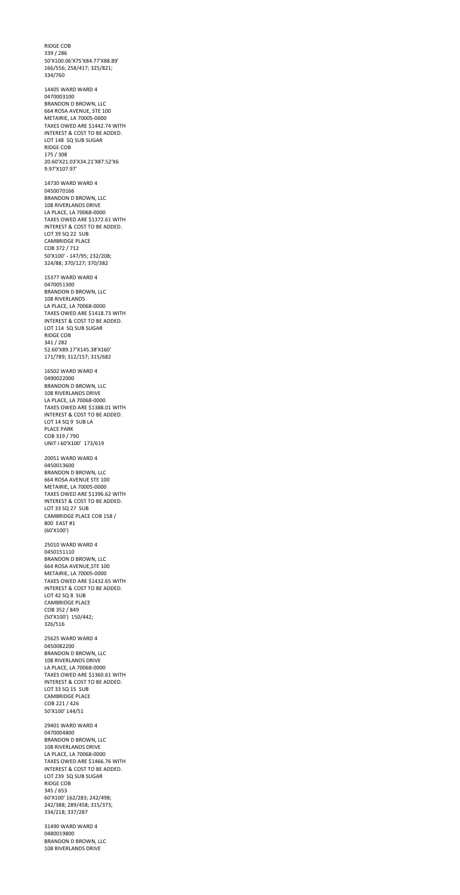RIDGE COB
339 / 286
50'X100.06'X75'X84.77'X88.89'
166/556; 258/417; 325/821;
334/760

14405 WARD WARD 4
0470003100
BRANDON D BROWN, LLC
664 ROSA AVENUE, STE 100
METAIRIE, LA 70005-0000
TAXES OWED ARE $1442.74 WITH
INTEREST & COST TO BE ADDED.
LOT 148 SQ SUB SUGAR
RIDGE COB
175 / 308
20.60'X21.03'X34.21'X87.52'X6
9.97'X107.97'

14730 WARD WARD 4
0450070166
BRANDON D BROWN, LLC
108 RIVERLANDS DRIVE
LA PLACE, LA 70068-0000
TAXES OWED ARE $1372.61 WITH
INTEREST & COST TO BE ADDED.
LOT 39 SQ 22 SUB
CAMBRIDGE PLACE
COB 372 / 712
50'X100' - 147/95; 232/208;
324/88; 370/127; 370/382

15377 WARD WARD 4
0470051300
BRANDON D BROWN, LLC
108 RIVERLANDS
LA PLACE, LA 70068-0000
TAXES OWED ARE $1418.73 WITH
INTEREST & COST TO BE ADDED.
LOT 114 SQ SUB SUGAR
RIDGE COB
341 / 282
52.60'X89.17'X145.38'X160'
171/789; 312/157; 315/682

16502 WARD WARD 4
0490022000
BRANDON D BROWN, LLC
108 RIVERLANDS DRIVE
LA PLACE, LA 70068-0000
TAXES OWED ARE $1388.01 WITH
INTEREST & COST TO BE ADDED.
LOT 14 SQ 9 SUB LA
PLACE PARK
COB 319 / 790
UNIT I 60'X100' 173/619

20051 WARD WARD 4
0450013600
BRANDON D BROWN, LLC
664 ROSA AVENUE STE 100
METAIRIE, LA 70005-0000
TAXES OWED ARE $1396.62 WITH
INTEREST & COST TO BE ADDED.
LOT 33 SQ 27 SUB
CAMBRIDGE PLACE COB 158 /
800 EAST #1
(60'X100')

25010 WARD WARD 4
0450151110
BRANDON D BROWN, LLC
664 ROSA AVENUE,STE 100
METAIRIE, LA 70005-0000
TAXES OWED ARE $1432.65 WITH
INTEREST & COST TO BE ADDED.
LOT 42 SQ 8 SUB
CAMBRIDGE PLACE
COB 352 / 849
(50'X100') 150/442;
326/516

25625 WARD WARD 4
0450082200
BRANDON D BROWN, LLC
108 RIVERLANDS DRIVE
LA PLACE, LA 70068-0000
TAXES OWED ARE $1360.61 WITH
INTEREST & COST TO BE ADDED.
LOT 33 SQ 15 SUB
CAMBRIDGE PLACE
COB 221 / 426
50'X100' 144/51

29401 WARD WARD 4
0470004800
BRANDON D BROWN, LLC
108 RIVERLANDS DRIVE
LA PLACE, LA 70068-0000
TAXES OWED ARE $1466.76 WITH
INTEREST & COST TO BE ADDED.
LOT 239 SQ SUB SUGAR
RIDGE COB
345 / 653
60'X100' 162/283; 242/498;
242/388; 289/458; 315/373;
334/218; 337/287

31490 WARD WARD 4
0480019800
BRANDON D BROWN, LLC
108 RIVERLANDS DRIVE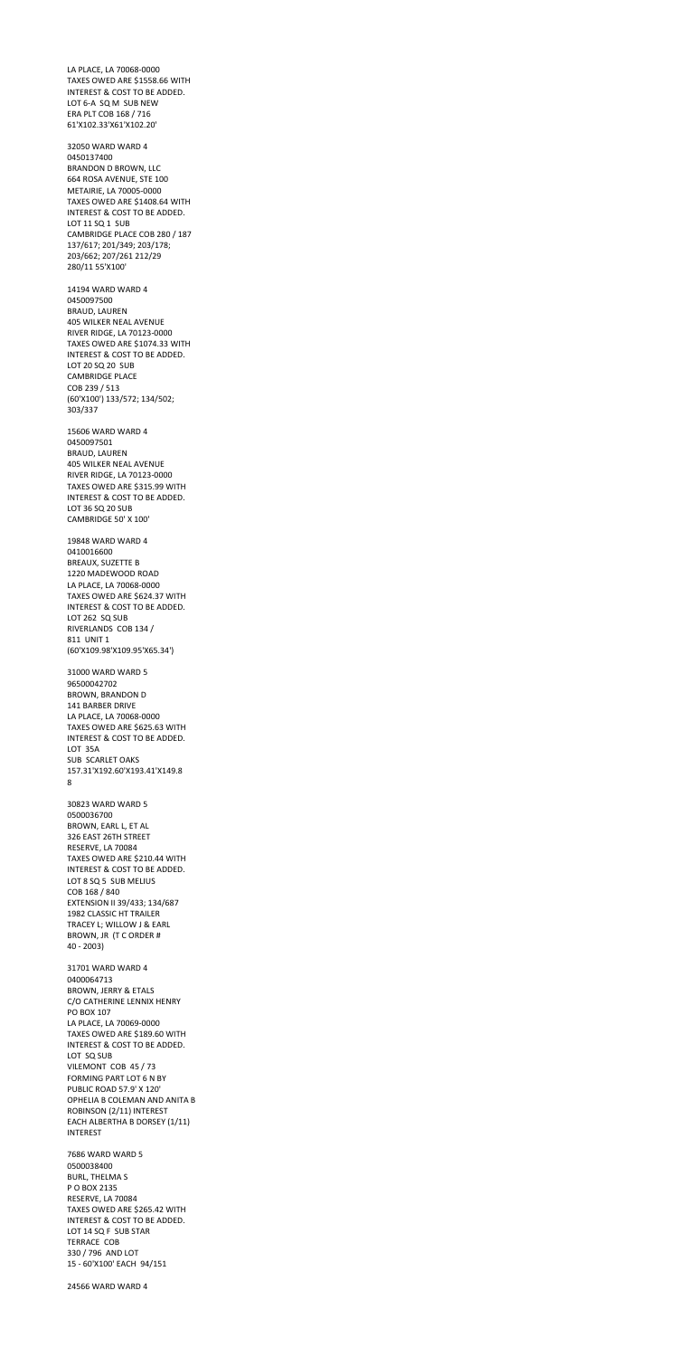LA PLACE, LA 70068-0000
TAXES OWED ARE $1558.66 WITH
INTEREST & COST TO BE ADDED.
LOT 6-A SQ M SUB NEW
ERA PLT COB 168 / 716
61'X102.33'X61'X102.20'

32050 WARD WARD 4
0450137400
BRANDON D BROWN, LLC
664 ROSA AVENUE, STE 100
METAIRIE, LA 70005-0000
TAXES OWED ARE $1408.64 WITH
INTEREST & COST TO BE ADDED.
LOT 11 SQ 1 SUB
CAMBRIDGE PLACE COB 280 / 187
137/617; 201/349; 203/178;
203/662; 207/261 212/29
280/11 55'X100'

14194 WARD WARD 4
0450097500
BRAUD, LAUREN
405 WILKER NEAL AVENUE
RIVER RIDGE, LA 70123-0000
TAXES OWED ARE $1074.33 WITH
INTEREST & COST TO BE ADDED.
LOT 20 SQ 20 SUB
CAMBRIDGE PLACE
COB 239 / 513
(60'X100') 133/572; 134/502;
303/337

15606 WARD WARD 4
0450097501
BRAUD, LAUREN
405 WILKER NEAL AVENUE
RIVER RIDGE, LA 70123-0000
TAXES OWED ARE $315.99 WITH
INTEREST & COST TO BE ADDED.
LOT 36 SQ 20 SUB
CAMBRIDGE 50' X 100'

19848 WARD WARD 4
0410016600
BREAUX, SUZETTE B
1220 MADEWOOD ROAD
LA PLACE, LA 70068-0000
TAXES OWED ARE $624.37 WITH
INTEREST & COST TO BE ADDED.
LOT 262 SQ SUB
RIVERLANDS COB 134 /
811 UNIT 1
(60'X109.98'X109.95'X65.34')

31000 WARD WARD 5
96500042702
BROWN, BRANDON D
141 BARBER DRIVE
LA PLACE, LA 70068-0000
TAXES OWED ARE $625.63 WITH
INTEREST & COST TO BE ADDED.
LOT 35A
SUB SCARLET OAKS
157.31'X192.60'X193.41'X149.8
8

30823 WARD WARD 5
0500036700
BROWN, EARL L, ET AL
326 EAST 26TH STREET
RESERVE, LA 70084
TAXES OWED ARE $210.44 WITH
INTEREST & COST TO BE ADDED.
LOT 8 SQ 5 SUB MELIUS
COB 168 / 840
EXTENSION II 39/433; 134/687
1982 CLASSIC HT TRAILER
TRACEY L; WILLOW J & EARL
BROWN, JR (T C ORDER #
40 - 2003)

31701 WARD WARD 4
0400064713
BROWN, JERRY & ETALS
C/O CATHERINE LENNIX HENRY
PO BOX 107
LA PLACE, LA 70069-0000
TAXES OWED ARE $189.60 WITH
INTEREST & COST TO BE ADDED.
LOT SQ SUB
VILEMONT COB 45 / 73
FORMING PART LOT 6 N BY
PUBLIC ROAD 57.9' X 120'
OPHELIA B COLEMAN AND ANITA B
ROBINSON (2/11) INTEREST
EACH ALBERTHA B DORSEY (1/11)
INTEREST

7686 WARD WARD 5
0500038400
BURL, THELMA S
P O BOX 2135
RESERVE, LA 70084
TAXES OWED ARE $265.42 WITH
INTEREST & COST TO BE ADDED.
LOT 14 SQ F SUB STAR
TERRACE COB
330 / 796 AND LOT
15 - 60'X100' EACH 94/151

24566 WARD WARD 4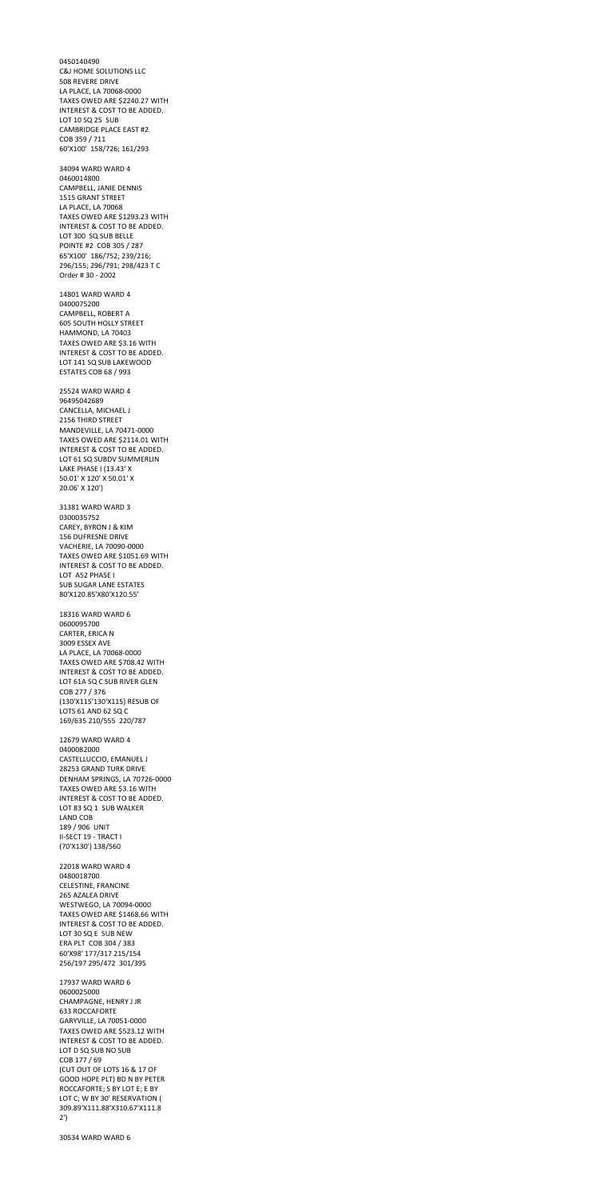0450140490
C&J HOME SOLUTIONS LLC
508 REVERE DRIVE
LA PLACE, LA 70068-0000
TAXES OWED ARE $2240.27 WITH
INTEREST & COST TO BE ADDED.
LOT 10 SQ 25 SUB
CAMBRIDGE PLACE EAST #2
COB 359 / 711
60'X100' 158/726; 161/293

34094 WARD WARD 4
0460014800
CAMPBELL, JANIE DENNIS
1515 GRANT STREET
LA PLACE, LA 70068
TAXES OWED ARE $1293.23 WITH
INTEREST & COST TO BE ADDED.
LOT 300 SQ SUB BELLE
POINTE #2 COB 305 / 287
65'X100' 186/752; 239/216;
296/155; 296/791; 298/423 T C
Order # 30 - 2002

14801 WARD WARD 4
0400075200
CAMPBELL, ROBERT A
605 SOUTH HOLLY STREET
HAMMOND, LA 70403
TAXES OWED ARE $3.16 WITH
INTEREST & COST TO BE ADDED.
LOT 141 SQ SUB LAKEWOOD
ESTATES COB 68 / 993

25524 WARD WARD 4
96495042689
CANCELLA, MICHAEL J
2156 THIRD STREET
MANDEVILLE, LA 70471-0000
TAXES OWED ARE $2114.01 WITH
INTEREST & COST TO BE ADDED.
LOT 61 SQ SUBDV SUMMERLIN
LAKE PHASE I (13.43' X
50.01' X 120' X 50.01' X
20.06' X 120')

31381 WARD WARD 3
0300035752
CAREY, BYRON J & KIM
156 DUFRESNE DRIVE
VACHERIE, LA 70090-0000
TAXES OWED ARE $1051.69 WITH
INTEREST & COST TO BE ADDED.
LOT A52 PHASE I
SUB SUGAR LANE ESTATES
80'X120.85'X80'X120.55'

18316 WARD WARD 6
0600095700
CARTER, ERICA N
3009 ESSEX AVE
LA PLACE, LA 70068-0000
TAXES OWED ARE $708.42 WITH
INTEREST & COST TO BE ADDED.
LOT 61A SQ C SUB RIVER GLEN
COB 277 / 376
(130'X115'130'X115) RESUB OF
LOTS 61 AND 62 SQ C
169/635 210/555 220/787

12679 WARD WARD 4
0400082000
CASTELLUCCIO, EMANUEL J
28253 GRAND TURK DRIVE
DENHAM SPRINGS, LA 70726-0000
TAXES OWED ARE $3.16 WITH
INTEREST & COST TO BE ADDED.
LOT 83 SQ 1 SUB WALKER
LAND COB
189 / 906 UNIT
II-SECT 19 - TRACT I
(70'X130') 138/560

22018 WARD WARD 4
0480018700
CELESTINE, FRANCINE
265 AZALEA DRIVE
WESTWEGO, LA 70094-0000
TAXES OWED ARE $1468.66 WITH
INTEREST & COST TO BE ADDED.
LOT 30 SQ E SUB NEW
ERA PLT COB 304 / 383
60'X98' 177/317 215/154
256/197 295/472 301/395

17937 WARD WARD 6
0600025000
CHAMPAGNE, HENRY J JR
633 ROCCAFORTE
GARYVILLE, LA 70051-0000
TAXES OWED ARE $523.12 WITH
INTEREST & COST TO BE ADDED.
LOT D SQ SUB NO SUB
COB 177 / 69
(CUT OUT OF LOTS 16 & 17 OF
GOOD HOPE PLT) BD N BY PETER
ROCCAFORTE; S BY LOT E; E BY
LOT C; W BY 30' RESERVATION (
309.89'X111.88'X310.67'X111.8
2')

30534 WARD WARD 6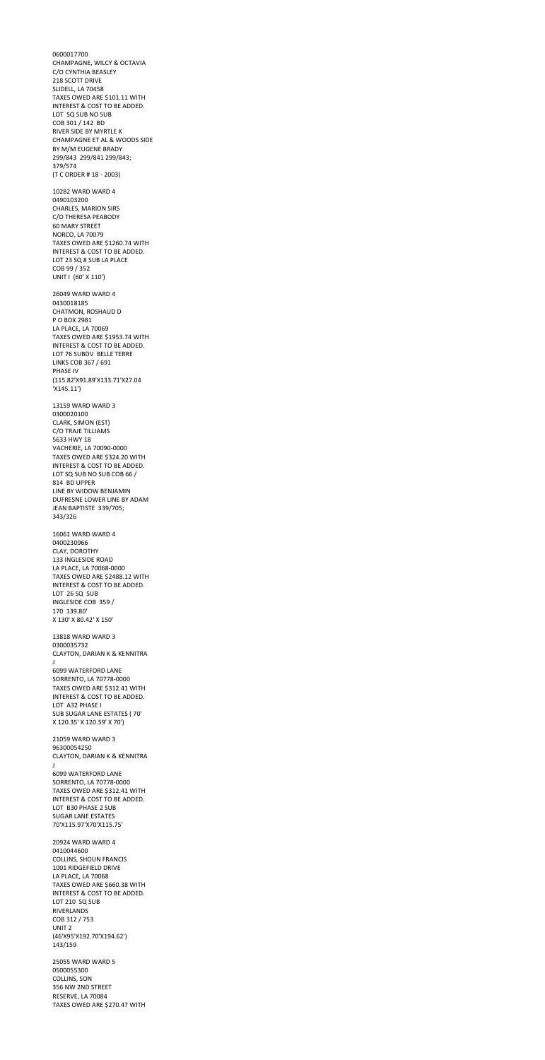0600017700
CHAMPAGNE, WILCY & OCTAVIA
C/O CYNTHIA BEASLEY
218 SCOTT DRIVE
SLIDELL, LA 70458
TAXES OWED ARE $101.11 WITH INTEREST & COST TO BE ADDED.
LOT SQ SUB NO SUB
COB 301 / 142 BD
RIVER SIDE BY MYRTLE K
CHAMPAGNE ET AL & WOODS SIDE
BY M/M EUGENE BRADY
299/843 299/841 299/843;
379/574
(T C ORDER # 18 - 2003)

10282 WARD WARD 4
0490103200
CHARLES, MARION SIRS
C/O THERESA PEABODY
60 MARY STREET
NORCO, LA 70079
TAXES OWED ARE $1260.74 WITH INTEREST & COST TO BE ADDED.
LOT 23 SQ 8 SUB LA PLACE
COB 99 / 352
UNIT I (60' X 110')

26049 WARD WARD 4
0430018185
CHATMON, ROSHAUD D
P O BOX 2981
LA PLACE, LA 70069
TAXES OWED ARE $1953.74 WITH INTEREST & COST TO BE ADDED.
LOT 76 SUBDV BELLE TERRE
LINKS COB 367 / 691
PHASE IV
(115.82'X91.89'X133.71'X27.04
'X145.11')

13159 WARD WARD 3
0300020100
CLARK, SIMON (EST)
C/O TRAJE TILLIAMS
5633 HWY 18
VACHERIE, LA 70090-0000
TAXES OWED ARE $324.20 WITH INTEREST & COST TO BE ADDED.
LOT SQ SUB NO SUB COB 66 /
814 BD UPPER
LINE BY WIDOW BENJAMIN
DUFRESNE LOWER LINE BY ADAM
JEAN BAPTISTE 339/705;
343/326

16061 WARD WARD 4
0400230966
CLAY, DOROTHY
133 INGLESIDE ROAD
LA PLACE, LA 70068-0000
TAXES OWED ARE $2488.12 WITH INTEREST & COST TO BE ADDED.
LOT 26 SQ SUB
INGLESIDE COB 359 /
170 139.80'
X 130' X 80.42' X 150'

13818 WARD WARD 3
0300035732
CLAYTON, DARIAN K & KENNITRA
J
6099 WATERFORD LANE
SORRENTO, LA 70778-0000
TAXES OWED ARE $312.41 WITH INTEREST & COST TO BE ADDED.
LOT A32 PHASE I
SUB SUGAR LANE ESTATES ( 70'
X 120.35' X 120.59' X 70')

21059 WARD WARD 3
96300054250
CLAYTON, DARIAN K & KENNITRA
J
6099 WATERFORD LANE
SORRENTO, LA 70778-0000
TAXES OWED ARE $312.41 WITH INTEREST & COST TO BE ADDED.
LOT B30 PHASE 2 SUB
SUGAR LANE ESTATES
70'X115.97'X70'X115.75'

20924 WARD WARD 4
0410044600
COLLINS, SHOUN FRANCIS
1001 RIDGEFIELD DRIVE
LA PLACE, LA 70068
TAXES OWED ARE $660.38 WITH INTEREST & COST TO BE ADDED.
LOT 210 SQ SUB
RIVERLANDS
COB 312 / 753
UNIT 2
(46'X95'X192.70'X194.62')
143/159

25055 WARD WARD 5
0500055300
COLLINS, SON
356 NW 2ND STREET
RESERVE, LA 70084
TAXES OWED ARE $270.47 WITH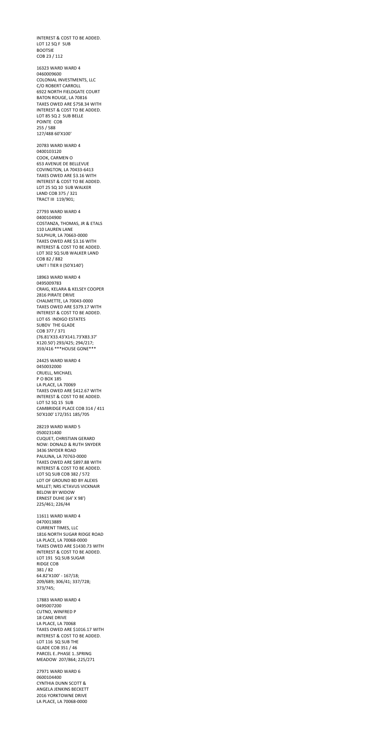INTEREST & COST TO BE ADDED.
LOT 12 SQ F SUB
BOOTSIE
COB 23 / 112

16323 WARD WARD 4
0460009600
COLONIAL INVESTMENTS, LLC
C/O ROBERT CARROLL
6922 NORTH FIELDGATE COURT
BATON ROUGE, LA 70816
TAXES OWED ARE $758.34 WITH
INTEREST & COST TO BE ADDED.
LOT 85 SQ 2 SUB BELLE
POINTE COB
255 / 588
127/488 60'X100'

20783 WARD WARD 4
0400103120
COOK, CARMEN O
653 AVENUE DE BELLEVUE
COVINGTON, LA 70433-6413
TAXES OWED ARE $3.16 WITH
INTEREST & COST TO BE ADDED.
LOT 25 SQ 10 SUB WALKER
LAND COB 375 / 321
TRACT III 119/901;

27793 WARD WARD 4
0400104900
COSTANZA, THOMAS, JR & ETALS
110 LAUREN LANE
SULPHUR, LA 70663-0000
TAXES OWED ARE $3.16 WITH
INTEREST & COST TO BE ADDED.
LOT 302 SQ SUB WALKER LAND
COB 82 / 882
UNIT I TIER II (50'X140')

18963 WARD WARD 4
0495009783
CRAIG, KELARA & KELSEY COOPER
2816 PIRATE DRIVE
CHALMETTE, LA 70043-0000
TAXES OWED ARE $379.17 WITH
INTEREST & COST TO BE ADDED.
LOT 65 INDIGO ESTATES
SUBDV THE GLADE
COB 377 / 371
(76.81'X33.43'X141.73'X83.37'
X120.50') 293/425; 294/217;
359/416 ***HOUSE GONE***

24425 WARD WARD 4
0450032000
CRUELL, MICHAEL
P O BOX 185
LA PLACE, LA 70069
TAXES OWED ARE $412.67 WITH
INTEREST & COST TO BE ADDED.
LOT 52 SQ 15 SUB
CAMBRIDGE PLACE COB 314 / 411
50'X100' 172/351 185/705

28219 WARD WARD 5
0500231400
CUQUET, CHRISTIAN GERARD
NOW: DONALD & RUTH SNYDER
3436 SNYDER ROAD
PAULINA, LA 70763-0000
TAXES OWED ARE $897.88 WITH
INTEREST & COST TO BE ADDED.
LOT SQ SUB COB 382 / 572
LOT OF GROUND BD BY ALEXIS
MILLET; NRS ICTAVUS VICKNAIR
BELOW BY WIDOW
ERNEST DUHE (64' X 98')
225/461; 226/44

11611 WARD WARD 4
0470013889
CURRENT TIMES, LLC
1816 NORTH SUGAR RIDGE ROAD
LA PLACE, LA 70068-0000
TAXES OWED ARE $1430.73 WITH
INTEREST & COST TO BE ADDED.
LOT 191 SQ SUB SUGAR
RIDGE COB
381 / 82
64.82'X100' - 167/18;
209/689; 306/41; 337/728;
373/745;

17883 WARD WARD 4
0495007200
CUTNO, WINFRED P
18 CANE DRIVE
LA PLACE, LA 70068
TAXES OWED ARE $1016.17 WITH
INTEREST & COST TO BE ADDED.
LOT 116 SQ SUB THE
GLADE COB 351 / 46
PARCEL E..PHASE 1..SPRING
MEADOW 207/864; 225/271

27971 WARD WARD 6
0600104400
CYNTHIA DUNN SCOTT &
ANGELA JENKINS BECKETT
2016 YORKTOWNE DRIVE
LA PLACE, LA 70068-0000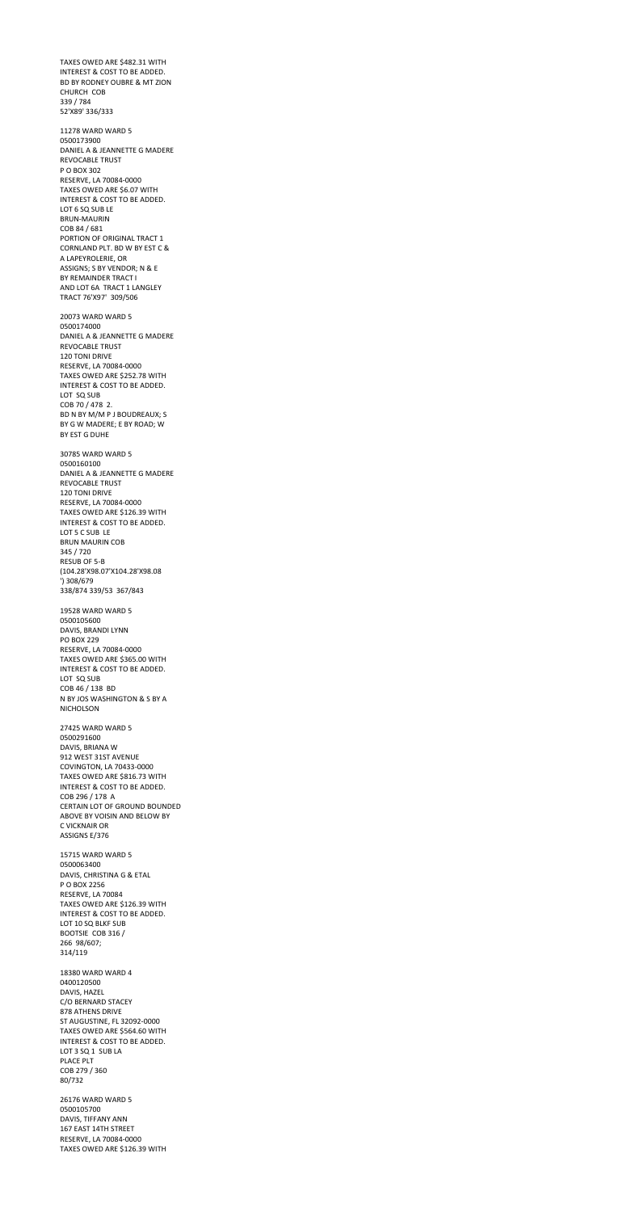TAXES OWED ARE $482.31 WITH INTEREST & COST TO BE ADDED.
BD BY RODNEY OUBRE & MT ZION CHURCH COB
339 / 784
52'X89' 336/333

11278 WARD WARD 5
0500173900
DANIEL A & JEANNETTE G MADERE REVOCABLE TRUST
P O BOX 302
RESERVE, LA 70084-0000
TAXES OWED ARE $6.07 WITH INTEREST & COST TO BE ADDED.
LOT 6 SQ SUB LE
BRUN-MAURIN
COB 84 / 681
PORTION OF ORIGINAL TRACT 1 CORNLAND PLT. BD W BY EST C & A LAPEYROLERIE, OR ASSIGNS; S BY VENDOR; N & E BY REMAINDER TRACT I AND LOT 6A TRACT 1 LANGLEY TRACT 76'X97' 309/506

20073 WARD WARD 5
0500174000
DANIEL A & JEANNETTE G MADERE REVOCABLE TRUST
120 TONI DRIVE
RESERVE, LA 70084-0000
TAXES OWED ARE $252.78 WITH INTEREST & COST TO BE ADDED.
LOT SQ SUB
COB 70 / 478 2.
BD N BY M/M P J BOUDREAUX; S BY G W MADERE; E BY ROAD; W BY EST G DUHE

30785 WARD WARD 5
0500160100
DANIEL A & JEANNETTE G MADERE REVOCABLE TRUST
120 TONI DRIVE
RESERVE, LA 70084-0000
TAXES OWED ARE $126.39 WITH INTEREST & COST TO BE ADDED.
LOT 5 C SUB LE
BRUN MAURIN COB
345 / 720
RESUB OF 5-B
(104.28'X98.07'X104.28'X98.08
') 308/679
338/874 339/53 367/843

19528 WARD WARD 5
0500105600
DAVIS, BRANDI LYNN
PO BOX 229
RESERVE, LA 70084-0000
TAXES OWED ARE $365.00 WITH INTEREST & COST TO BE ADDED.
LOT SQ SUB
COB 46 / 138 BD
N BY JOS WASHINGTON & S BY A NICHOLSON

27425 WARD WARD 5
0500291600
DAVIS, BRIANA W
912 WEST 31ST AVENUE
COVINGTON, LA 70433-0000
TAXES OWED ARE $816.73 WITH INTEREST & COST TO BE ADDED.
COB 296 / 178 A
CERTAIN LOT OF GROUND BOUNDED ABOVE BY VOISIN AND BELOW BY C VICKNAIR OR ASSIGNS E/376

15715 WARD WARD 5
0500063400
DAVIS, CHRISTINA G & ETAL
P O BOX 2256
RESERVE, LA 70084
TAXES OWED ARE $126.39 WITH INTEREST & COST TO BE ADDED.
LOT 10 SQ BLKF SUB
BOOTSIE COB 316 /
266 98/607;
314/119

18380 WARD WARD 4
0400120500
DAVIS, HAZEL
C/O BERNARD STACEY
878 ATHENS DRIVE
ST AUGUSTINE, FL 32092-0000
TAXES OWED ARE $564.60 WITH INTEREST & COST TO BE ADDED.
LOT 3 SQ 1 SUB LA
PLACE PLT
COB 279 / 360
80/732

26176 WARD WARD 5
0500105700
DAVIS, TIFFANY ANN
167 EAST 14TH STREET
RESERVE, LA 70084-0000
TAXES OWED ARE $126.39 WITH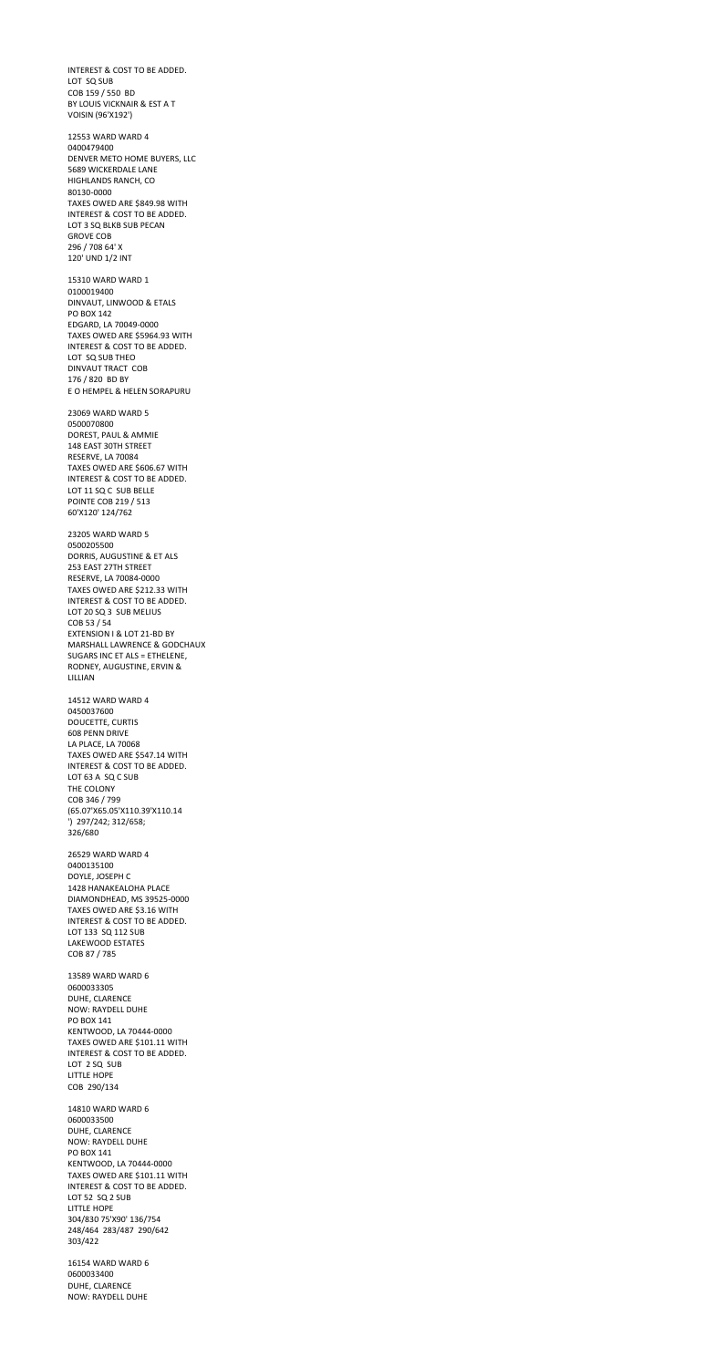INTEREST & COST TO BE ADDED.
LOT SQ SUB
COB 159 / 550 BD
BY LOUIS VICKNAIR & EST A T
VOISIN (96'X192')

12553 WARD WARD 4
0400479400
DENVER METO HOME BUYERS, LLC
5689 WICKERDALE LANE
HIGHLANDS RANCH, CO
80130-0000
TAXES OWED ARE $849.98 WITH
INTEREST & COST TO BE ADDED.
LOT 3 SQ BLKB SUB PECAN
GROVE COB
296 / 708 64' X
120' UND 1/2 INT

15310 WARD WARD 1
0100019400
DINVAUT, LINWOOD & ETALS
PO BOX 142
EDGARD, LA 70049-0000
TAXES OWED ARE $5964.93 WITH
INTEREST & COST TO BE ADDED.
LOT SQ SUB THEO
DINVAUT TRACT COB
176 / 820 BD BY
E O HEMPEL & HELEN SORAPURU

23069 WARD WARD 5
0500070800
DOREST, PAUL & AMMIE
148 EAST 30TH STREET
RESERVE, LA 70084
TAXES OWED ARE $606.67 WITH
INTEREST & COST TO BE ADDED.
LOT 11 SQ C SUB BELLE
POINTE COB 219 / 513
60'X120' 124/762

23205 WARD WARD 5
0500205500
DORRIS, AUGUSTINE & ET ALS
253 EAST 27TH STREET
RESERVE, LA 70084-0000
TAXES OWED ARE $212.33 WITH
INTEREST & COST TO BE ADDED.
LOT 20 SQ 3 SUB MELIUS
COB 53 / 54
EXTENSION I & LOT 21-BD BY
MARSHALL LAWRENCE & GODCHAUX
SUGARS INC ET ALS = ETHELENE,
RODNEY, AUGUSTINE, ERVIN &
LILLIAN

14512 WARD WARD 4
0450037600
DOUCETTE, CURTIS
608 PENN DRIVE
LA PLACE, LA 70068
TAXES OWED ARE $547.14 WITH
INTEREST & COST TO BE ADDED.
LOT 63 A SQ C SUB
THE COLONY
COB 346 / 799
(65.07'X65.05'X110.39'X110.14
') 297/242; 312/658;
326/680

26529 WARD WARD 4
0400135100
DOYLE, JOSEPH C
1428 HANAKEALOHA PLACE
DIAMONDHEAD, MS 39525-0000
TAXES OWED ARE $3.16 WITH
INTEREST & COST TO BE ADDED.
LOT 133 SQ 112 SUB
LAKEWOOD ESTATES
COB 87 / 785

13589 WARD WARD 6
0600033305
DUHE, CLARENCE
NOW: RAYDELL DUHE
PO BOX 141
KENTWOOD, LA 70444-0000
TAXES OWED ARE $101.11 WITH
INTEREST & COST TO BE ADDED.
LOT 2 SQ SUB
LITTLE HOPE
COB 290/134

14810 WARD WARD 6
0600033500
DUHE, CLARENCE
NOW: RAYDELL DUHE
PO BOX 141
KENTWOOD, LA 70444-0000
TAXES OWED ARE $101.11 WITH
INTEREST & COST TO BE ADDED.
LOT 52 SQ 2 SUB
LITTLE HOPE
304/830 75'X90' 136/754
248/464 283/487 290/642
303/422

16154 WARD WARD 6
0600033400
DUHE, CLARENCE
NOW: RAYDELL DUHE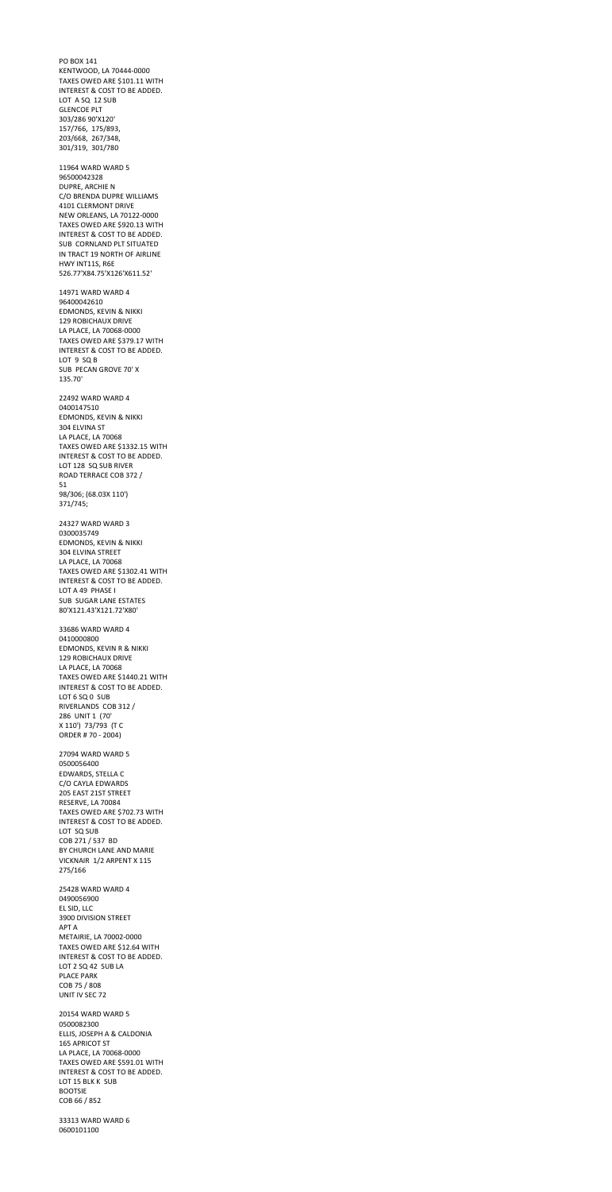PO BOX 141
KENTWOOD, LA 70444-0000
TAXES OWED ARE $101.11 WITH
INTEREST & COST TO BE ADDED.
LOT A SQ 12 SUB
GLENCOE PLT
303/286 90'X120'
157/766, 175/893,
203/668, 267/348,
301/319, 301/780

11964 WARD WARD 5
96500042328
DUPRE, ARCHIE N
C/O BRENDA DUPRE WILLIAMS
4101 CLERMONT DRIVE
NEW ORLEANS, LA 70122-0000
TAXES OWED ARE $920.13 WITH
INTEREST & COST TO BE ADDED.
SUB CORNLAND PLT SITUATED
IN TRACT 19 NORTH OF AIRLINE
HWY INT11S, R6E
526.77'X84.75'X126'X611.52'

14971 WARD WARD 4
96400042610
EDMONDS, KEVIN & NIKKI
129 ROBICHAUX DRIVE
LA PLACE, LA 70068-0000
TAXES OWED ARE $379.17 WITH
INTEREST & COST TO BE ADDED.
LOT 9 SQ B
SUB PECAN GROVE 70' X
135.70'

22492 WARD WARD 4
0400147510
EDMONDS, KEVIN & NIKKI
304 ELVINA ST
LA PLACE, LA 70068
TAXES OWED ARE $1332.15 WITH
INTEREST & COST TO BE ADDED.
LOT 128 SQ SUB RIVER
ROAD TERRACE COB 372 /
51
98/306; (68.03X 110')
371/745;

24327 WARD WARD 3
0300035749
EDMONDS, KEVIN & NIKKI
304 ELVINA STREET
LA PLACE, LA 70068
TAXES OWED ARE $1302.41 WITH
INTEREST & COST TO BE ADDED.
LOT A 49 PHASE I
SUB SUGAR LANE ESTATES
80'X121.43'X121.72'X80'

33686 WARD WARD 4
0410000800
EDMONDS, KEVIN R & NIKKI
129 ROBICHAUX DRIVE
LA PLACE, LA 70068
TAXES OWED ARE $1440.21 WITH
INTEREST & COST TO BE ADDED.
LOT 6 SQ 0 SUB
RIVERLANDS COB 312 /
286 UNIT 1 (70'
X 110') 73/793 (T C
ORDER # 70 - 2004)

27094 WARD WARD 5
0500056400
EDWARDS, STELLA C
C/O CAYLA EDWARDS
205 EAST 21ST STREET
RESERVE, LA 70084
TAXES OWED ARE $702.73 WITH
INTEREST & COST TO BE ADDED.
LOT SQ SUB
COB 271 / 537 BD
BY CHURCH LANE AND MARIE
VICKNAIR 1/2 ARPENT X 115
275/166

25428 WARD WARD 4
0490056900
EL SID, LLC
3900 DIVISION STREET
APT A
METAIRIE, LA 70002-0000
TAXES OWED ARE $12.64 WITH
INTEREST & COST TO BE ADDED.
LOT 2 SQ 42 SUB LA
PLACE PARK
COB 75 / 808
UNIT IV SEC 72

20154 WARD WARD 5
0500082300
ELLIS, JOSEPH A & CALDONIA
165 APRICOT ST
LA PLACE, LA 70068-0000
TAXES OWED ARE $591.01 WITH
INTEREST & COST TO BE ADDED.
LOT 15 BLK K SUB
BOOTSIE
COB 66 / 852

33313 WARD WARD 6
0600101100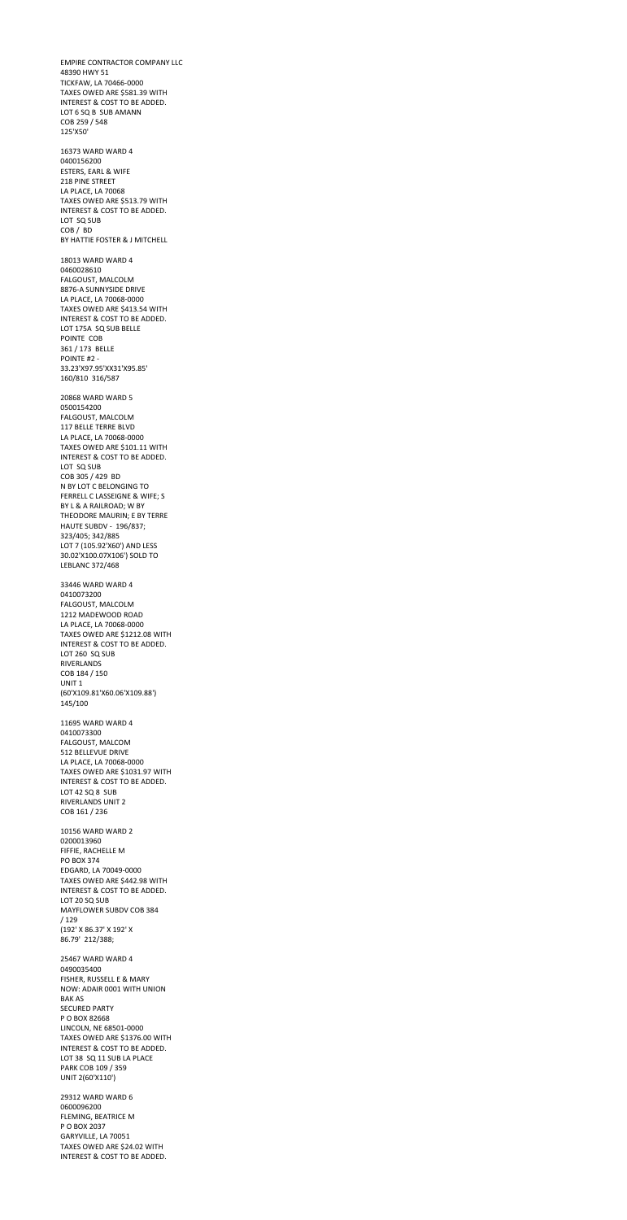EMPIRE CONTRACTOR COMPANY LLC
48390 HWY 51
TICKFAW, LA 70466-0000
TAXES OWED ARE $581.39 WITH
INTEREST & COST TO BE ADDED.
LOT 6 SQ B SUB AMANN
COB 259 / 548
125'X50'

16373 WARD WARD 4
0400156200
ESTERS, EARL & WIFE
218 PINE STREET
LA PLACE, LA 70068
TAXES OWED ARE $513.79 WITH
INTEREST & COST TO BE ADDED.
LOT SQ SUB
COB / BD
BY HATTIE FOSTER & J MITCHELL

18013 WARD WARD 4
0460028610
FALGOUST, MALCOLM
8876-A SUNNYSIDE DRIVE
LA PLACE, LA 70068-0000
TAXES OWED ARE $413.54 WITH
INTEREST & COST TO BE ADDED.
LOT 175A SQ SUB BELLE
POINTE COB
361 / 173 BELLE
POINTE #2 -
33.23'X97.95'XX31'X95.85'
160/810 316/587

20868 WARD WARD 5
0500154200
FALGOUST, MALCOLM
117 BELLE TERRE BLVD
LA PLACE, LA 70068-0000
TAXES OWED ARE $101.11 WITH
INTEREST & COST TO BE ADDED.
LOT SQ SUB
COB 305 / 429 BD
N BY LOT C BELONGING TO
FERRELL C LASSEIGNE & WIFE; S
BY L & A RAILROAD; W BY
THEODORE MAURIN; E BY TERRE
HAUTE SUBDV - 196/837;
323/405; 342/885
LOT 7 (105.92'X60') AND LESS
30.02'X100.07X106') SOLD TO
LEBLANC 372/468

33446 WARD WARD 4
0410073200
FALGOUST, MALCOLM
1212 MADEWOOD ROAD
LA PLACE, LA 70068-0000
TAXES OWED ARE $1212.08 WITH
INTEREST & COST TO BE ADDED.
LOT 260 SQ SUB
RIVERLANDS
COB 184 / 150
UNIT 1
(60'X109.81'X60.06'X109.88')
145/100

11695 WARD WARD 4
0410073300
FALGOUST, MALCOM
512 BELLEVUE DRIVE
LA PLACE, LA 70068-0000
TAXES OWED ARE $1031.97 WITH
INTEREST & COST TO BE ADDED.
LOT 42 SQ 8 SUB
RIVERLANDS UNIT 2
COB 161 / 236

10156 WARD WARD 2
0200013960
FIFFIE, RACHELLE M
PO BOX 374
EDGARD, LA 70049-0000
TAXES OWED ARE $442.98 WITH
INTEREST & COST TO BE ADDED.
LOT 20 SQ SUB
MAYFLOWER SUBDV COB 384
/ 129
(192' X 86.37' X 192' X
86.79' 212/388;

25467 WARD WARD 4
0490035400
FISHER, RUSSELL E & MARY
NOW: ADAIR 0001 WITH UNION
BAK AS
SECURED PARTY
P O BOX 82668
LINCOLN, NE 68501-0000
TAXES OWED ARE $1376.00 WITH
INTEREST & COST TO BE ADDED.
LOT 38 SQ 11 SUB LA PLACE
PARK COB 109 / 359
UNIT 2(60'X110')

29312 WARD WARD 6
0600096200
FLEMING, BEATRICE M
P O BOX 2037
GARYVILLE, LA 70051
TAXES OWED ARE $24.02 WITH
INTEREST & COST TO BE ADDED.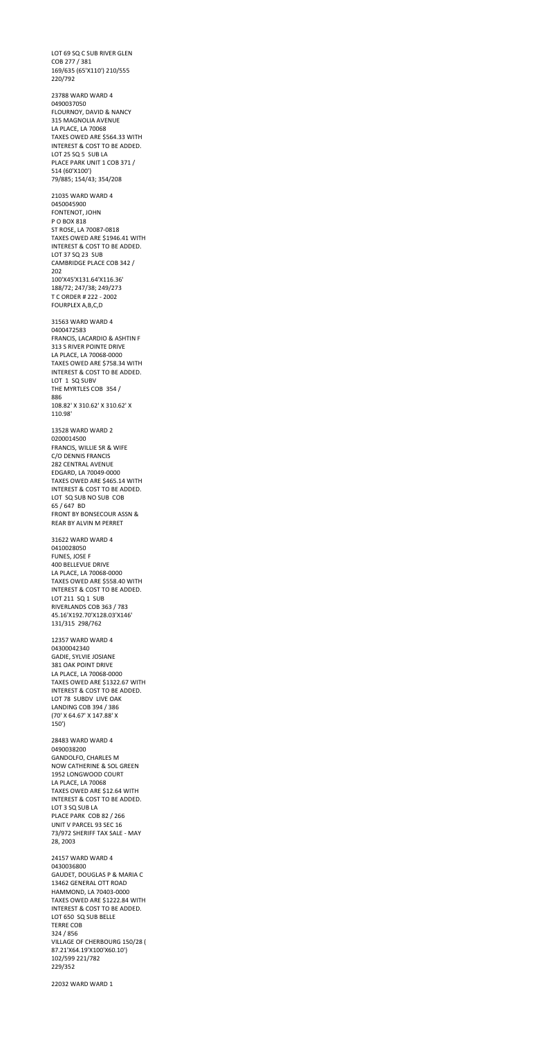LOT 69 SQ C SUB RIVER GLEN
COB 277 / 381
169/635 (65'X110') 210/555
220/792

23788 WARD WARD 4
0490037050
FLOURNOY, DAVID & NANCY
315 MAGNOLIA AVENUE
LA PLACE, LA 70068
TAXES OWED ARE $564.33 WITH
INTEREST & COST TO BE ADDED.
LOT 25 SQ 5 SUB LA
PLACE PARK UNIT 1 COB 371 /
514 (60'X100')
79/885; 154/43; 354/208

21035 WARD WARD 4
0450045900
FONTENOT, JOHN
P O BOX 818
ST ROSE, LA 70087-0818
TAXES OWED ARE $1946.41 WITH
INTEREST & COST TO BE ADDED.
LOT 37 SQ 23 SUB
CAMBRIDGE PLACE COB 342 /
202
100'X45'X131.64'X116.36'
188/72; 247/38; 249/273
T C ORDER # 222 - 2002
FOURPLEX A,B,C,D

31563 WARD WARD 4
0400472583
FRANCIS, LACARDIO & ASHTIN F
313 S RIVER POINTE DRIVE
LA PLACE, LA 70068-0000
TAXES OWED ARE $758.34 WITH
INTEREST & COST TO BE ADDED.
LOT 1 SQ SUBV
THE MYRTLES COB 354 /
886
108.82' X 310.62' X 310.62' X
110.98'

13528 WARD WARD 2
0200014500
FRANCIS, WILLIE SR & WIFE
C/O DENNIS FRANCIS
282 CENTRAL AVENUE
EDGARD, LA 70049-0000
TAXES OWED ARE $465.14 WITH
INTEREST & COST TO BE ADDED.
LOT SQ SUB NO SUB COB
65 / 647 BD
FRONT BY BONSECOUR ASSN &
REAR BY ALVIN M PERRET

31622 WARD WARD 4
0410028050
FUNES, JOSE F
400 BELLEVUE DRIVE
LA PLACE, LA 70068-0000
TAXES OWED ARE $558.40 WITH
INTEREST & COST TO BE ADDED.
LOT 211 SQ 1 SUB
RIVERLANDS COB 363 / 783
45.16'X192.70'X128.03'X146'
131/315 298/762

12357 WARD WARD 4
04300042340
GADIE, SYLVIE JOSIANE
381 OAK POINT DRIVE
LA PLACE, LA 70068-0000
TAXES OWED ARE $1322.67 WITH
INTEREST & COST TO BE ADDED.
LOT 78 SUBDV LIVE OAK
LANDING COB 394 / 386
(70' X 64.67' X 147.88' X
150')

28483 WARD WARD 4
0490038200
GANDOLFO, CHARLES M
NOW CATHERINE & SOL GREEN
1952 LONGWOOD COURT
LA PLACE, LA 70068
TAXES OWED ARE $12.64 WITH
INTEREST & COST TO BE ADDED.
LOT 3 SQ SUB LA
PLACE PARK COB 82 / 266
UNIT V PARCEL 93 SEC 16
73/972 SHERIFF TAX SALE - MAY
28, 2003

24157 WARD WARD 4
0430036800
GAUDET, DOUGLAS P & MARIA C
13462 GENERAL OTT ROAD
HAMMOND, LA 70403-0000
TAXES OWED ARE $1222.84 WITH
INTEREST & COST TO BE ADDED.
LOT 650 SQ SUB BELLE
TERRE COB
324 / 856
VILLAGE OF CHERBOURG 150/28 (
87.21'X64.19'X100'X60.10')
102/599 221/782
229/352

22032 WARD WARD 1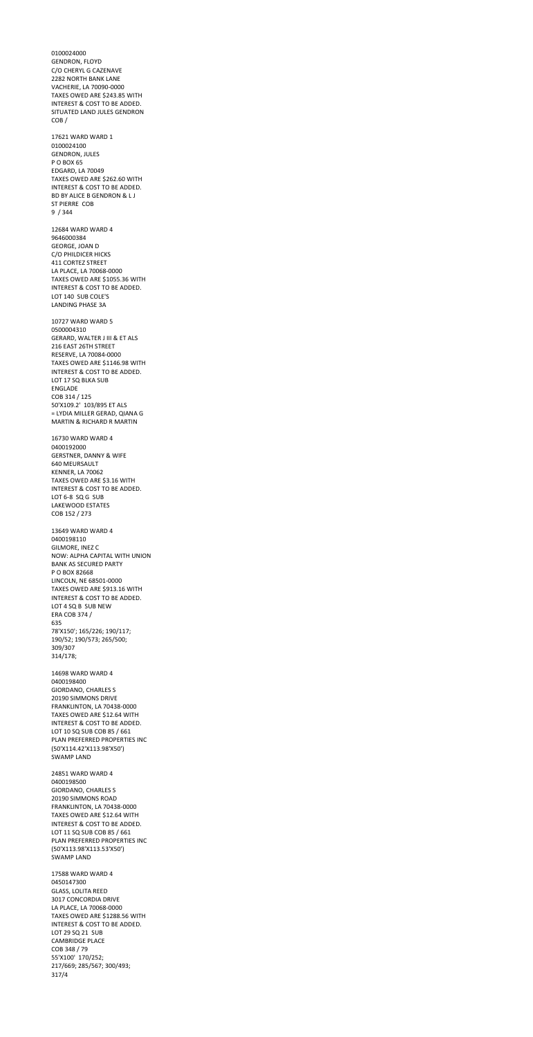0100024000
GENDRON, FLOYD
C/O CHERYL G CAZENAVE
2282 NORTH BANK LANE
VACHERIE, LA 70090-0000
TAXES OWED ARE $243.85 WITH
INTEREST & COST TO BE ADDED.
SITUATED LAND JULES GENDRON
COB /

17621 WARD WARD 1
0100024100
GENDRON, JULES
P O BOX 65
EDGARD, LA 70049
TAXES OWED ARE $262.60 WITH
INTEREST & COST TO BE ADDED.
BD BY ALICE B GENDRON & L J
ST PIERRE COB
9 / 344

12684 WARD WARD 4
9646000384
GEORGE, JOAN D
C/O PHILDICER HICKS
411 CORTEZ STREET
LA PLACE, LA 70068-0000
TAXES OWED ARE $1055.36 WITH
INTEREST & COST TO BE ADDED.
LOT 140 SUB COLE'S
LANDING PHASE 3A

10727 WARD WARD 5
0500004310
GERARD, WALTER J III & ET ALS
216 EAST 26TH STREET
RESERVE, LA 70084-0000
TAXES OWED ARE $1146.98 WITH
INTEREST & COST TO BE ADDED.
LOT 17 SQ BLKA SUB
ENGLADE
COB 314 / 125
50'X109.2' 103/895 ET ALS
= LYDIA MILLER GERAD, QIANA G
MARTIN & RICHARD R MARTIN

16730 WARD WARD 4
0400192000
GERSTNER, DANNY & WIFE
640 MEURSAULT
KENNER, LA 70062
TAXES OWED ARE $3.16 WITH
INTEREST & COST TO BE ADDED.
LOT 6-8 SQ G SUB
LAKEWOOD ESTATES
COB 152 / 273

13649 WARD WARD 4
0400198110
GILMORE, INEZ C
NOW: ALPHA CAPITAL WITH UNION
BANK AS SECURED PARTY
P O BOX 82668
LINCOLN, NE 68501-0000
TAXES OWED ARE $913.16 WITH
INTEREST & COST TO BE ADDED.
LOT 4 SQ B SUB NEW
ERA COB 374 /
635
78'X150'; 165/226; 190/117;
190/52; 190/573; 265/500;
309/307
314/178;

14698 WARD WARD 4
0400198400
GIORDANO, CHARLES S
20190 SIMMONS DRIVE
FRANKLINTON, LA 70438-0000
TAXES OWED ARE $12.64 WITH
INTEREST & COST TO BE ADDED.
LOT 10 SQ SUB COB 85 / 661
PLAN PREFERRED PROPERTIES INC
(50'X114.42'X113.98'X50')
SWAMP LAND

24851 WARD WARD 4
0400198500
GIORDANO, CHARLES S
20190 SIMMONS ROAD
FRANKLINTON, LA 70438-0000
TAXES OWED ARE $12.64 WITH
INTEREST & COST TO BE ADDED.
LOT 11 SQ SUB COB 85 / 661
PLAN PREFERRED PROPERTIES INC
(50'X113.98'X113.53'X50')
SWAMP LAND

17588 WARD WARD 4
0450147300
GLASS, LOLITA REED
3017 CONCORDIA DRIVE
LA PLACE, LA 70068-0000
TAXES OWED ARE $1288.56 WITH
INTEREST & COST TO BE ADDED.
LOT 29 SQ 21 SUB
CAMBRIDGE PLACE
COB 348 / 79
55'X100' 170/252;
217/669; 285/567; 300/493;
317/4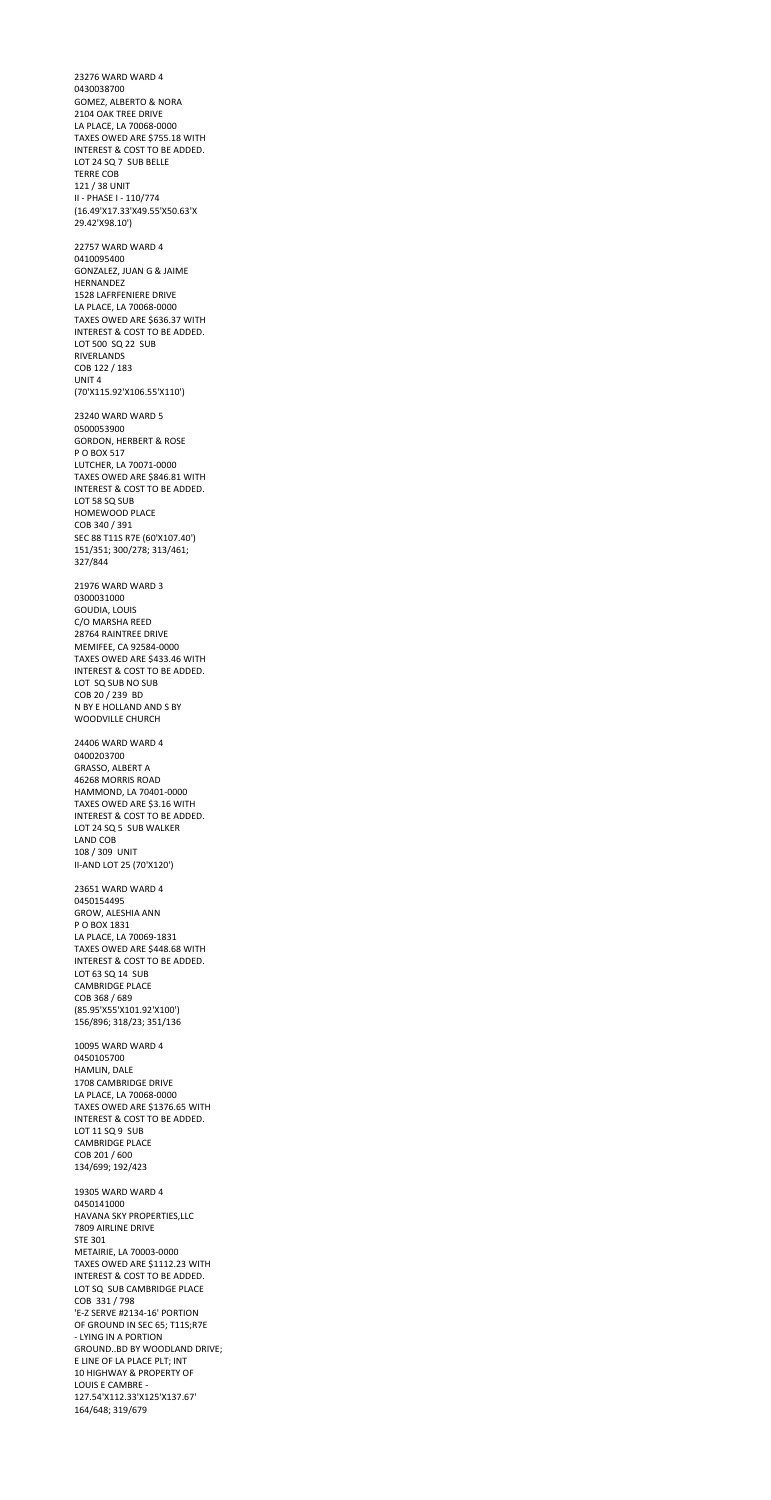23276 WARD WARD 4
0430038700
GOMEZ, ALBERTO & NORA
2104 OAK TREE DRIVE
LA PLACE, LA 70068-0000
TAXES OWED ARE $755.18 WITH
INTEREST & COST TO BE ADDED.
LOT 24 SQ 7 SUB BELLE
TERRE COB
121 / 38 UNIT
II - PHASE I - 110/774
(16.49'X17.33'X49.55'X50.63'X
29.42'X98.10')

22757 WARD WARD 4
0410095400
GONZALEZ, JUAN G & JAIME
HERNANDEZ
1528 LAFRFENIERE DRIVE
LA PLACE, LA 70068-0000
TAXES OWED ARE $636.37 WITH
INTEREST & COST TO BE ADDED.
LOT 500 SQ 22 SUB
RIVERLANDS
COB 122 / 183
UNIT 4
(70'X115.92'X106.55'X110')

23240 WARD WARD 5
0500053900
GORDON, HERBERT & ROSE
P O BOX 517
LUTCHER, LA 70071-0000
TAXES OWED ARE $846.81 WITH
INTEREST & COST TO BE ADDED.
LOT 58 SQ SUB
HOMEWOOD PLACE
COB 340 / 391
SEC 88 T11S R7E (60'X107.40')
151/351; 300/278; 313/461;
327/844

21976 WARD WARD 3
0300031000
GOUDIA, LOUIS
C/O MARSHA REED
28764 RAINTREE DRIVE
MEMIFEE, CA 92584-0000
TAXES OWED ARE $433.46 WITH
INTEREST & COST TO BE ADDED.
LOT SQ SUB NO SUB
COB 20 / 239 BD
N BY E HOLLAND AND S BY
WOODVILLE CHURCH

24406 WARD WARD 4
0400203700
GRASSO, ALBERT A
46268 MORRIS ROAD
HAMMOND, LA 70401-0000
TAXES OWED ARE $3.16 WITH
INTEREST & COST TO BE ADDED.
LOT 24 SQ 5 SUB WALKER
LAND COB
108 / 309 UNIT
II-AND LOT 25 (70'X120')

23651 WARD WARD 4
0450154495
GROW, ALESHIA ANN
P O BOX 1831
LA PLACE, LA 70069-1831
TAXES OWED ARE $448.68 WITH
INTEREST & COST TO BE ADDED.
LOT 63 SQ 14 SUB
CAMBRIDGE PLACE
COB 368 / 689
(85.95'X55'X101.92'X100')
156/896; 318/23; 351/136

10095 WARD WARD 4
0450105700
HAMLIN, DALE
1708 CAMBRIDGE DRIVE
LA PLACE, LA 70068-0000
TAXES OWED ARE $1376.65 WITH
INTEREST & COST TO BE ADDED.
LOT 11 SQ 9 SUB
CAMBRIDGE PLACE
COB 201 / 600
134/699; 192/423

19305 WARD WARD 4
0450141000
HAVANA SKY PROPERTIES,LLC
7809 AIRLINE DRIVE
STE 301
METAIRIE, LA 70003-0000
TAXES OWED ARE $1112.23 WITH
INTEREST & COST TO BE ADDED.
LOT SQ SUB CAMBRIDGE PLACE
COB 331 / 798
'E-Z SERVE #2134-16' PORTION
OF GROUND IN SEC 65; T11S;R7E
- LYING IN A PORTION
GROUND..BD BY WOODLAND DRIVE;
E LINE OF LA PLACE PLT; INT
10 HIGHWAY & PROPERTY OF
LOUIS E CAMBRE -
127.54'X112.33'X125'X137.67'
164/648; 319/679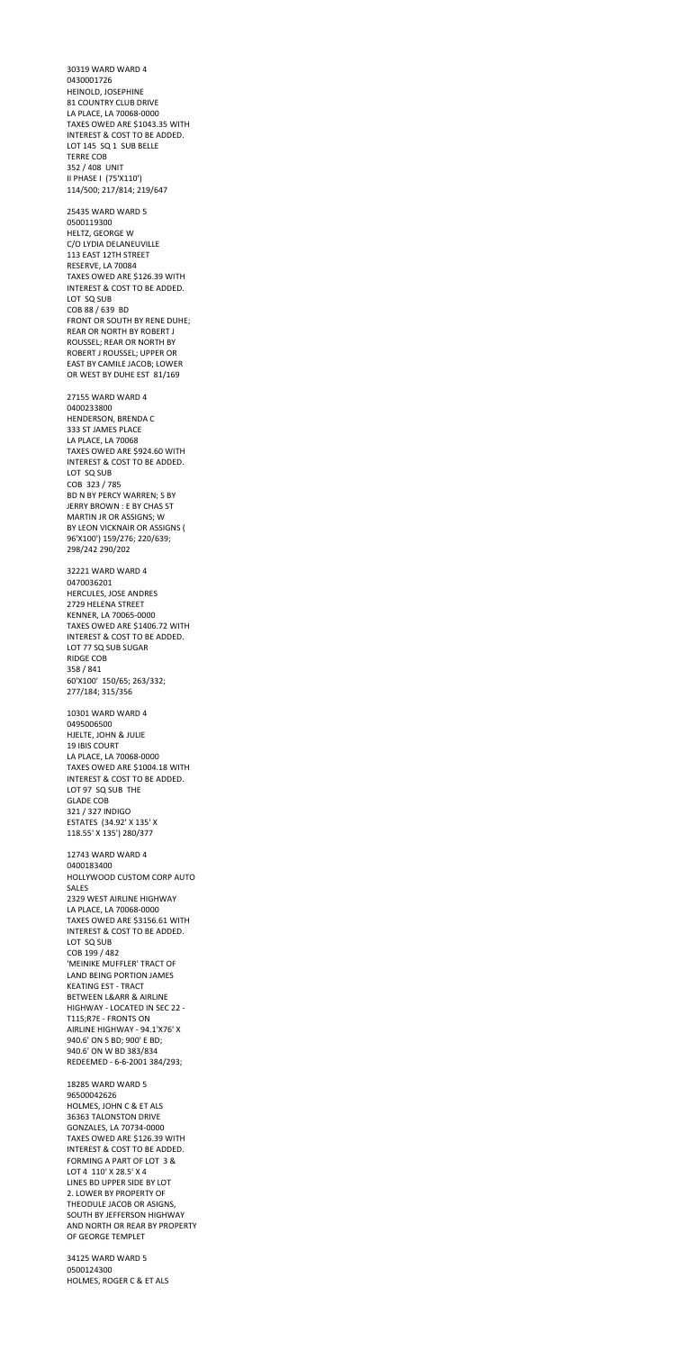30319 WARD WARD 4
0430001726
HEINOLD, JOSEPHINE
81 COUNTRY CLUB DRIVE
LA PLACE, LA 70068-0000
TAXES OWED ARE $1043.35 WITH
INTEREST & COST TO BE ADDED.
LOT 145 SQ 1 SUB BELLE
TERRE COB
352 / 408 UNIT
II PHASE I (75'X110')
114/500; 217/814; 219/647

25435 WARD WARD 5
0500119300
HELTZ, GEORGE W
C/O LYDIA DELANEUVILLE
113 EAST 12TH STREET
RESERVE, LA 70084
TAXES OWED ARE $126.39 WITH
INTEREST & COST TO BE ADDED.
LOT SQ SUB
COB 88 / 639 BD
FRONT OR SOUTH BY RENE DUHE;
REAR OR NORTH BY ROBERT J
ROUSSEL; REAR OR NORTH BY
ROBERT J ROUSSEL; UPPER OR
EAST BY CAMILE JACOB; LOWER
OR WEST BY DUHE EST 81/169

27155 WARD WARD 4
0400233800
HENDERSON, BRENDA C
333 ST JAMES PLACE
LA PLACE, LA 70068
TAXES OWED ARE $924.60 WITH
INTEREST & COST TO BE ADDED.
LOT SQ SUB
COB 323 / 785
BD N BY PERCY WARREN; S BY
JERRY BROWN : E BY CHAS ST
MARTIN JR OR ASSIGNS; W
BY LEON VICKNAIR OR ASSIGNS (
96'X100') 159/276; 220/639;
298/242 290/202

32221 WARD WARD 4
0470036201
HERCULES, JOSE ANDRES
2729 HELENA STREET
KENNER, LA 70065-0000
TAXES OWED ARE $1406.72 WITH
INTEREST & COST TO BE ADDED.
LOT 77 SQ SUB SUGAR
RIDGE COB
358 / 841
60'X100' 150/65; 263/332;
277/184; 315/356

10301 WARD WARD 4
0495006500
HJELTE, JOHN & JULIE
19 IBIS COURT
LA PLACE, LA 70068-0000
TAXES OWED ARE $1004.18 WITH
INTEREST & COST TO BE ADDED.
LOT 97 SQ SUB THE
GLADE COB
321 / 327 INDIGO
ESTATES (34.92' X 135' X
118.55' X 135') 280/377

12743 WARD WARD 4
0400183400
HOLLYWOOD CUSTOM CORP AUTO
SALES
2329 WEST AIRLINE HIGHWAY
LA PLACE, LA 70068-0000
TAXES OWED ARE $3156.61 WITH
INTEREST & COST TO BE ADDED.
LOT SQ SUB
COB 199 / 482
'MEINIKE MUFFLER' TRACT OF
LAND BEING PORTION JAMES
KEATING EST - TRACT
BETWEEN L&ARR & AIRLINE
HIGHWAY - LOCATED IN SEC 22 -
T11S;R7E - FRONTS ON
AIRLINE HIGHWAY - 94.1'X76' X
940.6' ON S BD; 900' E BD;
940.6' ON W BD 383/834
REDEEMED - 6-6-2001 384/293;

18285 WARD WARD 5
96500042626
HOLMES, JOHN C & ET ALS
36363 TALONSTON DRIVE
GONZALES, LA 70734-0000
TAXES OWED ARE $126.39 WITH
INTEREST & COST TO BE ADDED.
FORMING A PART OF LOT 3 &
LOT 4 110' X 28.5' X 4
LINES BD UPPER SIDE BY LOT
2. LOWER BY PROPERTY OF
THEODULE JACOB OR ASIGNS,
SOUTH BY JEFFERSON HIGHWAY
AND NORTH OR REAR BY PROPERTY
OF GEORGE TEMPLET

34125 WARD WARD 5
0500124300
HOLMES, ROGER C & ET ALS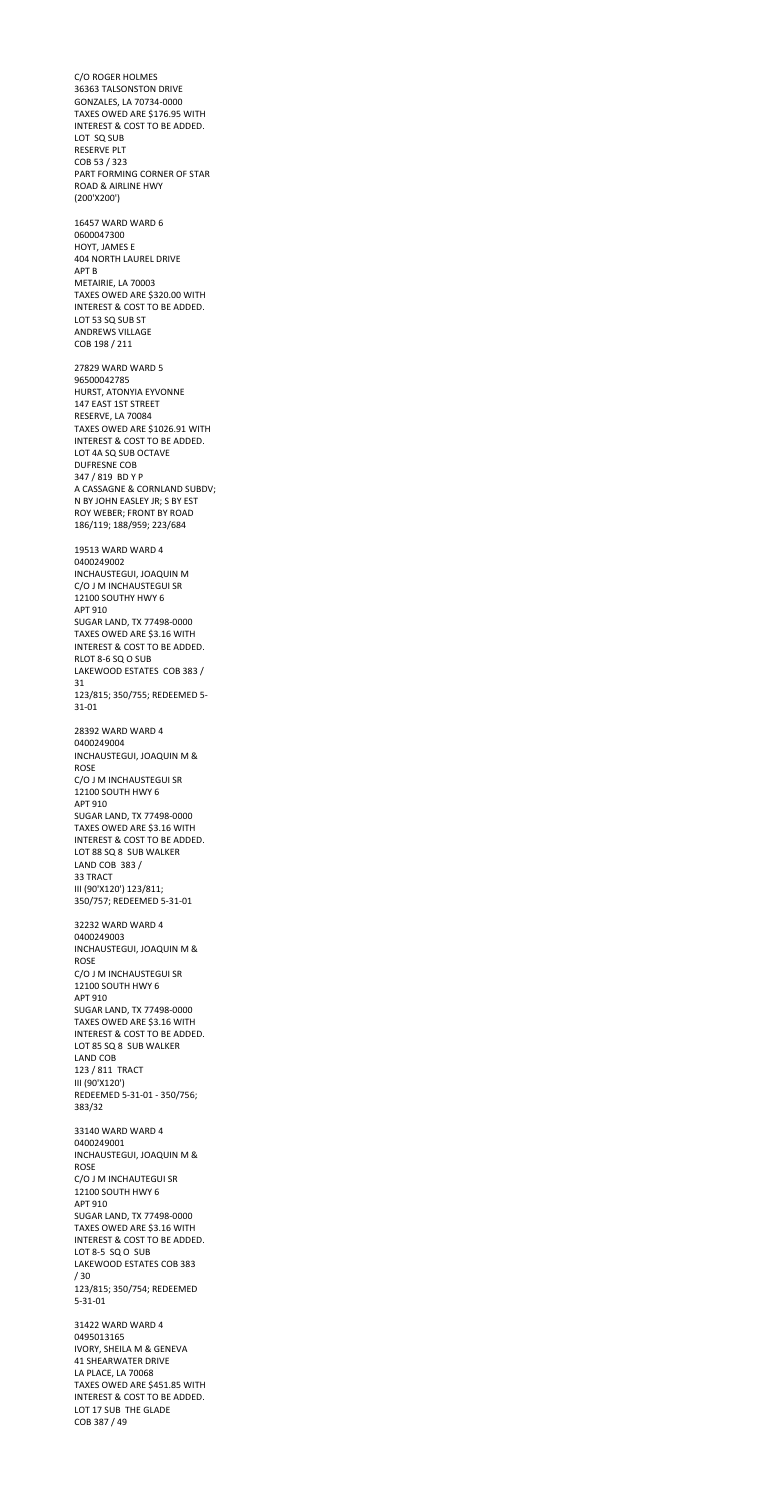C/O ROGER HOLMES
36363 TALSONSTON DRIVE
GONZALES, LA 70734-0000
TAXES OWED ARE $176.95 WITH
INTEREST & COST TO BE ADDED.
LOT SQ SUB
RESERVE PLT
COB 53 / 323
PART FORMING CORNER OF STAR
ROAD & AIRLINE HWY
(200'X200')

16457 WARD WARD 6
0600047300
HOYT, JAMES E
404 NORTH LAUREL DRIVE
APT B
METAIRIE, LA 70003
TAXES OWED ARE $320.00 WITH
INTEREST & COST TO BE ADDED.
LOT 53 SQ SUB ST
ANDREWS VILLAGE
COB 198 / 211

27829 WARD WARD 5
96500042785
HURST, ATONYIA EYVONNE
147 EAST 1ST STREET
RESERVE, LA 70084
TAXES OWED ARE $1026.91 WITH
INTEREST & COST TO BE ADDED.
LOT 4A SQ SUB OCTAVE
DUFRESNE COB
347 / 819 BD Y P
A CASSAGNE & CORNLAND SUBDV;
N BY JOHN EASLEY JR; S BY EST
ROY WEBER; FRONT BY ROAD
186/119; 188/959; 223/684

19513 WARD WARD 4
0400249002
INCHAUSTEGUI, JOAQUIN M
C/O J M INCHAUSTEGUI SR
12100 SOUTHY HWY 6
APT 910
SUGAR LAND, TX 77498-0000
TAXES OWED ARE $3.16 WITH
INTEREST & COST TO BE ADDED.
RLOT 8-6 SQ O SUB
LAKEWOOD ESTATES COB 383 /
31
123/815; 350/755; REDEEMED 5-
31-01

28392 WARD WARD 4
0400249004
INCHAUSTEGUI, JOAQUIN M &
ROSE
C/O J M INCHAUSTEGUI SR
12100 SOUTH HWY 6
APT 910
SUGAR LAND, TX 77498-0000
TAXES OWED ARE $3.16 WITH
INTEREST & COST TO BE ADDED.
LOT 88 SQ 8 SUB WALKER
LAND COB 383 /
33 TRACT
III (90'X120') 123/811;
350/757; REDEEMED 5-31-01

32232 WARD WARD 4
0400249003
INCHAUSTEGUI, JOAQUIN M &
ROSE
C/O J M INCHAUSTEGUI SR
12100 SOUTH HWY 6
APT 910
SUGAR LAND, TX 77498-0000
TAXES OWED ARE $3.16 WITH
INTEREST & COST TO BE ADDED.
LOT 85 SQ 8 SUB WALKER
LAND COB
123 / 811 TRACT
III (90'X120')
REDEEMED 5-31-01 - 350/756;
383/32

33140 WARD WARD 4
0400249001
INCHAUSTEGUI, JOAQUIN M &
ROSE
C/O J M INCHAUTEGUI SR
12100 SOUTH HWY 6
APT 910
SUGAR LAND, TX 77498-0000
TAXES OWED ARE $3.16 WITH
INTEREST & COST TO BE ADDED.
LOT 8-5 SQ O SUB
LAKEWOOD ESTATES COB 383
/ 30
123/815; 350/754; REDEEMED
5-31-01

31422 WARD WARD 4
0495013165
IVORY, SHEILA M & GENEVA
41 SHEARWATER DRIVE
LA PLACE, LA 70068
TAXES OWED ARE $451.85 WITH
INTEREST & COST TO BE ADDED.
LOT 17 SUB THE GLADE
COB 387 / 49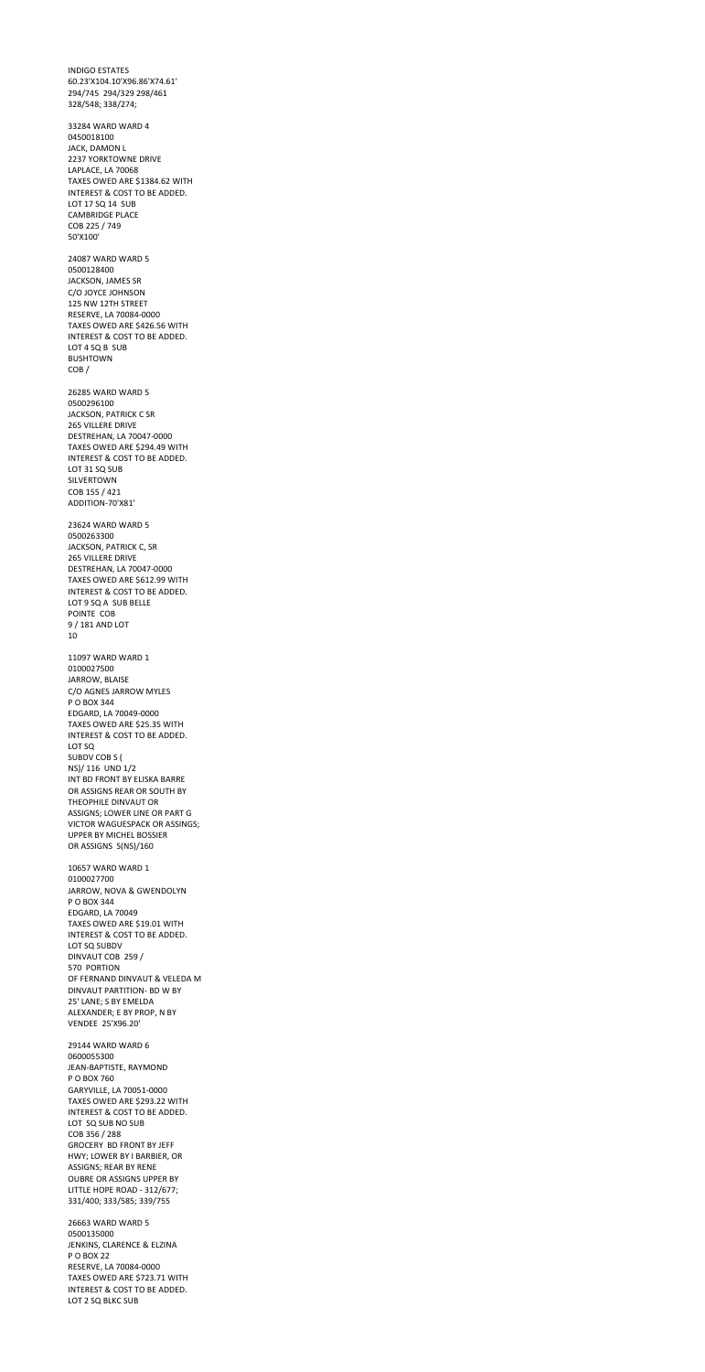INDIGO ESTATES
60.23'X104.10'X96.86'X74.61'
294/745 294/329 298/461
328/548; 338/274;

33284 WARD WARD 4
0450018100
JACK, DAMON L
2237 YORKTOWNE DRIVE
LAPLACE, LA 70068
TAXES OWED ARE $1384.62 WITH
INTEREST & COST TO BE ADDED.
LOT 17 SQ 14 SUB
CAMBRIDGE PLACE
COB 225 / 749
50'X100'

24087 WARD WARD 5
0500128400
JACKSON, JAMES SR
C/O JOYCE JOHNSON
125 NW 12TH STREET
RESERVE, LA 70084-0000
TAXES OWED ARE $426.56 WITH
INTEREST & COST TO BE ADDED.
LOT 4 SQ B SUB
BUSHTOWN
COB /

26285 WARD WARD 5
0500296100
JACKSON, PATRICK C SR
265 VILLERE DRIVE
DESTREHAN, LA 70047-0000
TAXES OWED ARE $294.49 WITH
INTEREST & COST TO BE ADDED.
LOT 31 SQ SUB
SILVERTOWN
COB 155 / 421
ADDITION-70'X81'

23624 WARD WARD 5
0500263300
JACKSON, PATRICK C, SR
265 VILLERE DRIVE
DESTREHAN, LA 70047-0000
TAXES OWED ARE $612.99 WITH
INTEREST & COST TO BE ADDED.
LOT 9 SQ A SUB BELLE
POINTE COB
9 / 181 AND LOT
10

11097 WARD WARD 1
0100027500
JARROW, BLAISE
C/O AGNES JARROW MYLES
P O BOX 344
EDGARD, LA 70049-0000
TAXES OWED ARE $25.35 WITH
INTEREST & COST TO BE ADDED.
LOT SQ
SUBDV COB S (
NS)/ 116 UND 1/2
INT BD FRONT BY ELISKA BARRE
OR ASSIGNS REAR OR SOUTH BY
THEOPHILE DINVAUT OR
ASSIGNS; LOWER LINE OR PART G
VICTOR WAGUESPACK OR ASSINGS;
UPPER BY MICHEL BOSSIER
OR ASSIGNS S(NS)/160

10657 WARD WARD 1
0100027700
JARROW, NOVA & GWENDOLYN
P O BOX 344
EDGARD, LA 70049
TAXES OWED ARE $19.01 WITH
INTEREST & COST TO BE ADDED.
LOT SQ SUBDV
DINVAUT COB 259 /
570 PORTION
OF FERNAND DINVAUT & VELEDA M
DINVAUT PARTITION- BD W BY
25' LANE; S BY EMELDA
ALEXANDER; E BY PROP, N BY
VENDEE 25'X96.20'

29144 WARD WARD 6
0600055300
JEAN-BAPTISTE, RAYMOND
P O BOX 760
GARYVILLE, LA 70051-0000
TAXES OWED ARE $293.22 WITH
INTEREST & COST TO BE ADDED.
LOT SQ SUB NO SUB
COB 356 / 288
GROCERY BD FRONT BY JEFF
HWY; LOWER BY I BARBIER, OR
ASSIGNS; REAR BY RENE
OUBRE OR ASSIGNS UPPER BY
LITTLE HOPE ROAD - 312/677;
331/400; 333/585; 339/755

26663 WARD WARD 5
0500135000
JENKINS, CLARENCE & ELZINA
P O BOX 22
RESERVE, LA 70084-0000
TAXES OWED ARE $723.71 WITH
INTEREST & COST TO BE ADDED.
LOT 2 SQ BLKC SUB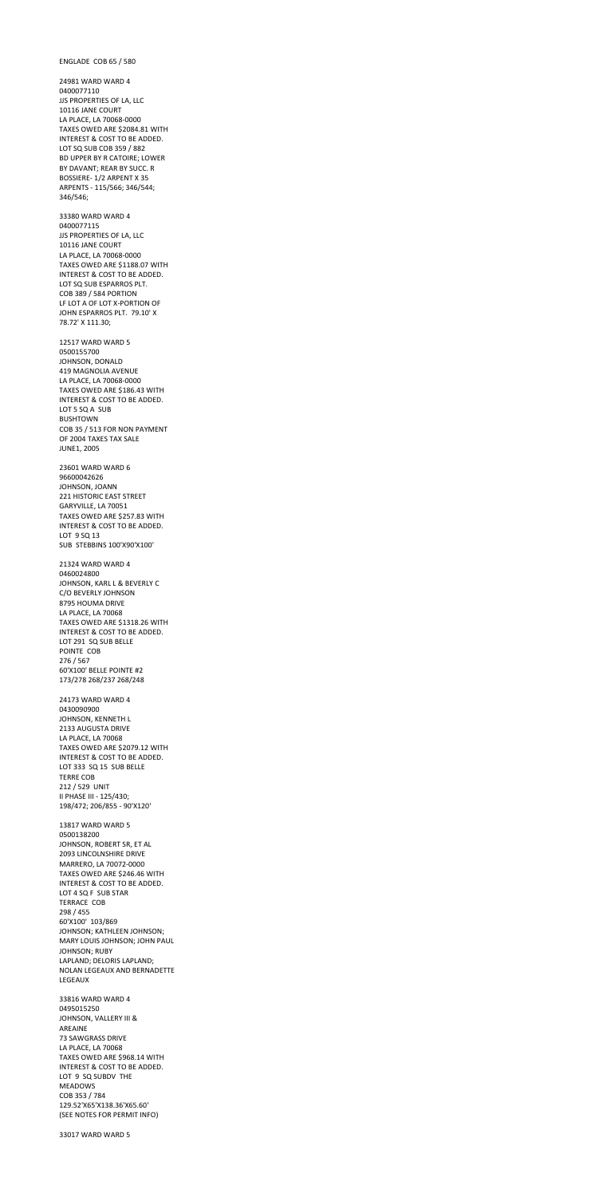ENGLADE COB 65 / 580

24981 WARD WARD 4
0400077110
JJS PROPERTIES OF LA, LLC
10116 JANE COURT
LA PLACE, LA 70068-0000
TAXES OWED ARE $2084.81 WITH
INTEREST & COST TO BE ADDED.
LOT SQ SUB COB 359 / 882
BD UPPER BY R CATOIRE; LOWER
BY DAVANT; REAR BY SUCC. R
BOSSIERE- 1/2 ARPENT X 35
ARPENTS - 115/566; 346/544;
346/546;

33380 WARD WARD 4
0400077115
JJS PROPERTIES OF LA, LLC
10116 JANE COURT
LA PLACE, LA 70068-0000
TAXES OWED ARE $1188.07 WITH
INTEREST & COST TO BE ADDED.
LOT SQ SUB ESPARROS PLT.
COB 389 / 584 PORTION
LF LOT A OF LOT X-PORTION OF
JOHN ESPARROS PLT. 79.10' X
78.72' X 111.30;

12517 WARD WARD 5
0500155700
JOHNSON, DONALD
419 MAGNOLIA AVENUE
LA PLACE, LA 70068-0000
TAXES OWED ARE $186.43 WITH
INTEREST & COST TO BE ADDED.
LOT 5 SQ A SUB
BUSHTOWN
COB 35 / 513 FOR NON PAYMENT
OF 2004 TAXES TAX SALE
JUNE1, 2005

23601 WARD WARD 6
96600042626
JOHNSON, JOANN
221 HISTORIC EAST STREET
GARYVILLE, LA 70051
TAXES OWED ARE $257.83 WITH
INTEREST & COST TO BE ADDED.
LOT 9 SQ 13
SUB STEBBINS 100'X90'X100'

21324 WARD WARD 4
0460024800
JOHNSON, KARL L & BEVERLY C
C/O BEVERLY JOHNSON
8795 HOUMA DRIVE
LA PLACE, LA 70068
TAXES OWED ARE $1318.26 WITH
INTEREST & COST TO BE ADDED.
LOT 291 SQ SUB BELLE
POINTE COB
276 / 567
60'X100' BELLE POINTE #2
173/278 268/237 268/248

24173 WARD WARD 4
0430090900
JOHNSON, KENNETH L
2133 AUGUSTA DRIVE
LA PLACE, LA 70068
TAXES OWED ARE $2079.12 WITH
INTEREST & COST TO BE ADDED.
LOT 333 SQ 15 SUB BELLE
TERRE COB
212 / 529 UNIT
II PHASE III - 125/430;
198/472; 206/855 - 90'X120'

13817 WARD WARD 5
0500138200
JOHNSON, ROBERT SR, ET AL
2093 LINCOLNSHIRE DRIVE
MARRERO, LA 70072-0000
TAXES OWED ARE $246.46 WITH
INTEREST & COST TO BE ADDED.
LOT 4 SQ F SUB STAR
TERRACE COB
298 / 455
60'X100' 103/869
JOHNSON; KATHLEEN JOHNSON;
MARY LOUIS JOHNSON; JOHN PAUL
JOHNSON; RUBY
LAPLAND; DELORIS LAPLAND;
NOLAN LEGEAUX AND BERNADETTE
LEGEAUX

33816 WARD WARD 4
0495015250
JOHNSON, VALLERY III &
AREAINE
73 SAWGRASS DRIVE
LA PLACE, LA 70068
TAXES OWED ARE $968.14 WITH
INTEREST & COST TO BE ADDED.
LOT 9 SQ SUBDV THE
MEADOWS
COB 353 / 784
129.52'X65'X138.36'X65.60'
(SEE NOTES FOR PERMIT INFO)

33017 WARD WARD 5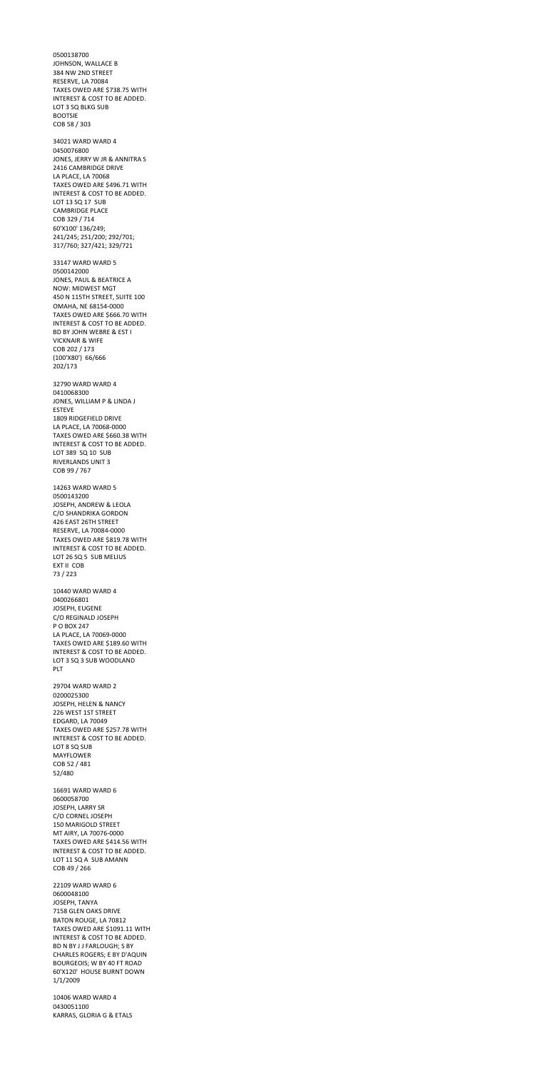0500138700
JOHNSON, WALLACE B
384 NW 2ND STREET
RESERVE, LA 70084
TAXES OWED ARE $738.75 WITH
INTEREST & COST TO BE ADDED.
LOT 3 SQ BLKG SUB
BOOTSIE
COB 58 / 303

34021 WARD WARD 4
0450076800
JONES, JERRY W JR & ANNITRA S
2416 CAMBRIDGE DRIVE
LA PLACE, LA 70068
TAXES OWED ARE $496.71 WITH
INTEREST & COST TO BE ADDED.
LOT 13 SQ 17 SUB
CAMBRIDGE PLACE
COB 329 / 714
60'X100' 136/249;
241/245; 251/200; 292/701;
317/760; 327/421; 329/721

33147 WARD WARD 5
0500142000
JONES, PAUL & BEATRICE A
NOW: MIDWEST MGT
450 N 115TH STREET, SUITE 100
OMAHA, NE 68154-0000
TAXES OWED ARE $666.70 WITH
INTEREST & COST TO BE ADDED.
BD BY JOHN WEBRE & EST I
VICKNAIR & WIFE
COB 202 / 173
(100'X80') 66/666
202/173

32790 WARD WARD 4
0410068300
JONES, WILLIAM P & LINDA J
ESTEVE
1809 RIDGEFIELD DRIVE
LA PLACE, LA 70068-0000
TAXES OWED ARE $660.38 WITH
INTEREST & COST TO BE ADDED.
LOT 389 SQ 10 SUB
RIVERLANDS UNIT 3
COB 99 / 767

14263 WARD WARD 5
0500143200
JOSEPH, ANDREW & LEOLA
C/O SHANDRIKA GORDON
426 EAST 26TH STREET
RESERVE, LA 70084-0000
TAXES OWED ARE $819.78 WITH
INTEREST & COST TO BE ADDED.
LOT 26 SQ 5 SUB MELIUS
EXT II COB
73 / 223

10440 WARD WARD 4
0400266801
JOSEPH, EUGENE
C/O REGINALD JOSEPH
P O BOX 247
LA PLACE, LA 70069-0000
TAXES OWED ARE $189.60 WITH
INTEREST & COST TO BE ADDED.
LOT 3 SQ 3 SUB WOODLAND
PLT

29704 WARD WARD 2
0200025300
JOSEPH, HELEN & NANCY
226 WEST 1ST STREET
EDGARD, LA 70049
TAXES OWED ARE $257.78 WITH
INTEREST & COST TO BE ADDED.
LOT 8 SQ SUB
MAYFLOWER
COB 52 / 481
52/480

16691 WARD WARD 6
0600058700
JOSEPH, LARRY SR
C/O CORNEL JOSEPH
150 MARIGOLD STREET
MT AIRY, LA 70076-0000
TAXES OWED ARE $414.56 WITH
INTEREST & COST TO BE ADDED.
LOT 11 SQ A SUB AMANN
COB 49 / 266

22109 WARD WARD 6
0600048100
JOSEPH, TANYA
7158 GLEN OAKS DRIVE
BATON ROUGE, LA 70812
TAXES OWED ARE $1091.11 WITH
INTEREST & COST TO BE ADDED.
BD N BY J J FARLOUGH; S BY
CHARLES ROGERS; E BY D'AQUIN
BOURGEOIS; W BY 40 FT ROAD
60'X120' HOUSE BURNT DOWN
1/1/2009

10406 WARD WARD 4
0430051100
KARRAS, GLORIA G & ETALS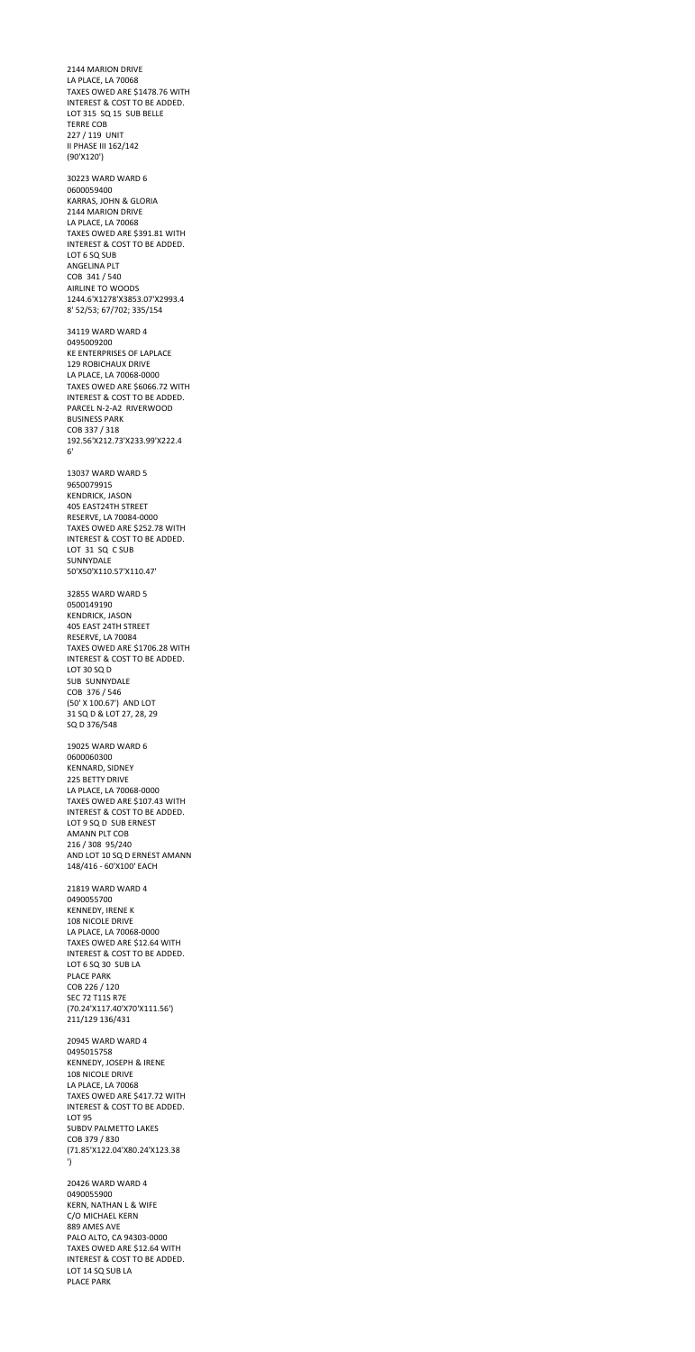2144 MARION DRIVE
LA PLACE, LA 70068
TAXES OWED ARE $1478.76 WITH
INTEREST & COST TO BE ADDED.
LOT 315 SQ 15 SUB BELLE
TERRE COB
227 / 119 UNIT
II PHASE III 162/142
(90'X120')

30223 WARD WARD 6
0600059400
KARRAS, JOHN & GLORIA
2144 MARION DRIVE
LA PLACE, LA 70068
TAXES OWED ARE $391.81 WITH
INTEREST & COST TO BE ADDED.
LOT 6 SQ SUB
ANGELINA PLT
COB 341 / 540
AIRLINE TO WOODS
1244.6'X1278'X3853.07'X2993.4
8' 52/53; 67/702; 335/154

34119 WARD WARD 4
0495009200
KE ENTERPRISES OF LAPLACE
129 ROBICHAUX DRIVE
LA PLACE, LA 70068-0000
TAXES OWED ARE $6066.72 WITH
INTEREST & COST TO BE ADDED.
PARCEL N-2-A2 RIVERWOOD
BUSINESS PARK
COB 337 / 318
192.56'X212.73'X233.99'X222.4
6'

13037 WARD WARD 5
9650079915
KENDRICK, JASON
405 EAST24TH STREET
RESERVE, LA 70084-0000
TAXES OWED ARE $252.78 WITH
INTEREST & COST TO BE ADDED.
LOT 31 SQ C SUB
SUNNYDALE
50'X50'X110.57'X110.47'

32855 WARD WARD 5
0500149190
KENDRICK, JASON
405 EAST 24TH STREET
RESERVE, LA 70084
TAXES OWED ARE $1706.28 WITH
INTEREST & COST TO BE ADDED.
LOT 30 SQ D
SUB SUNNYDALE
COB 376 / 546
(50' X 100.67') AND LOT
31 SQ D & LOT 27, 28, 29
SQ D 376/548

19025 WARD WARD 6
0600060300
KENNARD, SIDNEY
225 BETTY DRIVE
LA PLACE, LA 70068-0000
TAXES OWED ARE $107.43 WITH
INTEREST & COST TO BE ADDED.
LOT 9 SQ D SUB ERNEST
AMANN PLT COB
216 / 308 95/240
AND LOT 10 SQ D ERNEST AMANN
148/416 - 60'X100' EACH

21819 WARD WARD 4
0490055700
KENNEDY, IRENE K
108 NICOLE DRIVE
LA PLACE, LA 70068-0000
TAXES OWED ARE $12.64 WITH
INTEREST & COST TO BE ADDED.
LOT 6 SQ 30 SUB LA
PLACE PARK
COB 226 / 120
SEC 72 T11S R7E
(70.24'X117.40'X70'X111.56')
211/129 136/431

20945 WARD WARD 4
0495015758
KENNEDY, JOSEPH & IRENE
108 NICOLE DRIVE
LA PLACE, LA 70068
TAXES OWED ARE $417.72 WITH
INTEREST & COST TO BE ADDED.
LOT 95
SUBDV PALMETTO LAKES
COB 379 / 830
(71.85'X122.04'X80.24'X123.38
')

20426 WARD WARD 4
0490055900
KERN, NATHAN L & WIFE
C/O MICHAEL KERN
889 AMES AVE
PALO ALTO, CA 94303-0000
TAXES OWED ARE $12.64 WITH
INTEREST & COST TO BE ADDED.
LOT 14 SQ SUB LA
PLACE PARK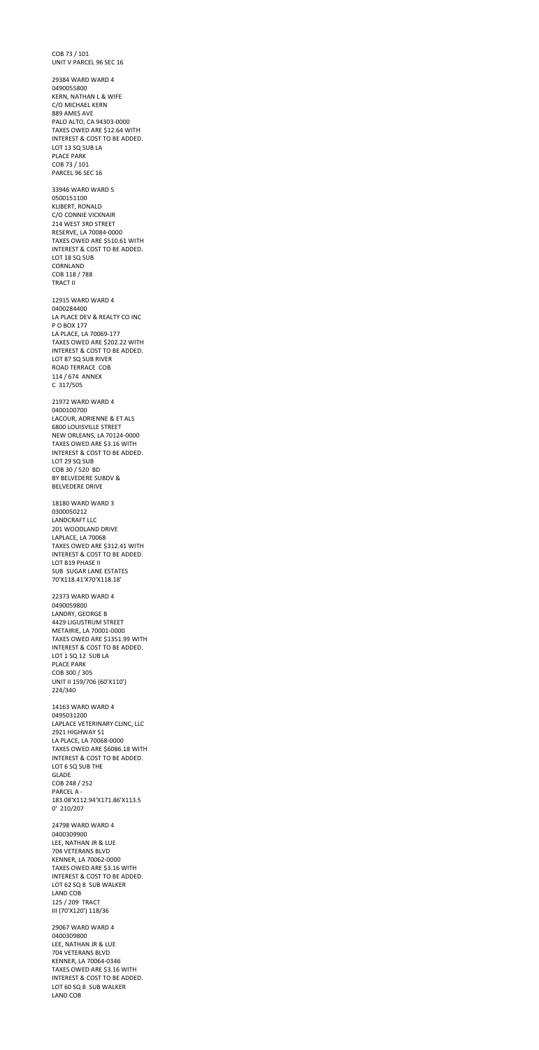COB 73 / 101
UNIT V PARCEL 96 SEC 16

29384 WARD WARD 4
0490055800
KERN, NATHAN L & WIFE
C/O MICHAEL KERN
889 AMES AVE
PALO ALTO, CA 94303-0000
TAXES OWED ARE $12.64 WITH
INTEREST & COST TO BE ADDED.
LOT 13 SQ SUB LA
PLACE PARK
COB 73 / 101
PARCEL 96 SEC 16

33946 WARD WARD 5
0500151100
KLIBERT, RONALD
C/O CONNIE VICKNAIR
214 WEST 3RD STREET
RESERVE, LA 70084-0000
TAXES OWED ARE $510.61 WITH
INTEREST & COST TO BE ADDED.
LOT 18 SQ SUB
CORNLAND
COB 118 / 788
TRACT II

12915 WARD WARD 4
0400284400
LA PLACE DEV & REALTY CO INC
P O BOX 177
LA PLACE, LA 70069-177
TAXES OWED ARE $202.22 WITH
INTEREST & COST TO BE ADDED.
LOT 87 SQ SUB RIVER
ROAD TERRACE COB
114 / 674 ANNEX
C 317/505

21972 WARD WARD 4
0400100700
LACOUR, ADRIENNE & ET ALS
6800 LOUISVILLE STREET
NEW ORLEANS, LA 70124-0000
TAXES OWED ARE $3.16 WITH
INTEREST & COST TO BE ADDED.
LOT 29 SQ SUB
COB 30 / 520 BD
BY BELVEDERE SUBDV &
BELVEDERE DRIVE

18180 WARD WARD 3
0300050212
LANDCRAFT LLC
201 WOODLAND DRIVE
LAPLACE, LA 70068
TAXES OWED ARE $312.41 WITH
INTEREST & COST TO BE ADDED.
LOT B19 PHASE II
SUB SUGAR LANE ESTATES
70'X118.41'X70'X118.18'

22373 WARD WARD 4
0490059800
LANDRY, GEORGE B
4429 LIGUSTRUM STREET
METAIRIE, LA 70001-0000
TAXES OWED ARE $1351.99 WITH
INTEREST & COST TO BE ADDED.
LOT 1 SQ 12 SUB LA
PLACE PARK
COB 300 / 305
UNIT II 159/706 (60'X110')
224/340

14163 WARD WARD 4
0495031200
LAPLACE VETERINARY CLINC, LLC
2921 HIGHWAY 51
LA PLACE, LA 70068-0000
TAXES OWED ARE $6086.18 WITH
INTEREST & COST TO BE ADDED.
LOT 6 SQ SUB THE
GLADE
COB 248 / 252
PARCEL A -
183.08'X112.94'X171.86'X113.5
0' 210/207

24798 WARD WARD 4
0400309900
LEE, NATHAN JR & LUE
704 VETERANS BLVD
KENNER, LA 70062-0000
TAXES OWED ARE $3.16 WITH
INTEREST & COST TO BE ADDED.
LOT 62 SQ 8 SUB WALKER
LAND COB
125 / 209 TRACT
III (70'X120') 118/36

29067 WARD WARD 4
0400309800
LEE, NATHAN JR & LUE
704 VETERANS BLVD
KENNER, LA 70064-0346
TAXES OWED ARE $3.16 WITH
INTEREST & COST TO BE ADDED.
LOT 60 SQ 8 SUB WALKER
LAND COB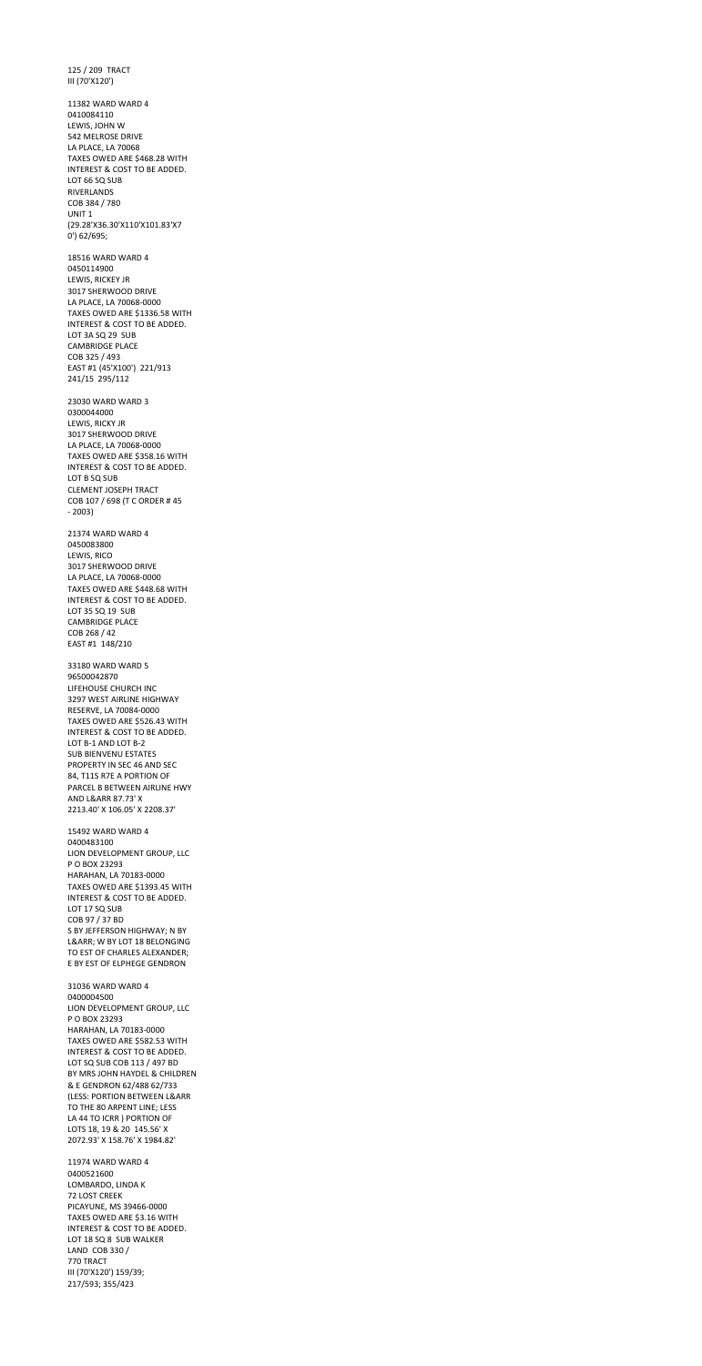125 / 209 TRACT
III (70'X120')

11382 WARD WARD 4
0410084110
LEWIS, JOHN W
542 MELROSE DRIVE
LA PLACE, LA 70068
TAXES OWED ARE $468.28 WITH
INTEREST & COST TO BE ADDED.
LOT 66 SQ SUB
RIVERLANDS
COB 384 / 780
UNIT 1
(29.28'X36.30'X110'X101.83'X7
0') 62/695;

18516 WARD WARD 4
0450114900
LEWIS, RICKEY JR
3017 SHERWOOD DRIVE
LA PLACE, LA 70068-0000
TAXES OWED ARE $1336.58 WITH
INTEREST & COST TO BE ADDED.
LOT 3A SQ 29 SUB
CAMBRIDGE PLACE
COB 325 / 493
EAST #1 (45'X100') 221/913
241/15 295/112

23030 WARD WARD 3
0300044000
LEWIS, RICKY JR
3017 SHERWOOD DRIVE
LA PLACE, LA 70068-0000
TAXES OWED ARE $358.16 WITH
INTEREST & COST TO BE ADDED.
LOT B SQ SUB
CLEMENT JOSEPH TRACT
COB 107 / 698 (T C ORDER # 45
- 2003)

21374 WARD WARD 4
0450083800
LEWIS, RICO
3017 SHERWOOD DRIVE
LA PLACE, LA 70068-0000
TAXES OWED ARE $448.68 WITH
INTEREST & COST TO BE ADDED.
LOT 35 SQ 19 SUB
CAMBRIDGE PLACE
COB 268 / 42
EAST #1 148/210

33180 WARD WARD 5
96500042870
LIFEHOUSE CHURCH INC
3297 WEST AIRLINE HIGHWAY
RESERVE, LA 70084-0000
TAXES OWED ARE $526.43 WITH
INTEREST & COST TO BE ADDED.
LOT B-1 AND LOT B-2
SUB BIENVENU ESTATES
PROPERTY IN SEC 46 AND SEC
84, T11S R7E A PORTION OF
PARCEL B BETWEEN AIRLINE HWY
AND L&ARR 87.73' X
2213.40' X 106.05' X 2208.37'

15492 WARD WARD 4
0400483100
LION DEVELOPMENT GROUP, LLC
P O BOX 23293
HARAHAN, LA 70183-0000
TAXES OWED ARE $1393.45 WITH
INTEREST & COST TO BE ADDED.
LOT 17 SQ SUB
COB 97 / 37 BD
S BY JEFFERSON HIGHWAY; N BY
L&ARR; W BY LOT 18 BELONGING
TO EST OF CHARLES ALEXANDER;
E BY EST OF ELPHEGE GENDRON

31036 WARD WARD 4
0400004500
LION DEVELOPMENT GROUP, LLC
P O BOX 23293
HARAHAN, LA 70183-0000
TAXES OWED ARE $582.53 WITH
INTEREST & COST TO BE ADDED.
LOT SQ SUB COB 113 / 497 BD
BY MRS JOHN HAYDEL & CHILDREN
& E GENDRON 62/488 62/733
(LESS: PORTION BETWEEN L&ARR
TO THE 80 ARPENT LINE; LESS
LA 44 TO ICRR ) PORTION OF
LOTS 18, 19 & 20 145.56' X
2072.93' X 158.76' X 1984.82'

11974 WARD WARD 4
0400521600
LOMBARDO, LINDA K
72 LOST CREEK
PICAYUNE, MS 39466-0000
TAXES OWED ARE $3.16 WITH
INTEREST & COST TO BE ADDED.
LOT 18 SQ 8 SUB WALKER
LAND COB 330 /
770 TRACT
III (70'X120') 159/39;
217/593; 355/423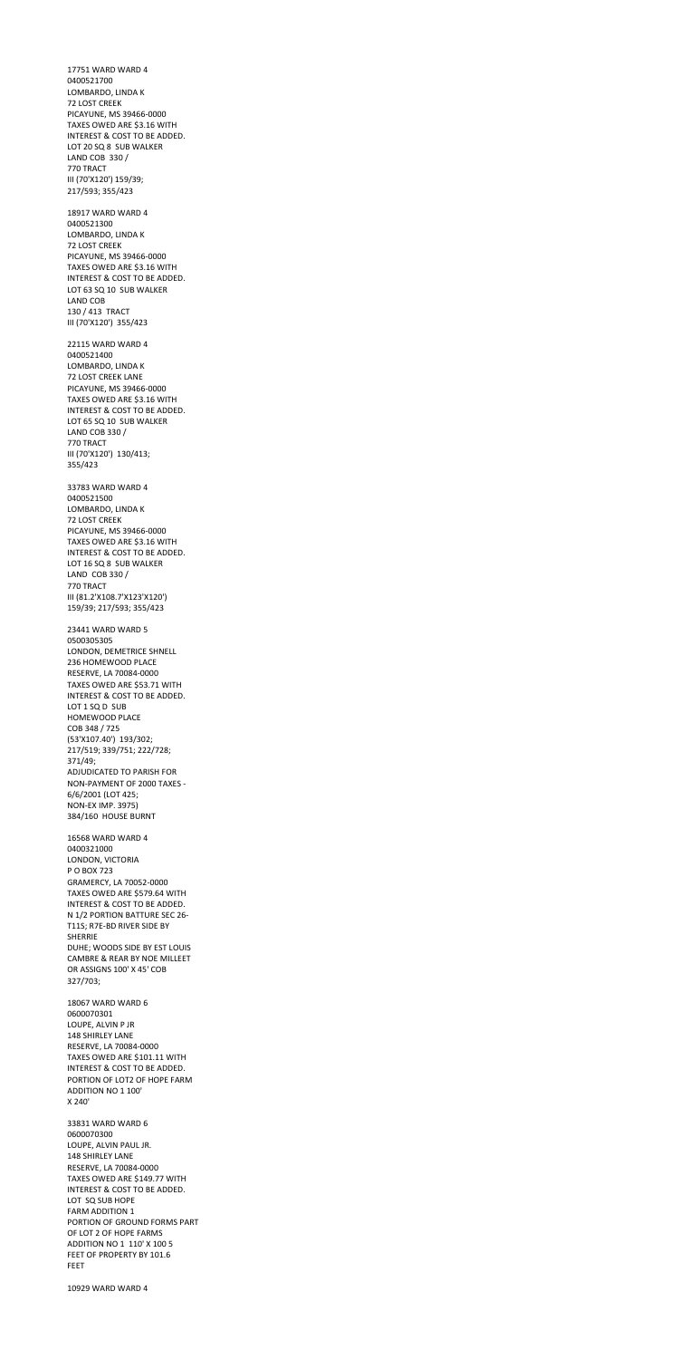17751 WARD WARD 4
0400521700
LOMBARDO, LINDA K
72 LOST CREEK
PICAYUNE, MS 39466-0000
TAXES OWED ARE $3.16 WITH
INTEREST & COST TO BE ADDED.
LOT 20 SQ 8 SUB WALKER
LAND COB 330 /
770 TRACT
III (70'X120') 159/39;
217/593; 355/423

18917 WARD WARD 4
0400521300
LOMBARDO, LINDA K
72 LOST CREEK
PICAYUNE, MS 39466-0000
TAXES OWED ARE $3.16 WITH
INTEREST & COST TO BE ADDED.
LOT 63 SQ 10 SUB WALKER
LAND COB
130 / 413 TRACT
III (70'X120') 355/423

22115 WARD WARD 4
0400521400
LOMBARDO, LINDA K
72 LOST CREEK LANE
PICAYUNE, MS 39466-0000
TAXES OWED ARE $3.16 WITH
INTEREST & COST TO BE ADDED.
LOT 65 SQ 10 SUB WALKER
LAND COB 330 /
770 TRACT
III (70'X120') 130/413;
355/423

33783 WARD WARD 4
0400521500
LOMBARDO, LINDA K
72 LOST CREEK
PICAYUNE, MS 39466-0000
TAXES OWED ARE $3.16 WITH
INTEREST & COST TO BE ADDED.
LOT 16 SQ 8 SUB WALKER
LAND COB 330 /
770 TRACT
III (81.2'X108.7'X123'X120')
159/39; 217/593; 355/423

23441 WARD WARD 5
0500305305
LONDON, DEMETRICE SHNELL
236 HOMEWOOD PLACE
RESERVE, LA 70084-0000
TAXES OWED ARE $53.71 WITH
INTEREST & COST TO BE ADDED.
LOT 1 SQ D SUB
HOMEWOOD PLACE
COB 348 / 725
(53'X107.40') 193/302;
217/519; 339/751; 222/728;
371/49;
ADJUDICATED TO PARISH FOR
NON-PAYMENT OF 2000 TAXES -
6/6/2001 (LOT 425;
NON-EX IMP. 3975)
384/160 HOUSE BURNT

16568 WARD WARD 4
0400321000
LONDON, VICTORIA
P O BOX 723
GRAMERCY, LA 70052-0000
TAXES OWED ARE $579.64 WITH
INTEREST & COST TO BE ADDED.
N 1/2 PORTION BATTURE SEC 26-
T11S; R7E-BD RIVER SIDE BY
SHERRIE
DUHE; WOODS SIDE BY EST LOUIS
CAMBRE & REAR BY NOE MILLEET
OR ASSIGNS 100' X 45' COB
327/703;

18067 WARD WARD 6
0600070301
LOUPE, ALVIN P JR
148 SHIRLEY LANE
RESERVE, LA 70084-0000
TAXES OWED ARE $101.11 WITH
INTEREST & COST TO BE ADDED.
PORTION OF LOT2 OF HOPE FARM
ADDITION NO 1 100'
X 240'

33831 WARD WARD 6
0600070300
LOUPE, ALVIN PAUL JR.
148 SHIRLEY LANE
RESERVE, LA 70084-0000
TAXES OWED ARE $149.77 WITH
INTEREST & COST TO BE ADDED.
LOT SQ SUB HOPE
FARM ADDITION 1
PORTION OF GROUND FORMS PART
OF LOT 2 OF HOPE FARMS
ADDITION NO 1 110' X 100 5
FEET OF PROPERTY BY 101.6
FEET

10929 WARD WARD 4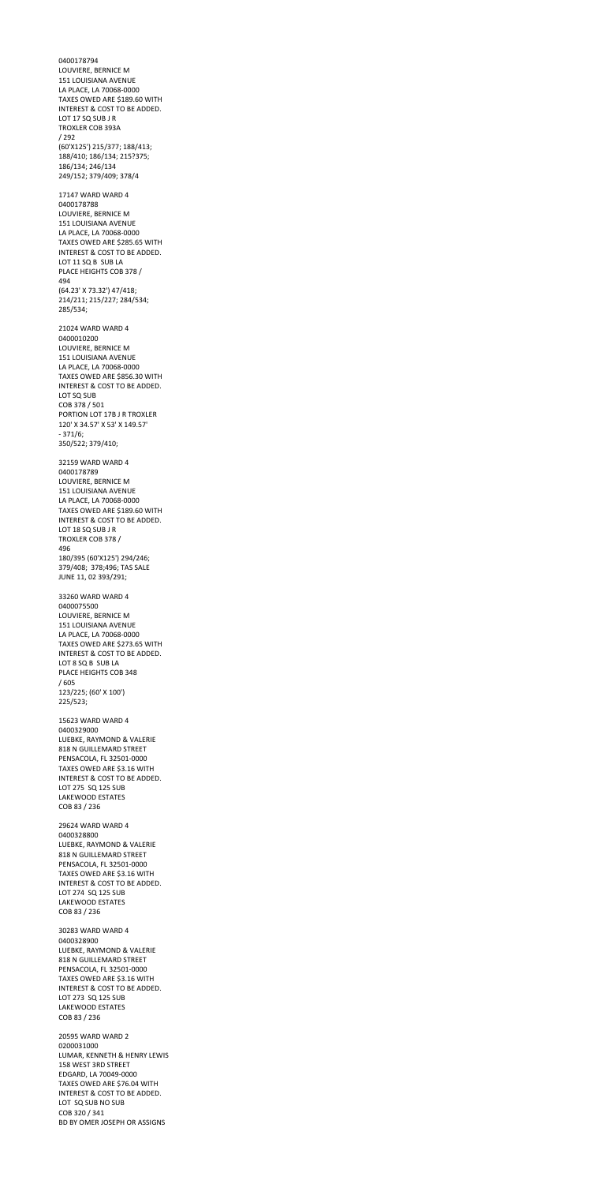0400178794
LOUVIERE, BERNICE M
151 LOUISIANA AVENUE
LA PLACE, LA 70068-0000
TAXES OWED ARE $189.60 WITH
INTEREST & COST TO BE ADDED.
LOT 17 SQ SUB J R
TROXLER COB 393A
/ 292
(60'X125') 215/377; 188/413;
188/410; 186/134; 215?375;
186/134; 246/134
249/152; 379/409; 378/4

17147 WARD WARD 4
0400178788
LOUVIERE, BERNICE M
151 LOUISIANA AVENUE
LA PLACE, LA 70068-0000
TAXES OWED ARE $285.65 WITH
INTEREST & COST TO BE ADDED.
LOT 11 SQ B SUB LA
PLACE HEIGHTS COB 378 /
494
(64.23' X 73.32') 47/418;
214/211; 215/227; 284/534;
285/534;

21024 WARD WARD 4
0400010200
LOUVIERE, BERNICE M
151 LOUISIANA AVENUE
LA PLACE, LA 70068-0000
TAXES OWED ARE $856.30 WITH
INTEREST & COST TO BE ADDED.
LOT SQ SUB
COB 378 / 501
PORTION LOT 17B J R TROXLER
120' X 34.57' X 53' X 149.57'
- 371/6;
350/522; 379/410;

32159 WARD WARD 4
0400178789
LOUVIERE, BERNICE M
151 LOUISIANA AVENUE
LA PLACE, LA 70068-0000
TAXES OWED ARE $189.60 WITH
INTEREST & COST TO BE ADDED.
LOT 18 SQ SUB J R
TROXLER COB 378 /
496
180/395 (60'X125') 294/246;
379/408; 378;496; TAS SALE
JUNE 11, 02 393/291;

33260 WARD WARD 4
0400075500
LOUVIERE, BERNICE M
151 LOUISIANA AVENUE
LA PLACE, LA 70068-0000
TAXES OWED ARE $273.65 WITH
INTEREST & COST TO BE ADDED.
LOT 8 SQ B SUB LA
PLACE HEIGHTS COB 348
/ 605
123/225; (60' X 100')
225/523;

15623 WARD WARD 4
0400329000
LUEBKE, RAYMOND & VALERIE
818 N GUILLEMARD STREET
PENSACOLA, FL 32501-0000
TAXES OWED ARE $3.16 WITH
INTEREST & COST TO BE ADDED.
LOT 275 SQ 125 SUB
LAKEWOOD ESTATES
COB 83 / 236

29624 WARD WARD 4
0400328800
LUEBKE, RAYMOND & VALERIE
818 N GUILLEMARD STREET
PENSACOLA, FL 32501-0000
TAXES OWED ARE $3.16 WITH
INTEREST & COST TO BE ADDED.
LOT 274 SQ 125 SUB
LAKEWOOD ESTATES
COB 83 / 236

30283 WARD WARD 4
0400328900
LUEBKE, RAYMOND & VALERIE
818 N GUILLEMARD STREET
PENSACOLA, FL 32501-0000
TAXES OWED ARE $3.16 WITH
INTEREST & COST TO BE ADDED.
LOT 273 SQ 125 SUB
LAKEWOOD ESTATES
COB 83 / 236

20595 WARD WARD 2
0200031000
LUMAR, KENNETH & HENRY LEWIS
158 WEST 3RD STREET
EDGARD, LA 70049-0000
TAXES OWED ARE $76.04 WITH
INTEREST & COST TO BE ADDED.
LOT SQ SUB NO SUB
COB 320 / 341
BD BY OMER JOSEPH OR ASSIGNS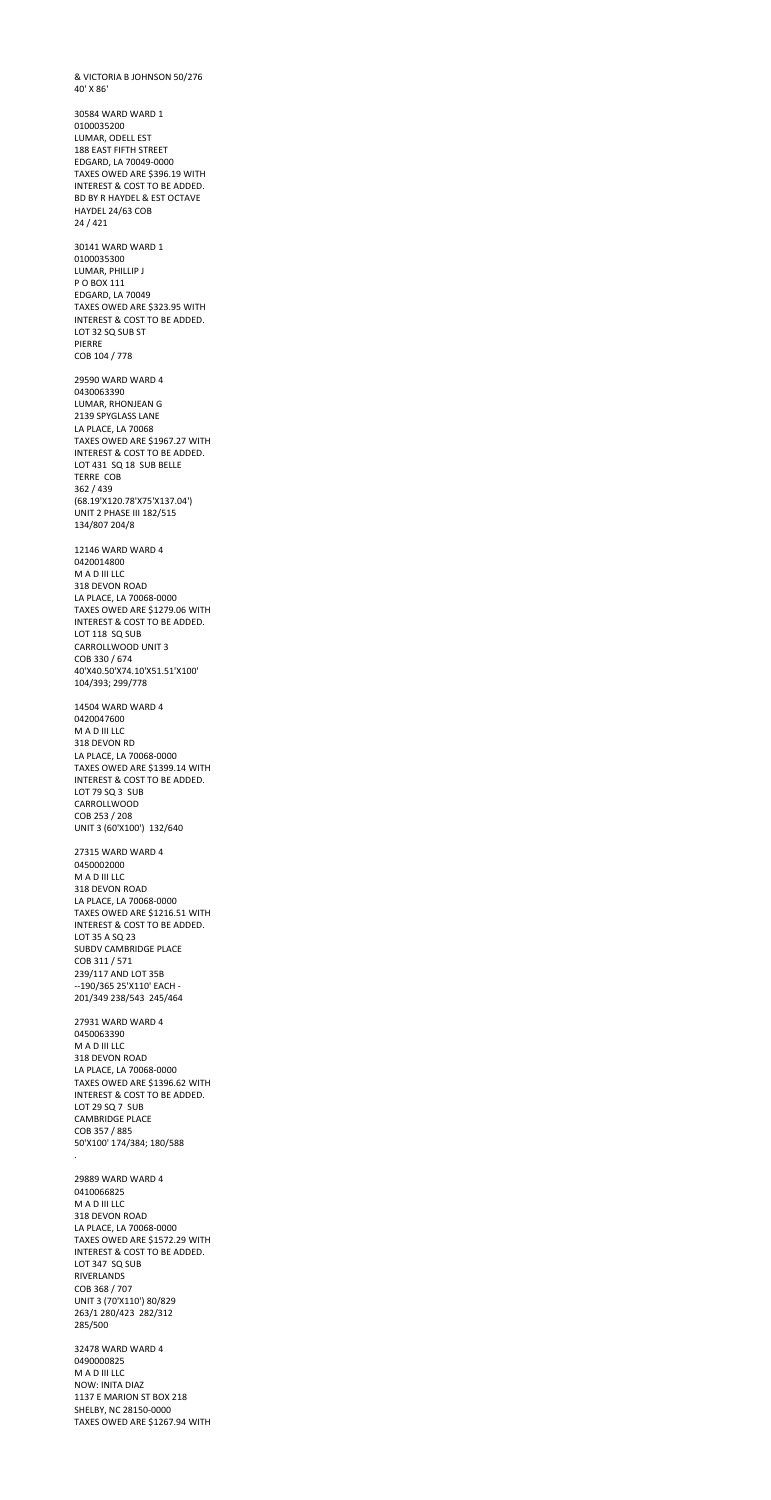& VICTORIA B JOHNSON 50/276
40' X 86'

30584 WARD WARD 1
0100035200
LUMAR, ODELL EST
188 EAST FIFTH STREET
EDGARD, LA 70049-0000
TAXES OWED ARE $396.19 WITH
INTEREST & COST TO BE ADDED.
BD BY R HAYDEL & EST OCTAVE
HAYDEL 24/63 COB
24 / 421

30141 WARD WARD 1
0100035300
LUMAR, PHILLIP J
P O BOX 111
EDGARD, LA 70049
TAXES OWED ARE $323.95 WITH
INTEREST & COST TO BE ADDED.
LOT 32 SQ SUB ST
PIERRE
COB 104 / 778

29590 WARD WARD 4
0430063390
LUMAR, RHONJEAN G
2139 SPYGLASS LANE
LA PLACE, LA 70068
TAXES OWED ARE $1967.27 WITH
INTEREST & COST TO BE ADDED.
LOT 431 SQ 18 SUB BELLE
TERRE COB
362 / 439
(68.19'X120.78'X75'X137.04')
UNIT 2 PHASE III 182/515
134/807 204/8

12146 WARD WARD 4
0420014800
M A D III LLC
318 DEVON ROAD
LA PLACE, LA 70068-0000
TAXES OWED ARE $1279.06 WITH
INTEREST & COST TO BE ADDED.
LOT 118 SQ SUB
CARROLLWOOD UNIT 3
COB 330 / 674
40'X40.50'X74.10'X51.51'X100'
104/393; 299/778

14504 WARD WARD 4
0420047600
M A D III LLC
318 DEVON RD
LA PLACE, LA 70068-0000
TAXES OWED ARE $1399.14 WITH
INTEREST & COST TO BE ADDED.
LOT 79 SQ 3 SUB
CARROLLWOOD
COB 253 / 208
UNIT 3 (60'X100') 132/640

27315 WARD WARD 4
0450002000
M A D III LLC
318 DEVON ROAD
LA PLACE, LA 70068-0000
TAXES OWED ARE $1216.51 WITH
INTEREST & COST TO BE ADDED.
LOT 35 A SQ 23
SUBDV CAMBRIDGE PLACE
COB 311 / 571
239/117 AND LOT 35B
--190/365 25'X110' EACH -
201/349 238/543 245/464

27931 WARD WARD 4
0450063390
M A D III LLC
318 DEVON ROAD
LA PLACE, LA 70068-0000
TAXES OWED ARE $1396.62 WITH
INTEREST & COST TO BE ADDED.
LOT 29 SQ 7 SUB
CAMBRIDGE PLACE
COB 357 / 885
50'X100' 174/384; 180/588
.

29889 WARD WARD 4
0410066825
M A D III LLC
318 DEVON ROAD
LA PLACE, LA 70068-0000
TAXES OWED ARE $1572.29 WITH
INTEREST & COST TO BE ADDED.
LOT 347 SQ SUB
RIVERLANDS
COB 368 / 707
UNIT 3 (70'X110') 80/829
263/1 280/423 282/312
285/500

32478 WARD WARD 4
0490000825
M A D III LLC
NOW: INITA DIAZ
1137 E MARION ST BOX 218
SHELBY, NC 28150-0000
TAXES OWED ARE $1267.94 WITH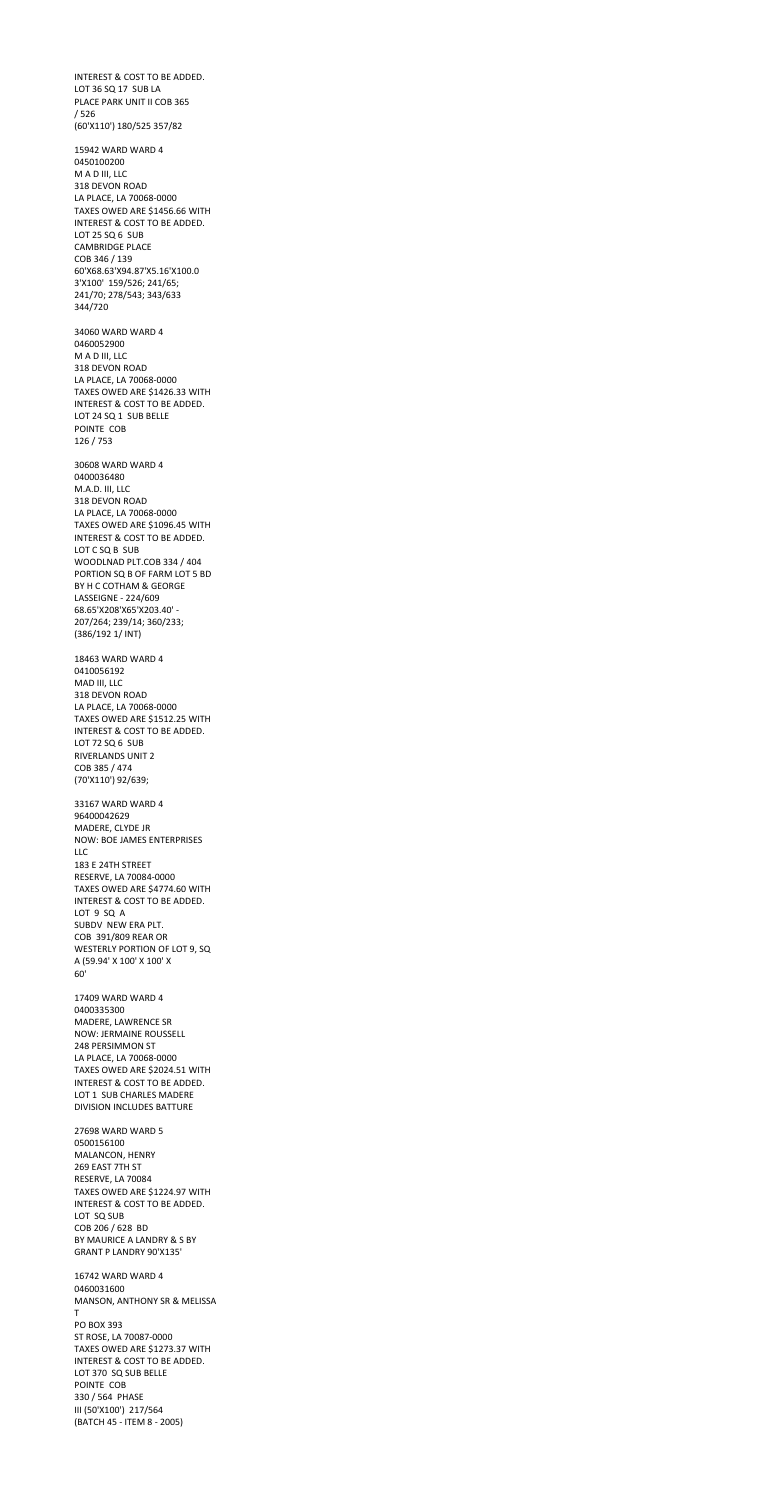INTEREST & COST TO BE ADDED.
LOT 36 SQ 17 SUB LA
PLACE PARK UNIT II COB 365
/ 526
(60'X110') 180/525 357/82

15942 WARD WARD 4
0450100200
M A D III, LLC
318 DEVON ROAD
LA PLACE, LA 70068-0000
TAXES OWED ARE $1456.66 WITH
INTEREST & COST TO BE ADDED.
LOT 25 SQ 6 SUB
CAMBRIDGE PLACE
COB 346 / 139
60'X68.63'X94.87'X5.16'X100.0
3'X100' 159/526; 241/65;
241/70; 278/543; 343/633
344/720

34060 WARD WARD 4
0460052900
M A D III, LLC
318 DEVON ROAD
LA PLACE, LA 70068-0000
TAXES OWED ARE $1426.33 WITH
INTEREST & COST TO BE ADDED.
LOT 24 SQ 1 SUB BELLE
POINTE COB
126 / 753

30608 WARD WARD 4
0400036480
M.A.D. III, LLC
318 DEVON ROAD
LA PLACE, LA 70068-0000
TAXES OWED ARE $1096.45 WITH
INTEREST & COST TO BE ADDED.
LOT C SQ B SUB
WOODLNAD PLT.COB 334 / 404
PORTION SQ B OF FARM LOT 5 BD
BY H C COTHAM & GEORGE
LASSEIGNE - 224/609
68.65'X208'X65'X203.40' -
207/264; 239/14; 360/233;
(386/192 1/ INT)

18463 WARD WARD 4
0410056192
MAD III, LLC
318 DEVON ROAD
LA PLACE, LA 70068-0000
TAXES OWED ARE $1512.25 WITH
INTEREST & COST TO BE ADDED.
LOT 72 SQ 6 SUB
RIVERLANDS UNIT 2
COB 385 / 474
(70'X110') 92/639;

33167 WARD WARD 4
96400042629
MADERE, CLYDE JR
NOW: BOE JAMES ENTERPRISES
LLC
183 E 24TH STREET
RESERVE, LA 70084-0000
TAXES OWED ARE $4774.60 WITH
INTEREST & COST TO BE ADDED.
LOT 9 SQ A
SUBDV NEW ERA PLT.
COB 391/809 REAR OR
WESTERLY PORTION OF LOT 9, SQ
A (59.94' X 100' X 100' X
60'

17409 WARD WARD 4
0400335300
MADERE, LAWRENCE SR
NOW: JERMAINE ROUSSELL
248 PERSIMMON ST
LA PLACE, LA 70068-0000
TAXES OWED ARE $2024.51 WITH
INTEREST & COST TO BE ADDED.
LOT 1 SUB CHARLES MADERE
DIVISION INCLUDES BATTURE

27698 WARD WARD 5
0500156100
MALANCON, HENRY
269 EAST 7TH ST
RESERVE, LA 70084
TAXES OWED ARE $1224.97 WITH
INTEREST & COST TO BE ADDED.
LOT SQ SUB
COB 206 / 628 BD
BY MAURICE A LANDRY & S BY
GRANT P LANDRY 90'X135'

16742 WARD WARD 4
0460031600
MANSON, ANTHONY SR & MELISSA
T
PO BOX 393
ST ROSE, LA 70087-0000
TAXES OWED ARE $1273.37 WITH
INTEREST & COST TO BE ADDED.
LOT 370 SQ SUB BELLE
POINTE COB
330 / 564 PHASE
III (50'X100') 217/564
(BATCH 45 - ITEM 8 - 2005)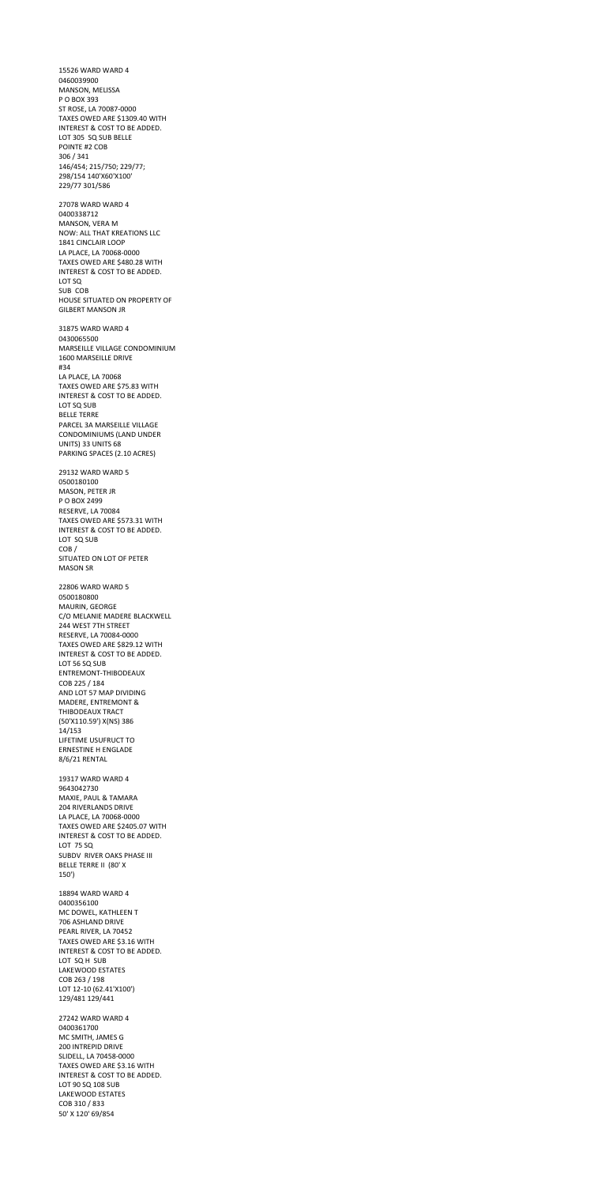15526 WARD WARD 4
0460039900
MANSON, MELISSA
P O BOX 393
ST ROSE, LA 70087-0000
TAXES OWED ARE $1309.40 WITH
INTEREST & COST TO BE ADDED.
LOT 305 SQ SUB BELLE
POINTE #2 COB
306 / 341
146/454; 215/750; 229/77;
298/154 140'X60'X100'
229/77 301/586

27078 WARD WARD 4
0400338712
MANSON, VERA M
NOW: ALL THAT KREATIONS LLC
1841 CINCLAIR LOOP
LA PLACE, LA 70068-0000
TAXES OWED ARE $480.28 WITH
INTEREST & COST TO BE ADDED.
LOT SQ
SUB COB
HOUSE SITUATED ON PROPERTY OF
GILBERT MANSON JR

31875 WARD WARD 4
0430065500
MARSEILLE VILLAGE CONDOMINIUM
1600 MARSEILLE DRIVE
#34
LA PLACE, LA 70068
TAXES OWED ARE $75.83 WITH
INTEREST & COST TO BE ADDED.
LOT SQ SUB
BELLE TERRE
PARCEL 3A MARSEILLE VILLAGE
CONDOMINIUMS (LAND UNDER
UNITS) 33 UNITS 68
PARKING SPACES (2.10 ACRES)

29132 WARD WARD 5
0500180100
MASON, PETER JR
P O BOX 2499
RESERVE, LA 70084
TAXES OWED ARE $573.31 WITH
INTEREST & COST TO BE ADDED.
LOT SQ SUB
COB /
SITUATED ON LOT OF PETER
MASON SR

22806 WARD WARD 5
0500180800
MAURIN, GEORGE
C/O MELANIE MADERE BLACKWELL
244 WEST 7TH STREET
RESERVE, LA 70084-0000
TAXES OWED ARE $829.12 WITH
INTEREST & COST TO BE ADDED.
LOT 56 SQ SUB
ENTREMONT-THIBODEAUX
COB 225 / 184
AND LOT 57 MAP DIVIDING
MADERE, ENTREMONT &
THIBODEAUX TRACT
(50'X110.59') X(NS) 386
14/153
LIFETIME USUFRUCT TO
ERNESTINE H ENGLADE
8/6/21 RENTAL

19317 WARD WARD 4
9643042730
MAXIE, PAUL & TAMARA
204 RIVERLANDS DRIVE
LA PLACE, LA 70068-0000
TAXES OWED ARE $2405.07 WITH
INTEREST & COST TO BE ADDED.
LOT 75 SQ
SUBDV RIVER OAKS PHASE III
BELLE TERRE II (80' X
150')

18894 WARD WARD 4
0400356100
MC DOWEL, KATHLEEN T
706 ASHLAND DRIVE
PEARL RIVER, LA 70452
TAXES OWED ARE $3.16 WITH
INTEREST & COST TO BE ADDED.
LOT SQ H SUB
LAKEWOOD ESTATES
COB 263 / 198
LOT 12-10 (62.41'X100')
129/481 129/441

27242 WARD WARD 4
0400361700
MC SMITH, JAMES G
200 INTREPID DRIVE
SLIDELL, LA 70458-0000
TAXES OWED ARE $3.16 WITH
INTEREST & COST TO BE ADDED.
LOT 90 SQ 108 SUB
LAKEWOOD ESTATES
COB 310 / 833
50' X 120' 69/854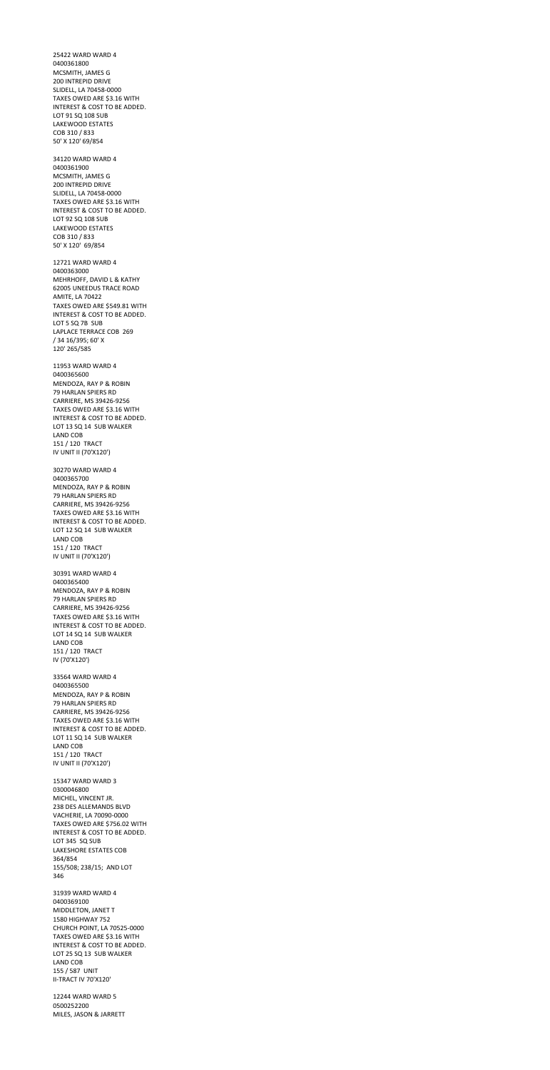25422 WARD WARD 4
0400361800
MCSMITH, JAMES G
200 INTREPID DRIVE
SLIDELL, LA 70458-0000
TAXES OWED ARE $3.16 WITH
INTEREST & COST TO BE ADDED.
LOT 91 SQ 108 SUB
LAKEWOOD ESTATES
COB 310 / 833
50' X 120' 69/854

34120 WARD WARD 4
0400361900
MCSMITH, JAMES G
200 INTREPID DRIVE
SLIDELL, LA 70458-0000
TAXES OWED ARE $3.16 WITH
INTEREST & COST TO BE ADDED.
LOT 92 SQ 108 SUB
LAKEWOOD ESTATES
COB 310 / 833
50' X 120' 69/854

12721 WARD WARD 4
0400363000
MEHRHOFF, DAVID L & KATHY
62005 UNEEDUS TRACE ROAD
AMITE, LA 70422
TAXES OWED ARE $549.81 WITH
INTEREST & COST TO BE ADDED.
LOT 5 SQ 7B SUB
LAPLACE TERRACE COB 269
/ 34 16/395; 60' X
120' 265/585

11953 WARD WARD 4
0400365600
MENDOZA, RAY P & ROBIN
79 HARLAN SPIERS RD
CARRIERE, MS 39426-9256
TAXES OWED ARE $3.16 WITH
INTEREST & COST TO BE ADDED.
LOT 13 SQ 14 SUB WALKER
LAND COB
151 / 120 TRACT
IV UNIT II (70'X120')

30270 WARD WARD 4
0400365700
MENDOZA, RAY P & ROBIN
79 HARLAN SPIERS RD
CARRIERE, MS 39426-9256
TAXES OWED ARE $3.16 WITH
INTEREST & COST TO BE ADDED.
LOT 12 SQ 14 SUB WALKER
LAND COB
151 / 120 TRACT
IV UNIT II (70'X120')

30391 WARD WARD 4
0400365400
MENDOZA, RAY P & ROBIN
79 HARLAN SPIERS RD
CARRIERE, MS 39426-9256
TAXES OWED ARE $3.16 WITH
INTEREST & COST TO BE ADDED.
LOT 14 SQ 14 SUB WALKER
LAND COB
151 / 120 TRACT
IV (70'X120')

33564 WARD WARD 4
0400365500
MENDOZA, RAY P & ROBIN
79 HARLAN SPIERS RD
CARRIERE, MS 39426-9256
TAXES OWED ARE $3.16 WITH
INTEREST & COST TO BE ADDED.
LOT 11 SQ 14 SUB WALKER
LAND COB
151 / 120 TRACT
IV UNIT II (70'X120')

15347 WARD WARD 3
0300046800
MICHEL, VINCENT JR.
238 DES ALLEMANDS BLVD
VACHERIE, LA 70090-0000
TAXES OWED ARE $756.02 WITH
INTEREST & COST TO BE ADDED.
LOT 345 SQ SUB
LAKESHORE ESTATES COB
364/854
155/508; 238/15; AND LOT
346

31939 WARD WARD 4
0400369100
MIDDLETON, JANET T
1580 HIGHWAY 752
CHURCH POINT, LA 70525-0000
TAXES OWED ARE $3.16 WITH
INTEREST & COST TO BE ADDED.
LOT 25 SQ 13 SUB WALKER
LAND COB
155 / 587 UNIT
II-TRACT IV 70'X120'

12244 WARD WARD 5
0500252200
MILES, JASON & JARRETT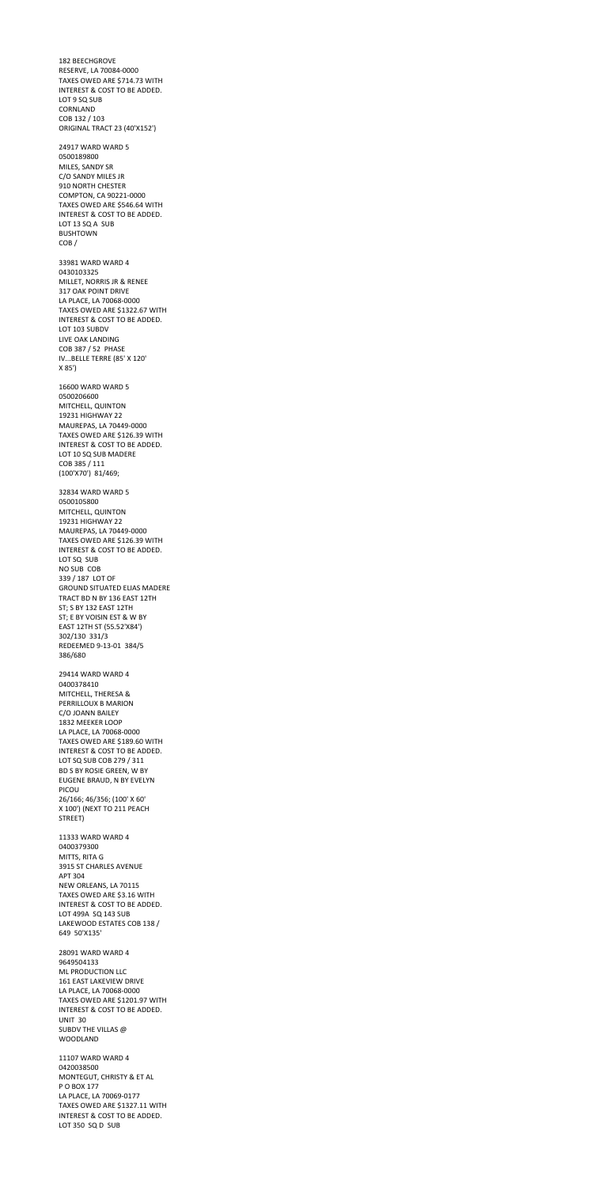182 BEECHGROVE
RESERVE, LA 70084-0000
TAXES OWED ARE $714.73 WITH
INTEREST & COST TO BE ADDED.
LOT 9 SQ SUB
CORNLAND
COB 132 / 103
ORIGINAL TRACT 23 (40'X152')

24917 WARD WARD 5
0500189800
MILES, SANDY SR
C/O SANDY MILES JR
910 NORTH CHESTER
COMPTON, CA 90221-0000
TAXES OWED ARE $546.64 WITH
INTEREST & COST TO BE ADDED.
LOT 13 SQ A SUB
BUSHTOWN
COB /

33981 WARD WARD 4
0430103325
MILLET, NORRIS JR & RENEE
317 OAK POINT DRIVE
LA PLACE, LA 70068-0000
TAXES OWED ARE $1322.67 WITH
INTEREST & COST TO BE ADDED.
LOT 103 SUBDV
LIVE OAK LANDING
COB 387 / 52 PHASE
IV...BELLE TERRE (85' X 120'
X 85')

16600 WARD WARD 5
0500206600
MITCHELL, QUINTON
19231 HIGHWAY 22
MAUREPAS, LA 70449-0000
TAXES OWED ARE $126.39 WITH
INTEREST & COST TO BE ADDED.
LOT 10 SQ SUB MADERE
COB 385 / 111
(100'X70') 81/469;

32834 WARD WARD 5
0500105800
MITCHELL, QUINTON
19231 HIGHWAY 22
MAUREPAS, LA 70449-0000
TAXES OWED ARE $126.39 WITH
INTEREST & COST TO BE ADDED.
LOT SQ SUB
NO SUB COB
339 / 187 LOT OF
GROUND SITUATED ELIAS MADERE
TRACT BD N BY 136 EAST 12TH
ST; S BY 132 EAST 12TH
ST; E BY VOISIN EST & W BY
EAST 12TH ST (55.52'X84')
302/130 331/3
REDEEMED 9-13-01 384/5
386/680

29414 WARD WARD 4
0400378410
MITCHELL, THERESA &
PERRILLOUX B MARION
C/O JOANN BAILEY
1832 MEEKER LOOP
LA PLACE, LA 70068-0000
TAXES OWED ARE $189.60 WITH
INTEREST & COST TO BE ADDED.
LOT SQ SUB COB 279 / 311
BD S BY ROSIE GREEN, W BY
EUGENE BRAUD, N BY EVELYN
PICOU
26/166; 46/356; (100' X 60'
X 100') (NEXT TO 211 PEACH
STREET)

11333 WARD WARD 4
0400379300
MITTS, RITA G
3915 ST CHARLES AVENUE
APT 304
NEW ORLEANS, LA 70115
TAXES OWED ARE $3.16 WITH
INTEREST & COST TO BE ADDED.
LOT 499A SQ 143 SUB
LAKEWOOD ESTATES COB 138 /
649 50'X135'

28091 WARD WARD 4
9649504133
ML PRODUCTION LLC
161 EAST LAKEVIEW DRIVE
LA PLACE, LA 70068-0000
TAXES OWED ARE $1201.97 WITH
INTEREST & COST TO BE ADDED.
UNIT 30
SUBDV THE VILLAS @
WOODLAND

11107 WARD WARD 4
0420038500
MONTEGUT, CHRISTY & ET AL
P O BOX 177
LA PLACE, LA 70069-0177
TAXES OWED ARE $1327.11 WITH
INTEREST & COST TO BE ADDED.
LOT 350 SQ D SUB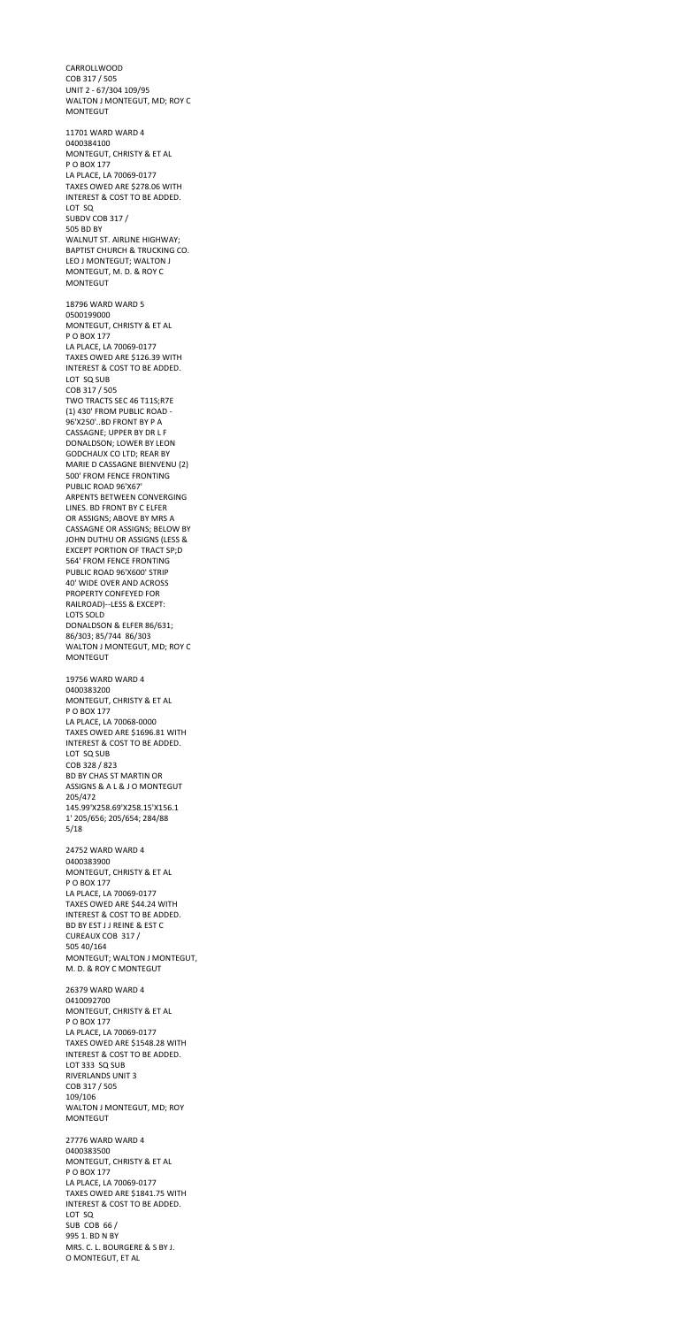CARROLLWOOD
COB 317 / 505
UNIT 2 - 67/304 109/95
WALTON J MONTEGUT, MD; ROY C
MONTEGUT

11701 WARD WARD 4
0400384100
MONTEGUT, CHRISTY & ET AL
P O BOX 177
LA PLACE, LA 70069-0177
TAXES OWED ARE $278.06 WITH
INTEREST & COST TO BE ADDED.
LOT SQ
SUBDV COB 317 /
505 BD BY
WALNUT ST. AIRLINE HIGHWAY;
BAPTIST CHURCH & TRUCKING CO.
LEO J MONTEGUT; WALTON J
MONTEGUT, M. D. & ROY C
MONTEGUT

18796 WARD WARD 5
0500199000
MONTEGUT, CHRISTY & ET AL
P O BOX 177
LA PLACE, LA 70069-0177
TAXES OWED ARE $126.39 WITH
INTEREST & COST TO BE ADDED.
LOT SQ SUB
COB 317 / 505
TWO TRACTS SEC 46 T11S;R7E
(1) 430' FROM PUBLIC ROAD -
96'X250' ..BD FRONT BY P A
CASSAGNE; UPPER BY DR L F
DONALDSON; LOWER BY LEON
GODCHAUX CO LTD; REAR BY
MARIE D CASSAGNE BIENVENU (2)
500' FROM FENCE FRONTING
PUBLIC ROAD 96'X67'
ARPENTS BETWEEN CONVERGING
LINES. BD FRONT BY C ELFER
OR ASSIGNS; ABOVE BY MRS A
CASSAGNE OR ASSIGNS; BELOW BY
JOHN DUTHU OR ASSIGNS (LESS &
EXCEPT PORTION OF TRACT SP;D
564' FROM FENCE FRONTING
PUBLIC ROAD 96'X600' STRIP
40' WIDE OVER AND ACROSS
PROPERTY CONFEYED FOR
RAILROAD)--LESS & EXCEPT:
LOTS SOLD
DONALDSON & ELFER 86/631;
86/303; 85/744 86/303
WALTON J MONTEGUT, MD; ROY C
MONTEGUT

19756 WARD WARD 4
0400383200
MONTEGUT, CHRISTY & ET AL
P O BOX 177
LA PLACE, LA 70068-0000
TAXES OWED ARE $1696.81 WITH
INTEREST & COST TO BE ADDED.
LOT SQ SUB
COB 328 / 823
BD BY CHAS ST MARTIN OR
ASSIGNS & A L & J O MONTEGUT
205/472
145.99'X258.69'X258.15'X156.1
1' 205/656; 205/654; 284/88
5/18

24752 WARD WARD 4
0400383900
MONTEGUT, CHRISTY & ET AL
P O BOX 177
LA PLACE, LA 70069-0177
TAXES OWED ARE $44.24 WITH
INTEREST & COST TO BE ADDED.
BD BY EST J J REINE & EST C
CUREAUX COB 317 /
505 40/164
MONTEGUT; WALTON J MONTEGUT,
M. D. & ROY C MONTEGUT

26379 WARD WARD 4
0410092700
MONTEGUT, CHRISTY & ET AL
P O BOX 177
LA PLACE, LA 70069-0177
TAXES OWED ARE $1548.28 WITH
INTEREST & COST TO BE ADDED.
LOT 333 SQ SUB
RIVERLANDS UNIT 3
COB 317 / 505
109/106
WALTON J MONTEGUT, MD; ROY
MONTEGUT

27776 WARD WARD 4
0400383500
MONTEGUT, CHRISTY & ET AL
P O BOX 177
LA PLACE, LA 70069-0177
TAXES OWED ARE $1841.75 WITH
INTEREST & COST TO BE ADDED.
LOT SQ
SUB COB 66 /
995 1. BD N BY
MRS. C. L. BOURGERE & S BY J.
O MONTEGUT, ET AL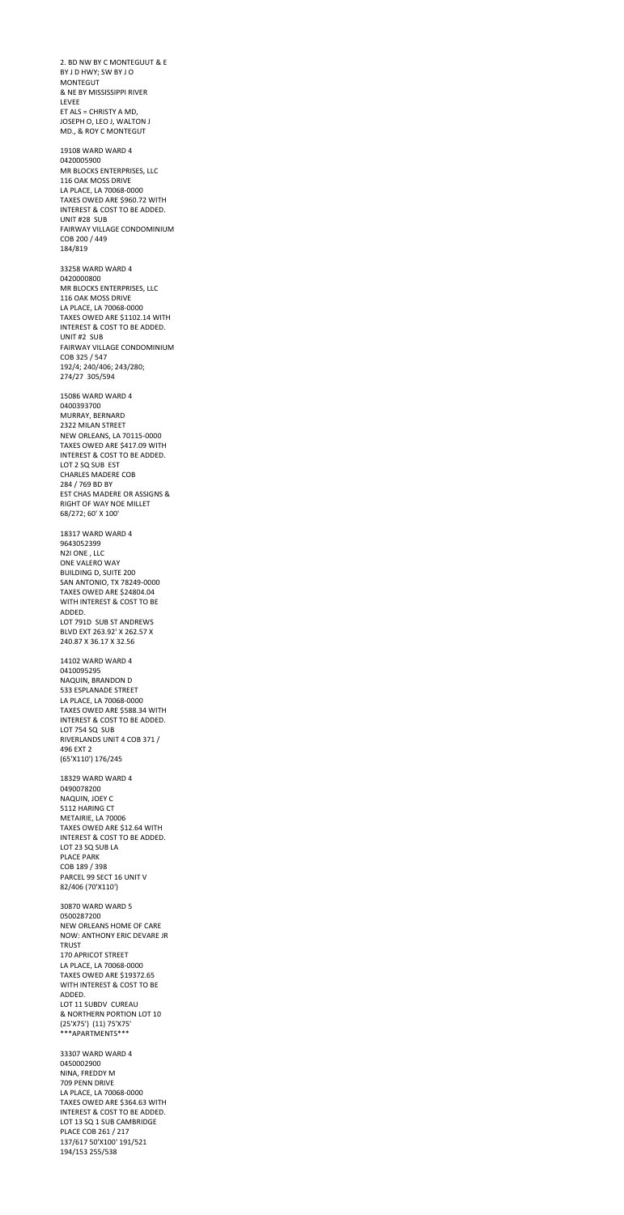2. BD NW BY C MONTEGUUT & E
BY J D HWY; SW BY J O
MONTEGUT
& NE BY MISSISSIPPI RIVER
LEVEE
ET ALS = CHRISTY A MD,
JOSEPH O, LEO J, WALTON J
MD., & ROY C MONTEGUT

19108 WARD WARD 4
0420005900
MR BLOCKS ENTERPRISES, LLC
116 OAK MOSS DRIVE
LA PLACE, LA 70068-0000
TAXES OWED ARE $960.72 WITH
INTEREST & COST TO BE ADDED.
UNIT #28 SUB
FAIRWAY VILLAGE CONDOMINIUM
COB 200 / 449
184/819

33258 WARD WARD 4
0420000800
MR BLOCKS ENTERPRISES, LLC
116 OAK MOSS DRIVE
LA PLACE, LA 70068-0000
TAXES OWED ARE $1102.14 WITH
INTEREST & COST TO BE ADDED.
UNIT #2 SUB
FAIRWAY VILLAGE CONDOMINIUM
COB 325 / 547
192/4; 240/406; 243/280;
274/27 305/594

15086 WARD WARD 4
0400393700
MURRAY, BERNARD
2322 MILAN STREET
NEW ORLEANS, LA 70115-0000
TAXES OWED ARE $417.09 WITH
INTEREST & COST TO BE ADDED.
LOT 2 SQ SUB EST
CHARLES MADERE COB
284 / 769 BD BY
EST CHAS MADERE OR ASSIGNS &
RIGHT OF WAY NOE MILLET
68/272; 60' X 100'

18317 WARD WARD 4
9643052399
N2! ONE , LLC
ONE VALERO WAY
BUILDING D, SUITE 200
SAN ANTONIO, TX 78249-0000
TAXES OWED ARE $24804.04
WITH INTEREST & COST TO BE
ADDED.
LOT 791D SUB ST ANDREWS
BLVD EXT 263.92' X 262.57 X
240.87 X 36.17 X 32.56

14102 WARD WARD 4
0410095295
NAQUIN, BRANDON D
533 ESPLANADE STREET
LA PLACE, LA 70068-0000
TAXES OWED ARE $588.34 WITH
INTEREST & COST TO BE ADDED.
LOT 754 SQ SUB
RIVERLANDS UNIT 4 COB 371 /
496 EXT 2
(65'X110') 176/245

18329 WARD WARD 4
0490078200
NAQUIN, JOEY C
5112 HARING CT
METAIRIE, LA 70006
TAXES OWED ARE $12.64 WITH
INTEREST & COST TO BE ADDED.
LOT 23 SQ SUB LA
PLACE PARK
COB 189 / 398
PARCEL 99 SECT 16 UNIT V
82/406 (70'X110')

30870 WARD WARD 5
0500287200
NEW ORLEANS HOME OF CARE
NOW: ANTHONY ERIC DEVARE JR
TRUST
170 APRICOT STREET
LA PLACE, LA 70068-0000
TAXES OWED ARE $19372.65
WITH INTEREST & COST TO BE
ADDED.
LOT 11 SUBDV CUREAU
& NORTHERN PORTION LOT 10
(25'X75') (11) 75'X75'
***APARTMENTS***

33307 WARD WARD 4
0450002900
NINA, FREDDY M
709 PENN DRIVE
LA PLACE, LA 70068-0000
TAXES OWED ARE $364.63 WITH
INTEREST & COST TO BE ADDED.
LOT 13 SQ 1 SUB CAMBRIDGE
PLACE COB 261 / 217
137/617 50'X100' 191/521
194/153 255/538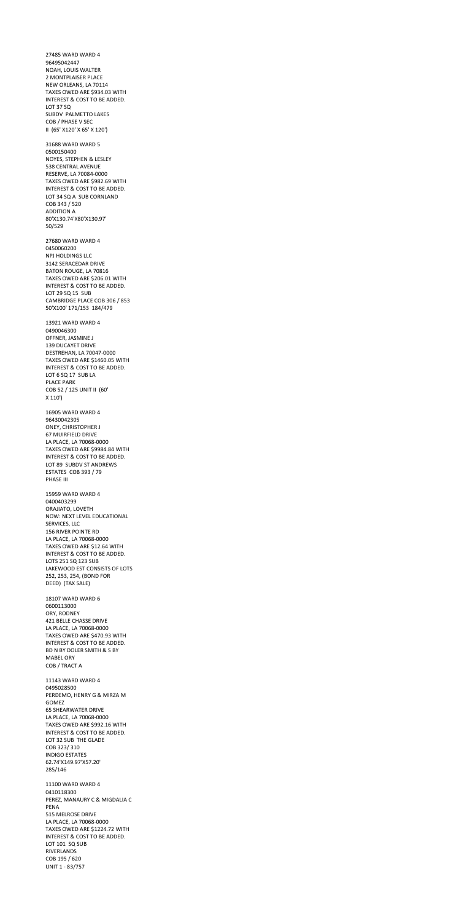27485 WARD WARD 4
96495042447
NOAH, LOUIS WALTER
2 MONTPLAISER PLACE
NEW ORLEANS, LA 70114
TAXES OWED ARE $934.03 WITH
INTEREST & COST TO BE ADDED.
LOT 37 SQ
SUBDV PALMETTO LAKES
COB / PHASE V SEC
II (65' X120' X 65' X 120')

31688 WARD WARD 5
0500150400
NOYES, STEPHEN & LESLEY
538 CENTRAL AVENUE
RESERVE, LA 70084-0000
TAXES OWED ARE $982.69 WITH
INTEREST & COST TO BE ADDED.
LOT 34 SQ A SUB CORNLAND
COB 343 / 520
ADDITION A
80'X130.74'X80'X130.97'
50/529

27680 WARD WARD 4
0450060200
NPJ HOLDINGS LLC
3142 SERACEDAR DRIVE
BATON ROUGE, LA 70816
TAXES OWED ARE $206.01 WITH
INTEREST & COST TO BE ADDED.
LOT 29 SQ 15 SUB
CAMBRIDGE PLACE COB 306 / 853
50'X100' 171/153 184/479

13921 WARD WARD 4
0490046300
OFFNER, JASMINE J
139 DUCAYET DRIVE
DESTREHAN, LA 70047-0000
TAXES OWED ARE $1460.05 WITH
INTEREST & COST TO BE ADDED.
LOT 6 SQ 17 SUB LA
PLACE PARK
COB 52 / 125 UNIT II (60'
X 110')

16905 WARD WARD 4
96430042305
ONEY, CHRISTOPHER J
67 MUIRFIELD DRIVE
LA PLACE, LA 70068-0000
TAXES OWED ARE $9984.84 WITH
INTEREST & COST TO BE ADDED.
LOT 89 SUBDV ST ANDREWS
ESTATES COB 393 / 79
PHASE III

15959 WARD WARD 4
0400403299
ORAJIATO, LOVETH
NOW: NEXT LEVEL EDUCATIONAL
SERVICES, LLC
156 RIVER POINTE RD
LA PLACE, LA 70068-0000
TAXES OWED ARE $12.64 WITH
INTEREST & COST TO BE ADDED.
LOTS 251 SQ 123 SUB
LAKEWOOD EST CONSISTS OF LOTS
252, 253, 254, (BOND FOR
DEED) (TAX SALE)

18107 WARD WARD 6
0600113000
ORY, RODNEY
421 BELLE CHASSE DRIVE
LA PLACE, LA 70068-0000
TAXES OWED ARE $470.93 WITH
INTEREST & COST TO BE ADDED.
BD N BY DOLER SMITH & S BY
MABEL ORY
COB / TRACT A

11143 WARD WARD 4
0495028500
PERDEMO, HENRY G & MIRZA M
GOMEZ
65 SHEARWATER DRIVE
LA PLACE, LA 70068-0000
TAXES OWED ARE $992.16 WITH
INTEREST & COST TO BE ADDED.
LOT 32 SUB THE GLADE
COB 323/ 310
INDIGO ESTATES
62.74'X149.97'X57.20'
285/146

11100 WARD WARD 4
0410118300
PEREZ, MANAURY C & MIGDALIA C
PENA
515 MELROSE DRIVE
LA PLACE, LA 70068-0000
TAXES OWED ARE $1224.72 WITH
INTEREST & COST TO BE ADDED.
LOT 101 SQ SUB
RIVERLANDS
COB 195 / 620
UNIT 1 - 83/757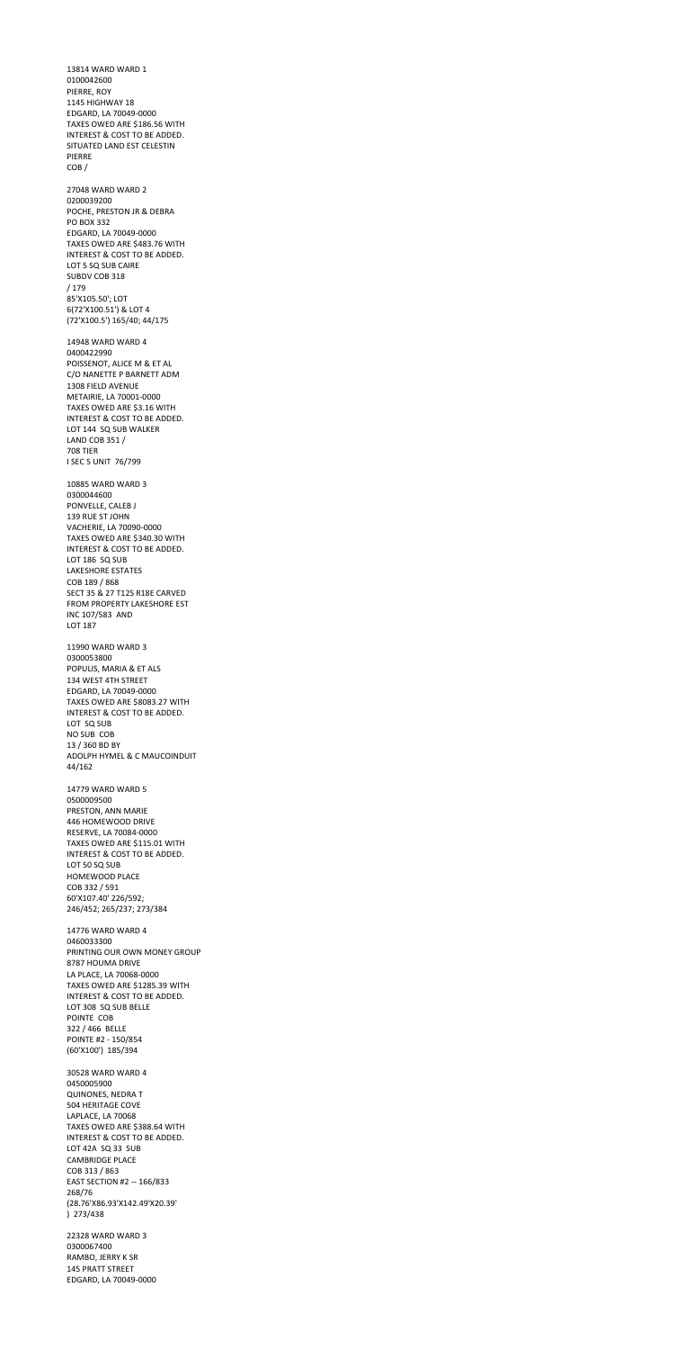13814 WARD WARD 1
0100042600
PIERRE, ROY
1145 HIGHWAY 18
EDGARD, LA 70049-0000
TAXES OWED ARE $186.56 WITH
INTEREST & COST TO BE ADDED.
SITUATED LAND EST CELESTIN
PIERRE
COB /

27048 WARD WARD 2
0200039200
POCHE, PRESTON JR & DEBRA
PO BOX 332
EDGARD, LA 70049-0000
TAXES OWED ARE $483.76 WITH
INTEREST & COST TO BE ADDED.
LOT 5 SQ SUB CAIRE
SUBDV COB 318
/ 179
85'X105.50'; LOT
6(72'X100.51') & LOT 4
(72'X100.5') 165/40; 44/175

14948 WARD WARD 4
0400422990
POISSENOT, ALICE M & ET AL
C/O NANETTE P BARNETT ADM
1308 FIELD AVENUE
METAIRIE, LA 70001-0000
TAXES OWED ARE $3.16 WITH
INTEREST & COST TO BE ADDED.
LOT 144 SQ SUB WALKER
LAND COB 351 /
708 TIER
I SEC 5 UNIT 76/799

10885 WARD WARD 3
0300044600
PONVELLE, CALEB J
139 RUE ST JOHN
VACHERIE, LA 70090-0000
TAXES OWED ARE $340.30 WITH
INTEREST & COST TO BE ADDED.
LOT 186 SQ SUB
LAKESHORE ESTATES
COB 189 / 868
SECT 35 & 27 T12S R18E CARVED
FROM PROPERTY LAKESHORE EST
INC 107/583 AND
LOT 187

11990 WARD WARD 3
0300053800
POPULIS, MARIA & ET ALS
134 WEST 4TH STREET
EDGARD, LA 70049-0000
TAXES OWED ARE $8083.27 WITH
INTEREST & COST TO BE ADDED.
LOT SQ SUB
NO SUB COB
13 / 360 BD BY
ADOLPH HYMEL & C MAUCOINDUIT
44/162

14779 WARD WARD 5
0500009500
PRESTON, ANN MARIE
446 HOMEWOOD DRIVE
RESERVE, LA 70084-0000
TAXES OWED ARE $115.01 WITH
INTEREST & COST TO BE ADDED.
LOT 50 SQ SUB
HOMEWOOD PLACE
COB 332 / 591
60'X107.40' 226/592;
246/452; 265/237; 273/384

14776 WARD WARD 4
0460033300
PRINTING OUR OWN MONEY GROUP
8787 HOUMA DRIVE
LA PLACE, LA 70068-0000
TAXES OWED ARE $1285.39 WITH
INTEREST & COST TO BE ADDED.
LOT 308 SQ SUB BELLE
POINTE COB
322 / 466 BELLE
POINTE #2 - 150/854
(60'X100') 185/394

30528 WARD WARD 4
0450005900
QUINONES, NEDRA T
504 HERITAGE COVE
LAPLACE, LA 70068
TAXES OWED ARE $388.64 WITH
INTEREST & COST TO BE ADDED.
LOT 42A SQ 33 SUB
CAMBRIDGE PLACE
COB 313 / 863
EAST SECTION #2 -- 166/833
268/76
(28.76'X86.93'X142.49'X20.39'
) 273/438

22328 WARD WARD 3
0300067400
RAMBO, JERRY K SR
145 PRATT STREET
EDGARD, LA 70049-0000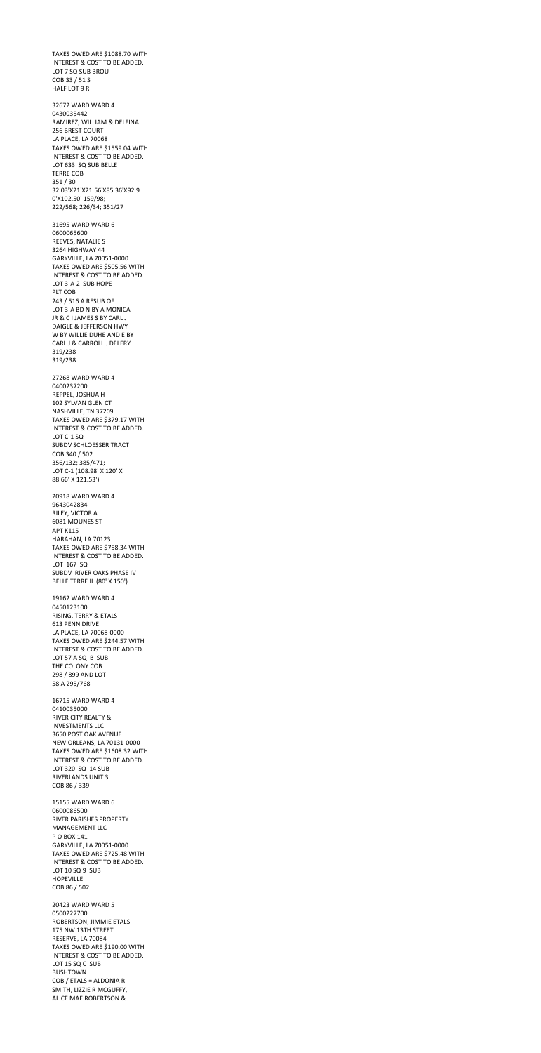TAXES OWED ARE $1088.70 WITH
INTEREST & COST TO BE ADDED.
LOT 7 SQ SUB BROU
COB 33 / 51 S
HALF LOT 9 R

32672 WARD WARD 4
0430035442
RAMIREZ, WILLIAM & DELFINA
256 BREST COURT
LA PLACE, LA 70068
TAXES OWED ARE $1559.04 WITH
INTEREST & COST TO BE ADDED.
LOT 633 SQ SUB BELLE
TERRE COB
351 / 30
32.03'X21'X21.56'X85.36'X92.9
0'X102.50' 159/98;
222/568; 226/34; 351/27

31695 WARD WARD 6
0600065600
REEVES, NATALIE S
3264 HIGHWAY 44
GARYVILLE, LA 70051-0000
TAXES OWED ARE $505.56 WITH
INTEREST & COST TO BE ADDED.
LOT 3-A-2 SUB HOPE
PLT COB
243 / 516 A RESUB OF
LOT 3-A BD N BY A MONICA
JR & C I JAMES S BY CARL J
DAIGLE & JEFFERSON HWY
W BY WILLIE DUHE AND E BY
CARL J & CARROLL J DELERY
319/238
319/238

27268 WARD WARD 4
0400237200
REPPEL, JOSHUA H
102 SYLVAN GLEN CT
NASHVILLE, TN 37209
TAXES OWED ARE $379.17 WITH
INTEREST & COST TO BE ADDED.
LOT C-1 SQ
SUBDV SCHLOESSER TRACT
COB 340 / 502
356/132; 385/471;
LOT C-1 (108.98' X 120' X
88.66' X 121.53')

20918 WARD WARD 4
9643042834
RILEY, VICTOR A
6081 MOUNES ST
APT K115
HARAHAN, LA 70123
TAXES OWED ARE $758.34 WITH
INTEREST & COST TO BE ADDED.
LOT 167 SQ
SUBDV RIVER OAKS PHASE IV
BELLE TERRE II (80' X 150')

19162 WARD WARD 4
0450123100
RISING, TERRY & ETALS
613 PENN DRIVE
LA PLACE, LA 70068-0000
TAXES OWED ARE $244.57 WITH
INTEREST & COST TO BE ADDED.
LOT 57 A SQ B SUB
THE COLONY COB
298 / 899 AND LOT
58 A 295/768

16715 WARD WARD 4
0410035000
RIVER CITY REALTY &
INVESTMENTS LLC
3650 POST OAK AVENUE
NEW ORLEANS, LA 70131-0000
TAXES OWED ARE $1608.32 WITH
INTEREST & COST TO BE ADDED.
LOT 320 SQ 14 SUB
RIVERLANDS UNIT 3
COB 86 / 339

15155 WARD WARD 6
0600086500
RIVER PARISHES PROPERTY
MANAGEMENT LLC
P O BOX 141
GARYVILLE, LA 70051-0000
TAXES OWED ARE $725.48 WITH
INTEREST & COST TO BE ADDED.
LOT 10 SQ 9 SUB
HOPEVILLE
COB 86 / 502

20423 WARD WARD 5
0500227700
ROBERTSON, JIMMIE ETALS
175 NW 13TH STREET
RESERVE, LA 70084
TAXES OWED ARE $190.00 WITH
INTEREST & COST TO BE ADDED.
LOT 15 SQ C SUB
BUSHTOWN
COB / ETALS = ALDONIA R
SMITH, LIZZIE R MCGUFFY,
ALICE MAE ROBERTSON &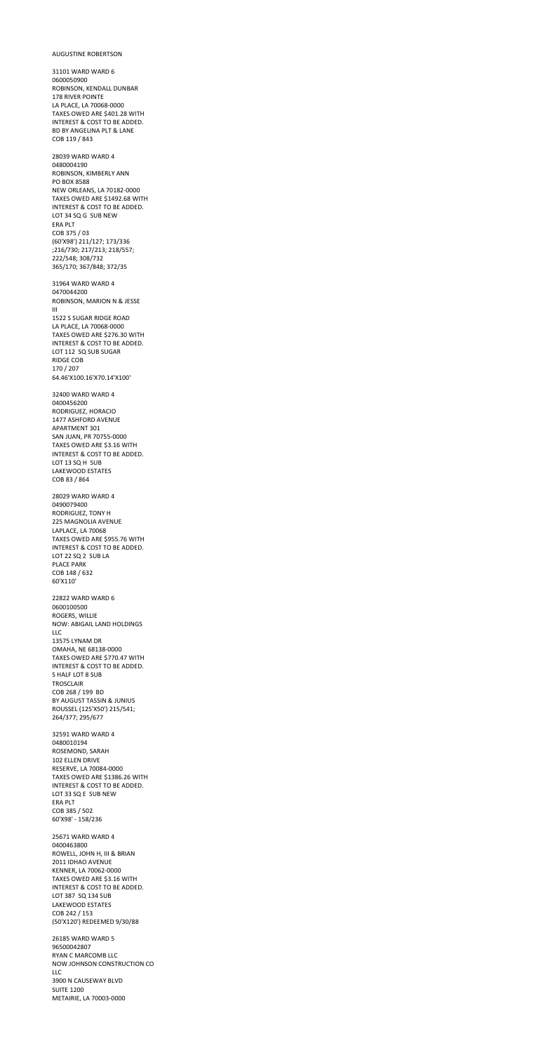AUGUSTINE ROBERTSON

31101 WARD WARD 6
0600050900
ROBINSON, KENDALL DUNBAR
178 RIVER POINTE
LA PLACE, LA 70068-0000
TAXES OWED ARE $401.28 WITH
INTEREST & COST TO BE ADDED.
BD BY ANGELINA PLT & LANE
COB 119 / 843

28039 WARD WARD 4
0480004190
ROBINSON, KIMBERLY ANN
PO BOX 8588
NEW ORLEANS, LA 70182-0000
TAXES OWED ARE $1492.68 WITH
INTEREST & COST TO BE ADDED.
LOT 34 SQ G SUB NEW
ERA PLT
COB 375 / 03
(60'X98') 211/127; 173/336
;216/730; 217/213; 218/557;
222/548; 308/732
365/170; 367/848; 372/35

31964 WARD WARD 4
0470044200
ROBINSON, MARION N & JESSE
III
1522 S SUGAR RIDGE ROAD
LA PLACE, LA 70068-0000
TAXES OWED ARE $276.30 WITH
INTEREST & COST TO BE ADDED.
LOT 112 SQ SUB SUGAR
RIDGE COB
170 / 207
64.46'X100.16'X70.14'X100'

32400 WARD WARD 4
0400456200
RODRIGUEZ, HORACIO
1477 ASHFORD AVENUE
APARTMENT 301
SAN JUAN, PR 70755-0000
TAXES OWED ARE $3.16 WITH
INTEREST & COST TO BE ADDED.
LOT 13 SQ H SUB
LAKEWOOD ESTATES
COB 83 / 864

28029 WARD WARD 4
0490079400
RODRIGUEZ, TONY H
225 MAGNOLIA AVENUE
LAPLACE, LA 70068
TAXES OWED ARE $955.76 WITH
INTEREST & COST TO BE ADDED.
LOT 22 SQ 2 SUB LA
PLACE PARK
COB 148 / 632
60'X110'

22822 WARD WARD 6
0600100500
ROGERS, WILLIE
NOW: ABIGAIL LAND HOLDINGS
LLC
13575 LYNAM DR
OMAHA, NE 68138-0000
TAXES OWED ARE $770.47 WITH
INTEREST & COST TO BE ADDED.
S HALF LOT 8 SUB
TROSCLAIR
COB 268 / 199 BD
BY AUGUST TASSIN & JUNIUS
ROUSSEL (125'X50') 215/541;
264/377; 295/677

32591 WARD WARD 4
0480010194
ROSEMOND, SARAH
102 ELLEN DRIVE
RESERVE, LA 70084-0000
TAXES OWED ARE $1386.26 WITH
INTEREST & COST TO BE ADDED.
LOT 33 SQ E SUB NEW
ERA PLT
COB 385 / 502
60'X98' - 158/236

25671 WARD WARD 4
0400463800
ROWELL, JOHN H, III & BRIAN
2011 IDHAO AVENUE
KENNER, LA 70062-0000
TAXES OWED ARE $3.16 WITH
INTEREST & COST TO BE ADDED.
LOT 387 SQ 134 SUB
LAKEWOOD ESTATES
COB 242 / 153
(50'X120') REDEEMED 9/30/88

26185 WARD WARD 5
96500042807
RYAN C MARCOMB LLC
NOW JOHNSON CONSTRUCTION CO
LLC
3900 N CAUSEWAY BLVD
SUITE 1200
METAIRIE, LA 70003-0000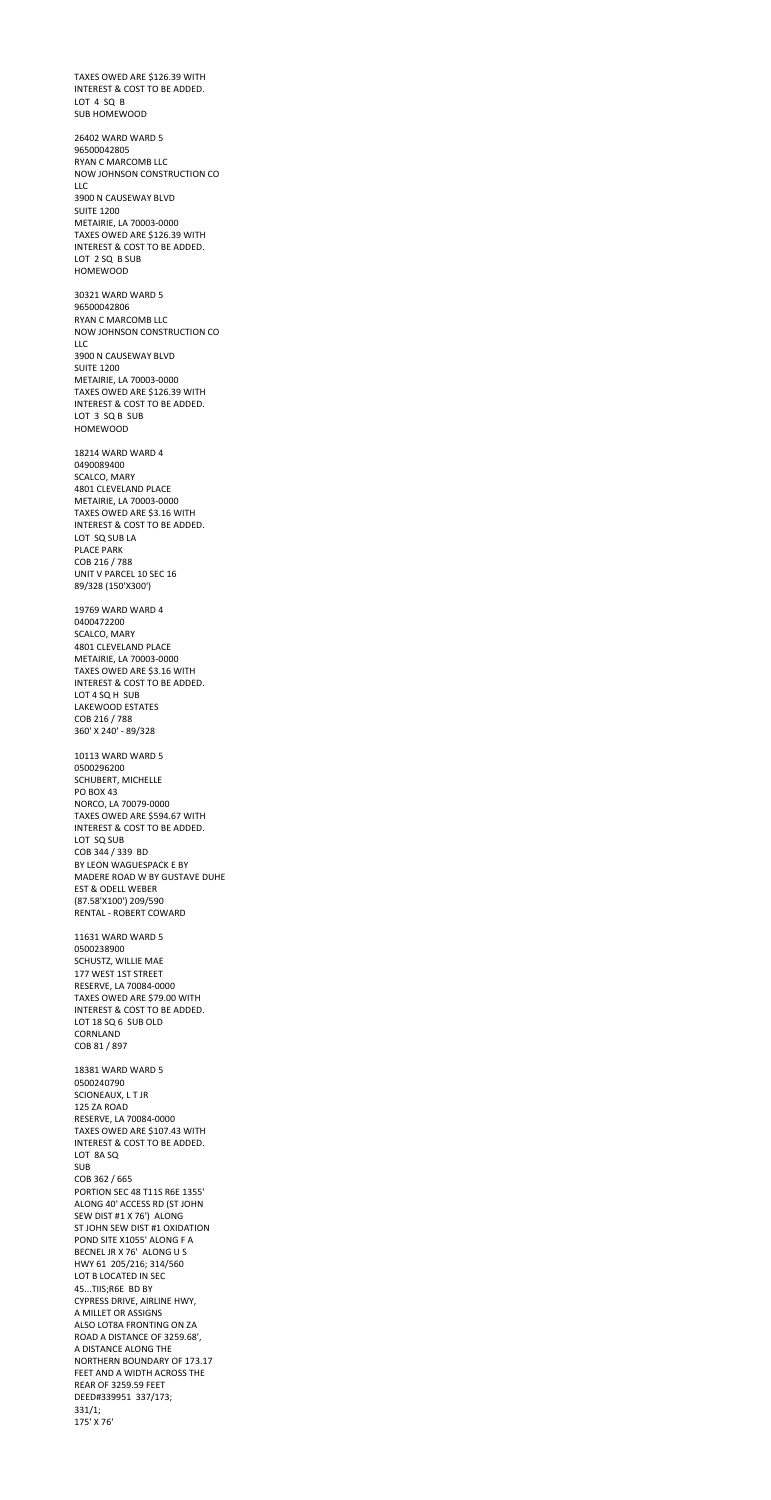TAXES OWED ARE $126.39 WITH
INTEREST & COST TO BE ADDED.
LOT 4 SQ B
SUB HOMEWOOD

26402 WARD WARD 5
96500042805
RYAN C MARCOMB LLC
NOW JOHNSON CONSTRUCTION CO
LLC
3900 N CAUSEWAY BLVD
SUITE 1200
METAIRIE, LA 70003-0000
TAXES OWED ARE $126.39 WITH
INTEREST & COST TO BE ADDED.
LOT 2 SQ B SUB
HOMEWOOD

30321 WARD WARD 5
96500042806
RYAN C MARCOMB LLC
NOW JOHNSON CONSTRUCTION CO
LLC
3900 N CAUSEWAY BLVD
SUITE 1200
METAIRIE, LA 70003-0000
TAXES OWED ARE $126.39 WITH
INTEREST & COST TO BE ADDED.
LOT 3 SQ B SUB
HOMEWOOD

18214 WARD WARD 4
0490089400
SCALCO, MARY
4801 CLEVELAND PLACE
METAIRIE, LA 70003-0000
TAXES OWED ARE $3.16 WITH
INTEREST & COST TO BE ADDED.
LOT SQ SUB LA
PLACE PARK
COB 216 / 788
UNIT V PARCEL 10 SEC 16
89/328 (150'X300')

19769 WARD WARD 4
0400472200
SCALCO, MARY
4801 CLEVELAND PLACE
METAIRIE, LA 70003-0000
TAXES OWED ARE $3.16 WITH
INTEREST & COST TO BE ADDED.
LOT 4 SQ H SUB
LAKEWOOD ESTATES
COB 216 / 788
360' X 240' - 89/328

10113 WARD WARD 5
0500296200
SCHUBERT, MICHELLE
PO BOX 43
NORCO, LA 70079-0000
TAXES OWED ARE $594.67 WITH
INTEREST & COST TO BE ADDED.
LOT SQ SUB
COB 344 / 339 BD
BY LEON WAGUESPACK E BY
MADERE ROAD W BY GUSTAVE DUHE
EST & ODELL WEBER
(87.58'X100') 209/590
RENTAL - ROBERT COWARD

11631 WARD WARD 5
0500238900
SCHUSTZ, WILLIE MAE
177 WEST 1ST STREET
RESERVE, LA 70084-0000
TAXES OWED ARE $79.00 WITH
INTEREST & COST TO BE ADDED.
LOT 18 SQ 6 SUB OLD
CORNLAND
COB 81 / 897

18381 WARD WARD 5
0500240790
SCIONEAUX, L T JR
125 ZA ROAD
RESERVE, LA 70084-0000
TAXES OWED ARE $107.43 WITH
INTEREST & COST TO BE ADDED.
LOT 8A SQ
SUB
COB 362 / 665
PORTION SEC 48 T11S R6E 1355'
ALONG 40' ACCESS RD (ST JOHN
SEW DIST #1 X 76') ALONG
ST JOHN SEW DIST #1 OXIDATION
POND SITE X1055' ALONG F A
BECNEL JR X 76' ALONG U S
HWY 61 205/216; 314/560
LOT B LOCATED IN SEC
45...TIIS;R6E BD BY
CYPRESS DRIVE, AIRLINE HWY,
A MILLET OR ASSIGNS
ALSO LOT8A FRONTING ON ZA
ROAD A DISTANCE OF 3259.68',
A DISTANCE ALONG THE
NORTHERN BOUNDARY OF 173.17
FEET AND A WIDTH ACROSS THE
REAR OF 3259.59 FEET
DEED#339951 337/173;
331/1;
175' X 76'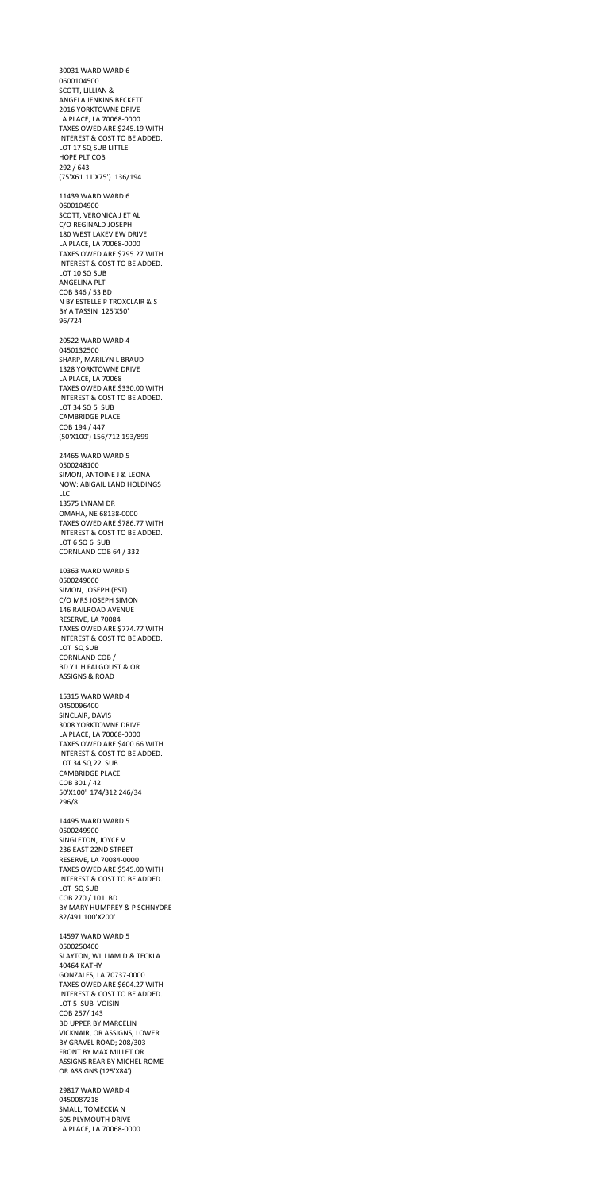30031 WARD WARD 6
0600104500
SCOTT, LILLIAN &
ANGELA JENKINS BECKETT
2016 YORKTOWNE DRIVE
LA PLACE, LA 70068-0000
TAXES OWED ARE $245.19 WITH
INTEREST & COST TO BE ADDED.
LOT 17 SQ SUB LITTLE
HOPE PLT COB
292 / 643
(75'X61.11'X75') 136/194

11439 WARD WARD 6
0600104900
SCOTT, VERONICA J ET AL
C/O REGINALD JOSEPH
180 WEST LAKEVIEW DRIVE
LA PLACE, LA 70068-0000
TAXES OWED ARE $795.27 WITH
INTEREST & COST TO BE ADDED.
LOT 10 SQ SUB
ANGELINA PLT
COB 346 / 53 BD
N BY ESTELLE P TROXCLAIR & S
BY A TASSIN 125'X50'
96/724

20522 WARD WARD 4
0450132500
SHARP, MARILYN L BRAUD
1328 YORKTOWNE DRIVE
LA PLACE, LA 70068
TAXES OWED ARE $330.00 WITH
INTEREST & COST TO BE ADDED.
LOT 34 SQ 5 SUB
CAMBRIDGE PLACE
COB 194 / 447
(50'X100') 156/712 193/899

24465 WARD WARD 5
0500248100
SIMON, ANTOINE J & LEONA
NOW: ABIGAIL LAND HOLDINGS
LLC
13575 LYNAM DR
OMAHA, NE 68138-0000
TAXES OWED ARE $786.77 WITH
INTEREST & COST TO BE ADDED.
LOT 6 SQ 6 SUB
CORNLAND COB 64 / 332

10363 WARD WARD 5
0500249000
SIMON, JOSEPH (EST)
C/O MRS JOSEPH SIMON
146 RAILROAD AVENUE
RESERVE, LA 70084
TAXES OWED ARE $774.77 WITH
INTEREST & COST TO BE ADDED.
LOT SQ SUB
CORNLAND COB /
BD Y L H FALGOUST & OR
ASSIGNS & ROAD

15315 WARD WARD 4
0450096400
SINCLAIR, DAVIS
3008 YORKTOWNE DRIVE
LA PLACE, LA 70068-0000
TAXES OWED ARE $400.66 WITH
INTEREST & COST TO BE ADDED.
LOT 34 SQ 22 SUB
CAMBRIDGE PLACE
COB 301 / 42
50'X100' 174/312 246/34
296/8

14495 WARD WARD 5
0500249900
SINGLETON, JOYCE V
236 EAST 22ND STREET
RESERVE, LA 70084-0000
TAXES OWED ARE $545.00 WITH
INTEREST & COST TO BE ADDED.
LOT SQ SUB
COB 270 / 101 BD
BY MARY HUMPREY & P SCHNYDRE
82/491 100'X200'

14597 WARD WARD 5
0500250400
SLAYTON, WILLIAM D & TECKLA
40464 KATHY
GONZALES, LA 70737-0000
TAXES OWED ARE $604.27 WITH
INTEREST & COST TO BE ADDED.
LOT 5 SUB VOISIN
COB 257/ 143
BD UPPER BY MARCELIN
VICKNAIR, OR ASSIGNS, LOWER
BY GRAVEL ROAD; 208/303
FRONT BY MAX MILLET OR
ASSIGNS REAR BY MICHEL ROME
OR ASSIGNS (125'X84')

29817 WARD WARD 4
0450087218
SMALL, TOMECKIA N
605 PLYMOUTH DRIVE
LA PLACE, LA 70068-0000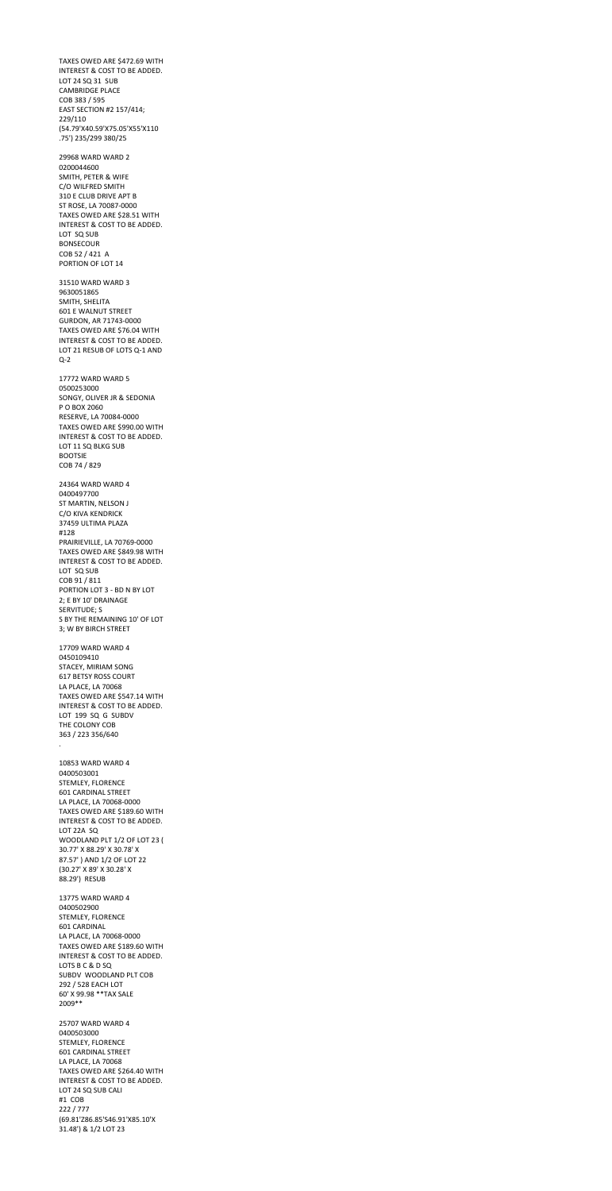TAXES OWED ARE $472.69 WITH
INTEREST & COST TO BE ADDED.
LOT 24 SQ 31 SUB
CAMBRIDGE PLACE
COB 383 / 595
EAST SECTION #2 157/414;
229/110
(54.79'X40.59'X75.05'X55'X110
.75') 235/299 380/25

29968 WARD WARD 2
0200044600
SMITH, PETER & WIFE
C/O WILFRED SMITH
310 E CLUB DRIVE APT B
ST ROSE, LA 70087-0000
TAXES OWED ARE $28.51 WITH
INTEREST & COST TO BE ADDED.
LOT SQ SUB
BONSECOUR
COB 52 / 421 A
PORTION OF LOT 14

31510 WARD WARD 3
9630051865
SMITH, SHELITA
601 E WALNUT STREET
GURDON, AR 71743-0000
TAXES OWED ARE $76.04 WITH
INTEREST & COST TO BE ADDED.
LOT 21 RESUB OF LOTS Q-1 AND
Q-2

17772 WARD WARD 5
0500253000
SONGY, OLIVER JR & SEDONIA
P O BOX 2060
RESERVE, LA 70084-0000
TAXES OWED ARE $990.00 WITH
INTEREST & COST TO BE ADDED.
LOT 11 SQ BLKG SUB
BOOTSIE
COB 74 / 829

24364 WARD WARD 4
0400497700
ST MARTIN, NELSON J
C/O KIVA KENDRICK
37459 ULTIMA PLAZA
#128
PRAIRIEVILLE, LA 70769-0000
TAXES OWED ARE $849.98 WITH
INTEREST & COST TO BE ADDED.
LOT SQ SUB
COB 91 / 811
PORTION LOT 3 - BD N BY LOT
2; E BY 10' DRAINAGE
SERVITUDE; S
S BY THE REMAINING 10' OF LOT
3; W BY BIRCH STREET

17709 WARD WARD 4
0450109410
STACEY, MIRIAM SONG
617 BETSY ROSS COURT
LA PLACE, LA 70068
TAXES OWED ARE $547.14 WITH
INTEREST & COST TO BE ADDED.
LOT 199 SQ G SUBDV
THE COLONY COB
363 / 223 356/640
.

10853 WARD WARD 4
0400503001
STEMLEY, FLORENCE
601 CARDINAL STREET
LA PLACE, LA 70068-0000
TAXES OWED ARE $189.60 WITH
INTEREST & COST TO BE ADDED.
LOT 22A SQ
WOODLAND PLT 1/2 OF LOT 23 (
30.77' X 88.29' X 30.78' X
87.57' ) AND 1/2 OF LOT 22
(30.27' X 89' X 30.28' X
88.29') RESUB

13775 WARD WARD 4
0400502900
STEMLEY, FLORENCE
601 CARDINAL
LA PLACE, LA 70068-0000
TAXES OWED ARE $189.60 WITH
INTEREST & COST TO BE ADDED.
LOTS B C & D SQ
SUBDV WOODLAND PLT COB
292 / 528 EACH LOT
60' X 99.98 **TAX SALE
2009**

25707 WARD WARD 4
0400503000
STEMLEY, FLORENCE
601 CARDINAL STREET
LA PLACE, LA 70068
TAXES OWED ARE $264.40 WITH
INTEREST & COST TO BE ADDED.
LOT 24 SQ SUB CALI
#1 COB
222 / 777
(69.81'Z86.85'S46.91'X85.10'X
31.48') & 1/2 LOT 23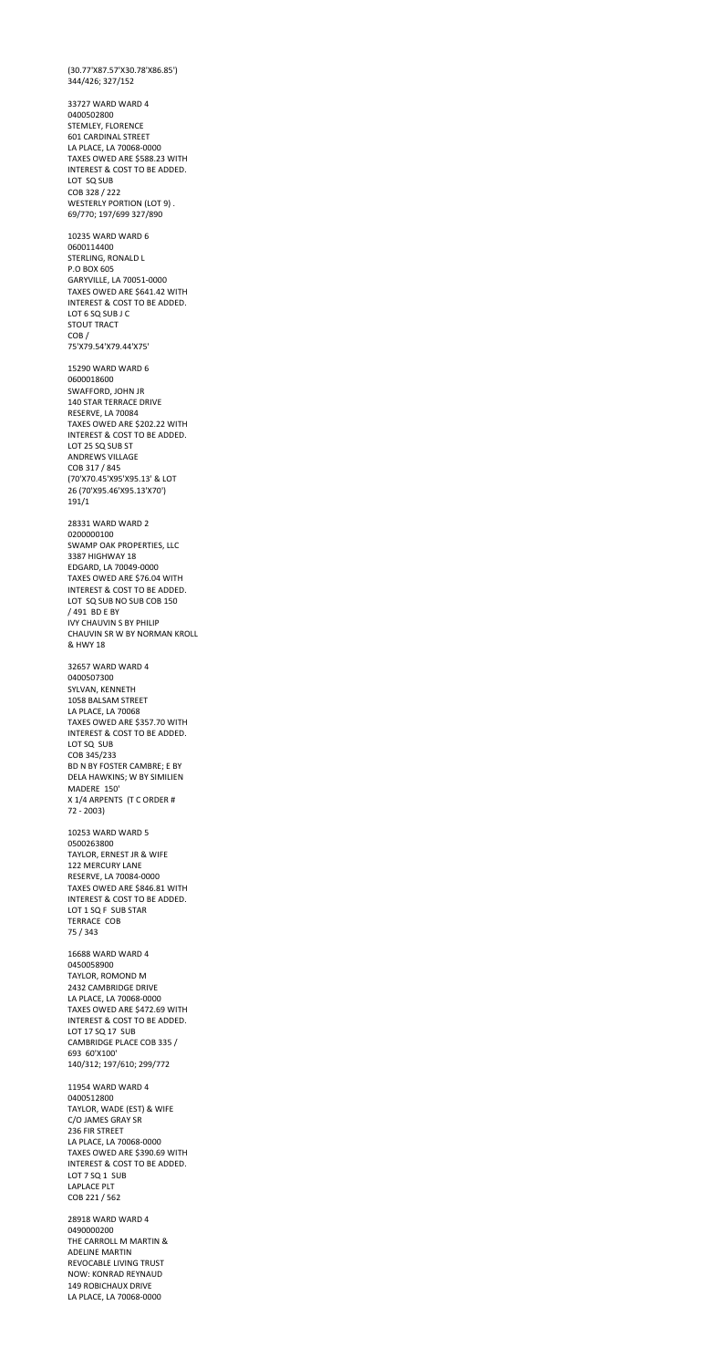(30.77'X87.57'X30.78'X86.85')
344/426; 327/152

33727 WARD WARD 4
0400502800
STEMLEY, FLORENCE
601 CARDINAL STREET
LA PLACE, LA 70068-0000
TAXES OWED ARE $588.23 WITH
INTEREST & COST TO BE ADDED.
LOT SQ SUB
COB 328 / 222
WESTERLY PORTION (LOT 9) .
69/770; 197/699 327/890

10235 WARD WARD 6
0600114400
STERLING, RONALD L
P.O BOX 605
GARYVILLE, LA 70051-0000
TAXES OWED ARE $641.42 WITH
INTEREST & COST TO BE ADDED.
LOT 6 SQ SUB J C
STOUT TRACT
COB /
75'X79.54'X79.44'X75'

15290 WARD WARD 6
0600018600
SWAFFORD, JOHN JR
140 STAR TERRACE DRIVE
RESERVE, LA 70084
TAXES OWED ARE $202.22 WITH
INTEREST & COST TO BE ADDED.
LOT 25 SQ SUB ST
ANDREWS VILLAGE
COB 317 / 845
(70'X70.45'X95'X95.13' & LOT
26 (70'X95.46'X95.13'X70')
191/1

28331 WARD WARD 2
0200000100
SWAMP OAK PROPERTIES, LLC
3387 HIGHWAY 18
EDGARD, LA 70049-0000
TAXES OWED ARE $76.04 WITH
INTEREST & COST TO BE ADDED.
LOT SQ SUB NO SUB COB 150
/ 491 BD E BY
IVY CHAUVIN S BY PHILIP
CHAUVIN SR W BY NORMAN KROLL
& HWY 18

32657 WARD WARD 4
0400507300
SYLVAN, KENNETH
1058 BALSAM STREET
LA PLACE, LA 70068
TAXES OWED ARE $357.70 WITH
INTEREST & COST TO BE ADDED.
LOT SQ SUB
COB 345/233
BD N BY FOSTER CAMBRE; E BY
DELA HAWKINS; W BY SIMILIEN
MADERE 150'
X 1/4 ARPENTS (T C ORDER #
72 - 2003)

10253 WARD WARD 5
0500263800
TAYLOR, ERNEST JR & WIFE
122 MERCURY LANE
RESERVE, LA 70084-0000
TAXES OWED ARE $846.81 WITH
INTEREST & COST TO BE ADDED.
LOT 1 SQ F SUB STAR
TERRACE COB
75 / 343

16688 WARD WARD 4
0450058900
TAYLOR, ROMOND M
2432 CAMBRIDGE DRIVE
LA PLACE, LA 70068-0000
TAXES OWED ARE $472.69 WITH
INTEREST & COST TO BE ADDED.
LOT 17 SQ 17 SUB
CAMBRIDGE PLACE COB 335 /
693 60'X100'
140/312; 197/610; 299/772

11954 WARD WARD 4
0400512800
TAYLOR, WADE (EST) & WIFE
C/O JAMES GRAY SR
236 FIR STREET
LA PLACE, LA 70068-0000
TAXES OWED ARE $390.69 WITH
INTEREST & COST TO BE ADDED.
LOT 7 SQ 1 SUB
LAPLACE PLT
COB 221 / 562

28918 WARD WARD 4
0490000200
THE CARROLL M MARTIN &
ADELINE MARTIN
REVOCABLE LIVING TRUST
NOW: KONRAD REYNAUD
149 ROBICHAUX DRIVE
LA PLACE, LA 70068-0000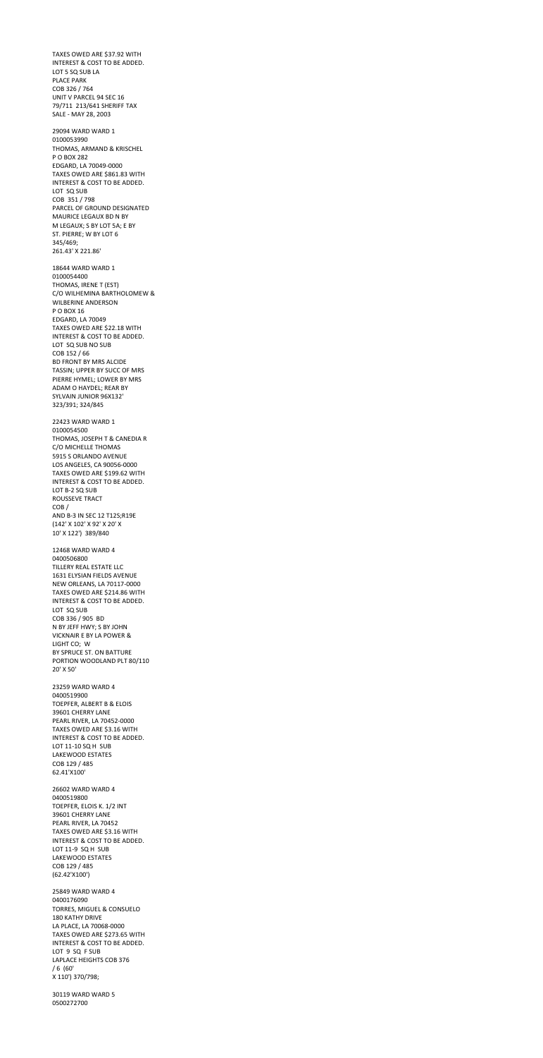TAXES OWED ARE $37.92 WITH
INTEREST & COST TO BE ADDED.
LOT 5 SQ SUB LA
PLACE PARK
COB 326 / 764
UNIT V PARCEL 94 SEC 16
79/711 213/641 SHERIFF TAX
SALE - MAY 28, 2003

29094 WARD WARD 1
0100053990
THOMAS, ARMAND & KRISCHEL
P O BOX 282
EDGARD, LA 70049-0000
TAXES OWED ARE $861.83 WITH
INTEREST & COST TO BE ADDED.
LOT SQ SUB
COB 351 / 798
PARCEL OF GROUND DESIGNATED
MAURICE LEGAUX BD N BY
M LEGAUX; S BY LOT 5A; E BY
ST. PIERRE; W BY LOT 6
345/469;
261.43' X 221.86'

18644 WARD WARD 1
0100054400
THOMAS, IRENE T (EST)
C/O WILHEMINA BARTHOLOMEW &
WILBERINE ANDERSON
P O BOX 16
EDGARD, LA 70049
TAXES OWED ARE $22.18 WITH
INTEREST & COST TO BE ADDED.
LOT SQ SUB NO SUB
COB 152 / 66
BD FRONT BY MRS ALCIDE
TASSIN; UPPER BY SUCC OF MRS
PIERRE HYMEL; LOWER BY MRS
ADAM O HAYDEL; REAR BY
SYLVAIN JUNIOR 96X132'
323/391; 324/845

22423 WARD WARD 1
0100054500
THOMAS, JOSEPH T & CANEDIA R
C/O MICHELLE THOMAS
5915 S ORLANDO AVENUE
LOS ANGELES, CA 90056-0000
TAXES OWED ARE $199.62 WITH
INTEREST & COST TO BE ADDED.
LOT B-2 SQ SUB
ROUSSEVE TRACT
COB /
AND B-3 IN SEC 12 T12S;R19E
(142' X 102' X 92' X 20' X
10' X 122') 389/840

12468 WARD WARD 4
0400506800
TILLERY REAL ESTATE LLC
1631 ELYSIAN FIELDS AVENUE
NEW ORLEANS, LA 70117-0000
TAXES OWED ARE $214.86 WITH
INTEREST & COST TO BE ADDED.
LOT SQ SUB
COB 336 / 905 BD
N BY JEFF HWY; S BY JOHN
VICKNAIR E BY LA POWER &
LIGHT CO; W
BY SPRUCE ST. ON BATTURE
PORTION WOODLAND PLT 80/110
20' X 50'

23259 WARD WARD 4
0400519900
TOEPFER, ALBERT B & ELOIS
39601 CHERRY LANE
PEARL RIVER, LA 70452-0000
TAXES OWED ARE $3.16 WITH
INTEREST & COST TO BE ADDED.
LOT 11-10 SQ H SUB
LAKEWOOD ESTATES
COB 129 / 485
62.41'X100'

26602 WARD WARD 4
0400519800
TOEPFER, ELOIS K. 1/2 INT
39601 CHERRY LANE
PEARL RIVER, LA 70452
TAXES OWED ARE $3.16 WITH
INTEREST & COST TO BE ADDED.
LOT 11-9 SQ H SUB
LAKEWOOD ESTATES
COB 129 / 485
(62.42'X100')

25849 WARD WARD 4
0400176090
TORRES, MIGUEL & CONSUELO
180 KATHY DRIVE
LA PLACE, LA 70068-0000
TAXES OWED ARE $273.65 WITH
INTEREST & COST TO BE ADDED.
LOT 9 SQ F SUB
LAPLACE HEIGHTS COB 376
/ 6 (60'
X 110') 370/798;

30119 WARD WARD 5
0500272700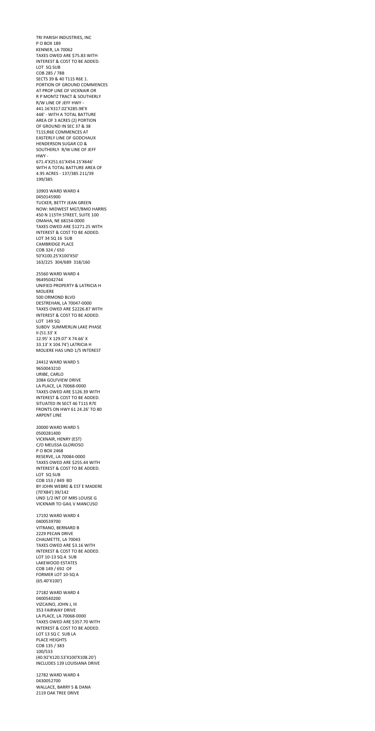TRI PARISH INDUSTRIES, INC
P O BOX 189
KENNER, LA 70062
TAXES OWED ARE $75.83 WITH INTEREST & COST TO BE ADDED.
LOT SQ SUB
COB 285 / 788
SECTS 39 & 40 T11S R6E 1. PORTION OF GROUND COMMENCES AT PROP LINE OF VICKNAIR OR R P MONTZ TRACT & SOUTHERLY R/W LINE OF JEFF HWY - 441.16'X317.02'X285.98'X 448' - WITH A TOTAL BATTURE AREA OF 3 ACRES (2) PORTION OF GROUND IN SEC 37 & 38 T11S;R6E COMMENCES AT EASTERLY LINE OF GODCHAUX HENDERSON SUGAR CO & SOUTHERLY R/W LINE OF JEFF HWY - 671.4'X251.61'X454.15'X646' WITH A TOTAL BATTURE AREA OF 4.95 ACRES - 137/385 211/39 199/385

10903 WARD WARD 4
0450145900
TUCKER, BETTY JEAN GREEN
NOW: MIDWEST MGT/BMO HARRIS
450 N 115TH STREET, SUITE 100
OMAHA, NE 68154-0000
TAXES OWED ARE $1271.25 WITH INTEREST & COST TO BE ADDED.
LOT 34 SQ 16 SUB
CAMBRIDGE PLACE
COB 324 / 650
50'X100.25'X100'X50'
163/225 304/689 318/160

25560 WARD WARD 4
96495042744
UNIFIED PROPERTY & LATRICIA H MOLIERE
500 ORMOND BLVD
DESTREHAN, LA 70047-0000
TAXES OWED ARE $2226.87 WITH INTEREST & COST TO BE ADDED.
LOT 149 SQ
SUBDV SUMMERLIN LAKE PHASE II (51.33' X 12.95' X 129.07' X 74.66' X 33.13' X 104.74') LATRICIA H MOLIERE HAS UND 1/5 INTEREST

24412 WARD WARD 5
9650043210
URIBE, CARLO
2084 GOLFVIEW DRIVE
LA PLACE, LA 70068-0000
TAXES OWED ARE $126.39 WITH INTEREST & COST TO BE ADDED.
SITUATED IN SECT 46 T11S R7E FRONTS ON HWY 61 24.26' TO 80 ARPENT LINE

20000 WARD WARD 5
0500281400
VICKNAIR, HENRY (EST)
C/O MELISSA GLORIOSO
P O BOX 2468
RESERVE, LA 70084-0000
TAXES OWED ARE $255.44 WITH INTEREST & COST TO BE ADDED.
LOT SQ SUB
COB 153 / 849 BD
BY JOHN WEBRE & EST E MADERE (70'X84') 39/142
UND 1/2 INT OF MRS LOUISE G VICKNAIR TO GAIL V MANCUSO

17192 WARD WARD 4
0400539700
VITRANO, BERNARD B
2229 PECAN DRIVE
CHALMETTE, LA 70043
TAXES OWED ARE $3.16 WITH INTEREST & COST TO BE ADDED.
LOT 10-13 SQ A SUB
LAKEWOOD ESTATES
COB 149 / 692 OF FORMER LOT 10-SQ A (65.40'X100')

27182 WARD WARD 4
0400540200
VIZCAINO, JOHN J, III
353 FAIRWAY DRIVE
LA PLACE, LA 70068-0000
TAXES OWED ARE $357.70 WITH INTEREST & COST TO BE ADDED.
LOT 13 SQ C SUB LA PLACE HEIGHTS
COB 135 / 383
100/533
(40.92'X120.53'X100'X108.20')
INCLUDES 139 LOUISIANA DRIVE

12782 WARD WARD 4
0430052700
WALLACE, BARRY S & DANA
2119 OAK TREE DRIVE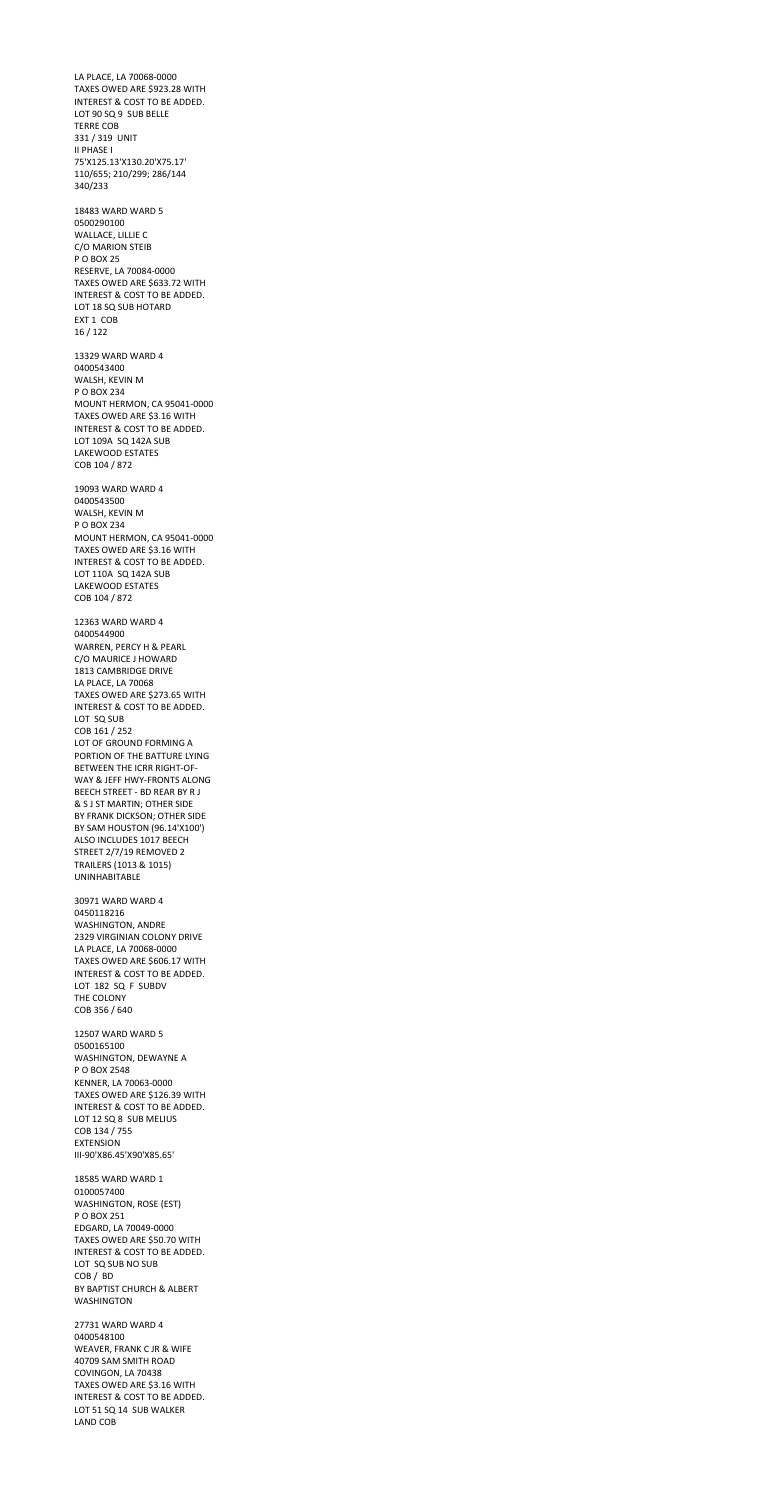LA PLACE, LA 70068-0000
TAXES OWED ARE $923.28 WITH
INTEREST & COST TO BE ADDED.
LOT 90 SQ 9 SUB BELLE
TERRE COB
331 / 319 UNIT
II PHASE I
75'X125.13'X130.20'X75.17'
110/655; 210/299; 286/144
340/233

18483 WARD WARD 5
0500290100
WALLACE, LILLIE C
C/O MARION STEIB
P O BOX 25
RESERVE, LA 70084-0000
TAXES OWED ARE $633.72 WITH
INTEREST & COST TO BE ADDED.
LOT 18 SQ SUB HOTARD
EXT 1 COB
16 / 122

13329 WARD WARD 4
0400543400
WALSH, KEVIN M
P O BOX 234
MOUNT HERMON, CA 95041-0000
TAXES OWED ARE $3.16 WITH
INTEREST & COST TO BE ADDED.
LOT 109A SQ 142A SUB
LAKEWOOD ESTATES
COB 104 / 872

19093 WARD WARD 4
0400543500
WALSH, KEVIN M
P O BOX 234
MOUNT HERMON, CA 95041-0000
TAXES OWED ARE $3.16 WITH
INTEREST & COST TO BE ADDED.
LOT 110A SQ 142A SUB
LAKEWOOD ESTATES
COB 104 / 872

12363 WARD WARD 4
0400544900
WARREN, PERCY H & PEARL
C/O MAURICE J HOWARD
1813 CAMBRIDGE DRIVE
LA PLACE, LA 70068
TAXES OWED ARE $273.65 WITH
INTEREST & COST TO BE ADDED.
LOT SQ SUB
COB 161 / 252
LOT OF GROUND FORMING A
PORTION OF THE BATTURE LYING
BETWEEN THE ICRR RIGHT-OF-
WAY & JEFF HWY-FRONTS ALONG
BEECH STREET - BD REAR BY R J
& S J ST MARTIN; OTHER SIDE
BY FRANK DICKSON; OTHER SIDE
BY SAM HOUSTON (96.14'X100')
ALSO INCLUDES 1017 BEECH
STREET 2/7/19 REMOVED 2
TRAILERS (1013 & 1015)
UNINHABITABLE

30971 WARD WARD 4
0450118216
WASHINGTON, ANDRE
2329 VIRGINIAN COLONY DRIVE
LA PLACE, LA 70068-0000
TAXES OWED ARE $606.17 WITH
INTEREST & COST TO BE ADDED.
LOT 182 SQ F SUBDV
THE COLONY
COB 356 / 640

12507 WARD WARD 5
0500165100
WASHINGTON, DEWAYNE A
P O BOX 2548
KENNER, LA 70063-0000
TAXES OWED ARE $126.39 WITH
INTEREST & COST TO BE ADDED.
LOT 12 SQ 8 SUB MELIUS
COB 134 / 755
EXTENSION
III-90'X86.45'X90'X85.65'

18585 WARD WARD 1
0100057400
WASHINGTON, ROSE (EST)
P O BOX 251
EDGARD, LA 70049-0000
TAXES OWED ARE $50.70 WITH
INTEREST & COST TO BE ADDED.
LOT SQ SUB NO SUB
COB / BD
BY BAPTIST CHURCH & ALBERT
WASHINGTON

27731 WARD WARD 4
0400548100
WEAVER, FRANK C JR & WIFE
40709 SAM SMITH ROAD
COVINGON, LA 70438
TAXES OWED ARE $3.16 WITH
INTEREST & COST TO BE ADDED.
LOT 51 SQ 14 SUB WALKER
LAND COB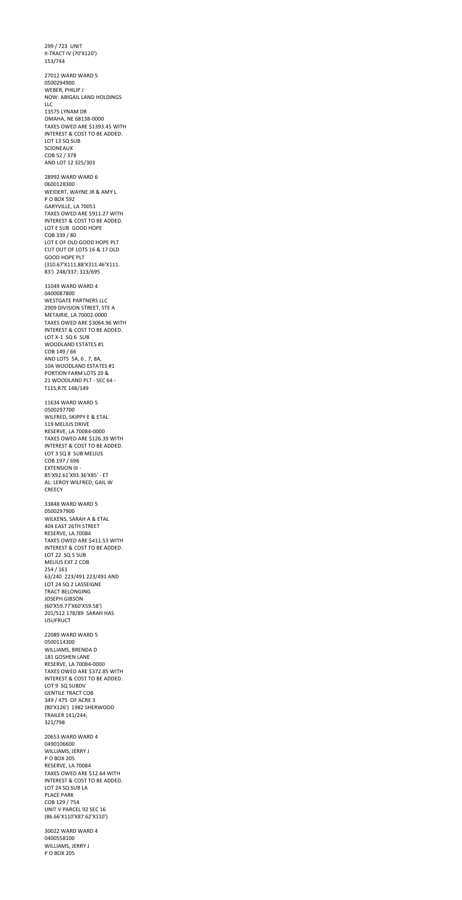299 / 723 UNIT
II-TRACT IV (70'X120')
153/744

27012 WARD WARD 5
0500294900
WEBER, PHILIP J
NOW: ABIGAIL LAND HOLDINGS
LLC
13575 LYNAM DR
OMAHA, NE 68138-0000
TAXES OWED ARE $1393.45 WITH
INTEREST & COST TO BE ADDED.
LOT 13 SQ SUB
SCIONEAUX
COB 52 / 378
AND LOT 12 325/303

28992 WARD WARD 6
0600128300
WEIDERT, WAYNE JR & AMY L
P O BOX 592
GARYVILLE, LA 70051
TAXES OWED ARE $911.27 WITH
INTEREST & COST TO BE ADDED.
LOT E SUB GOOD HOPE
COB 339 / 80
LOT E OF OLD GOOD HOPE PLT
CUT OUT OF LOTS 16 & 17 OLD
GOOD HOPE PLT
(310.67'X111.88'X311.46'X111.
83') 248/337; 313/695

31049 WARD WARD 4
0400087800
WESTGATE PARTNERS LLC
2909 DIVISION STREET, STE A
METAIRIE, LA 70002-0000
TAXES OWED ARE $3064.96 WITH
INTEREST & COST TO BE ADDED.
LOT X-1 SQ 6 SUB
WOODLAND ESTATES #1
COB 149 / 66
AND LOTS 5A, 6 , 7, 8A,
10A WOODLAND ESTATES #1
PORTION FARM LOTS 20 &
21 WOODLAND PLT - SEC 64 -
T11S;R7E 148/149

11634 WARD WARD 5
0500297700
WILFRED, SKIPPY E & ETAL
119 MELIUS DRIVE
RESERVE, LA 70084-0000
TAXES OWED ARE $126.39 WITH
INTEREST & COST TO BE ADDED.
LOT 3 SQ 8 SUB MELIUS
COB 197 / 696
EXTENSION III -
85'X92.61'X93.36'X85' - ET
AL: LEROY WILFRED; GAIL W
CREECY

33848 WARD WARD 5
0500297900
WILKENS, SARAH A & ETAL
404 EAST 26TH STREET
RESERVE, LA 70084
TAXES OWED ARE $411.53 WITH
INTEREST & COST TO BE ADDED.
LOT 22 SQ 5 SUB
MELIUS EXT 2 COB
254 / 161
63/240 223/491 223/491 AND
LOT 24 SQ 2 LASSEIGNE
TRACT BELONGING
JOSEPH GIBSON
(60'X59.77'X60'X59.58')
201/512 178/89 SARAH HAS
USUFRUCT

22089 WARD WARD 5
0500114300
WILLIAMS, BRENDA D
181 GOSHEN LANE
RESERVE, LA 70084-0000
TAXES OWED ARE $372.85 WITH
INTEREST & COST TO BE ADDED.
LOT 9 SQ SUBDV
GENTILE TRACT COB
349 / 475 OF ACRE 3
(80'X126') 1982 SHERWOOD
TRAILER 141/244;
321/798

20653 WARD WARD 4
0490106600
WILLIAMS, JERRY J
P O BOX 205
RESERVE, LA 70084
TAXES OWED ARE $12.64 WITH
INTEREST & COST TO BE ADDED.
LOT 24 SQ SUB LA
PLACE PARK
COB 129 / 754
UNIT V PARCEL 92 SEC 16
(86.66'X110'X87.62'X110')

30022 WARD WARD 4
0400558100
WILLIAMS, JERRY J
P O BOX 205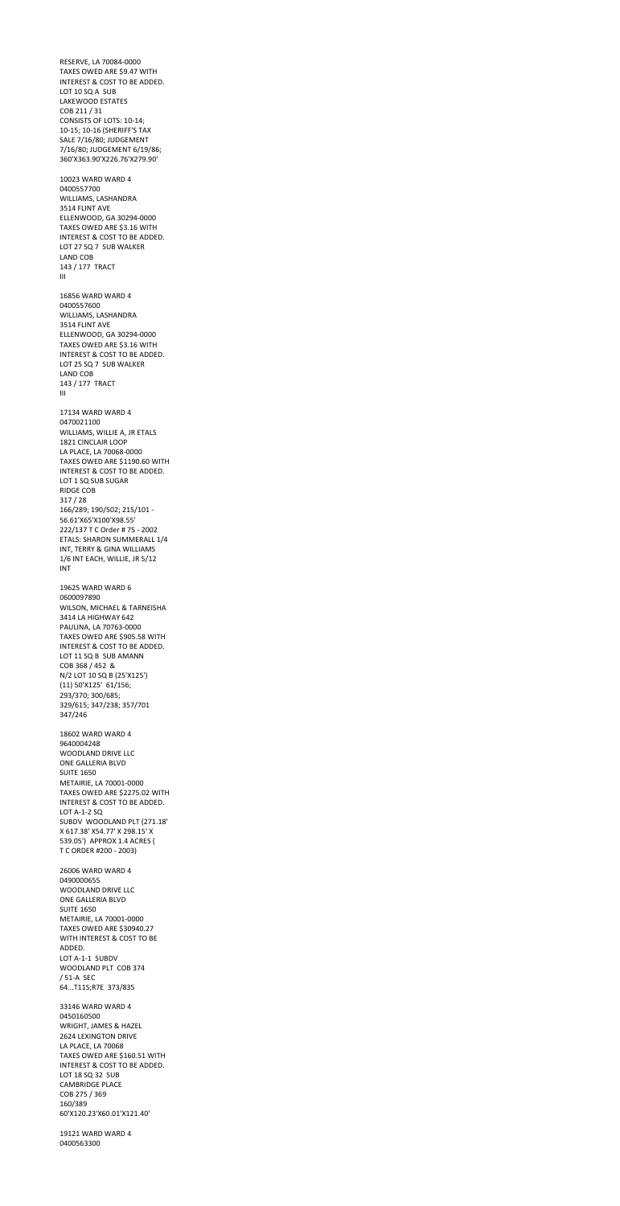RESERVE, LA 70084-0000
TAXES OWED ARE $9.47 WITH INTEREST & COST TO BE ADDED.
LOT 10 SQ A SUB
LAKEWOOD ESTATES
COB 211 / 31
CONSISTS OF LOTS: 10-14; 10-15; 10-16 (SHERIFF'S TAX SALE 7/16/80; JUDGEMENT 7/16/80; JUDGEMENT 6/19/86; 360'X363.90'X226.76'X279.90'

10023 WARD WARD 4
0400557700
WILLIAMS, LASHANDRA
3514 FLINT AVE
ELLENWOOD, GA 30294-0000
TAXES OWED ARE $3.16 WITH INTEREST & COST TO BE ADDED.
LOT 27 SQ 7 SUB WALKER
LAND COB
143 / 177 TRACT
III

16856 WARD WARD 4
0400557600
WILLIAMS, LASHANDRA
3514 FLINT AVE
ELLENWOOD, GA 30294-0000
TAXES OWED ARE $3.16 WITH INTEREST & COST TO BE ADDED.
LOT 25 SQ 7 SUB WALKER
LAND COB
143 / 177 TRACT
III

17134 WARD WARD 4
0470021100
WILLIAMS, WILLIE A, JR ETALS
1821 CINCLAIR LOOP
LA PLACE, LA 70068-0000
TAXES OWED ARE $1190.60 WITH INTEREST & COST TO BE ADDED.
LOT 1 SQ SUB SUGAR
RIDGE COB
317 / 28
166/289; 190/502; 215/101 - 56.61'X65'X100'X98.55'
222/137 T C Order # 75 - 2002
ETALS: SHARON SUMMERALL 1/4 INT, TERRY & GINA WILLIAMS 1/6 INT EACH, WILLIE, JR 5/12 INT

19625 WARD WARD 6
0600097890
WILSON, MICHAEL & TARNEISHA
3414 LA HIGHWAY 642
PAULINA, LA 70763-0000
TAXES OWED ARE $905.58 WITH INTEREST & COST TO BE ADDED.
LOT 11 SQ B SUB AMANN
COB 368 / 452 &
N/2 LOT 10 SQ B (25'X125')
(11) 50'X125' 61/156;
293/370; 300/685;
329/615; 347/238; 357/701
347/246

18602 WARD WARD 4
9640004248
WOODLAND DRIVE LLC
ONE GALLERIA BLVD
SUITE 1650
METAIRIE, LA 70001-0000
TAXES OWED ARE $2275.02 WITH INTEREST & COST TO BE ADDED.
LOT A-1-2 SQ
SUBDV WOODLAND PLT (271.18' X 617.38' X54.77' X 298.15' X 539.05') APPROX 1.4 ACRES (
T C ORDER #200 - 2003)

26006 WARD WARD 4
0490000655
WOODLAND DRIVE LLC
ONE GALLERIA BLVD
SUITE 1650
METAIRIE, LA 70001-0000
TAXES OWED ARE $30940.27 WITH INTEREST & COST TO BE ADDED.
LOT A-1-1 SUBDV
WOODLAND PLT COB 374
/ 51-A SEC
64...T11S;R7E 373/835

33146 WARD WARD 4
0450160500
WRIGHT, JAMES & HAZEL
2624 LEXINGTON DRIVE
LA PLACE, LA 70068
TAXES OWED ARE $160.51 WITH INTEREST & COST TO BE ADDED.
LOT 18 SQ 32 SUB
CAMBRIDGE PLACE
COB 275 / 369
160/389
60'X120.23'X60.01'X121.40'

19121 WARD WARD 4
0400563300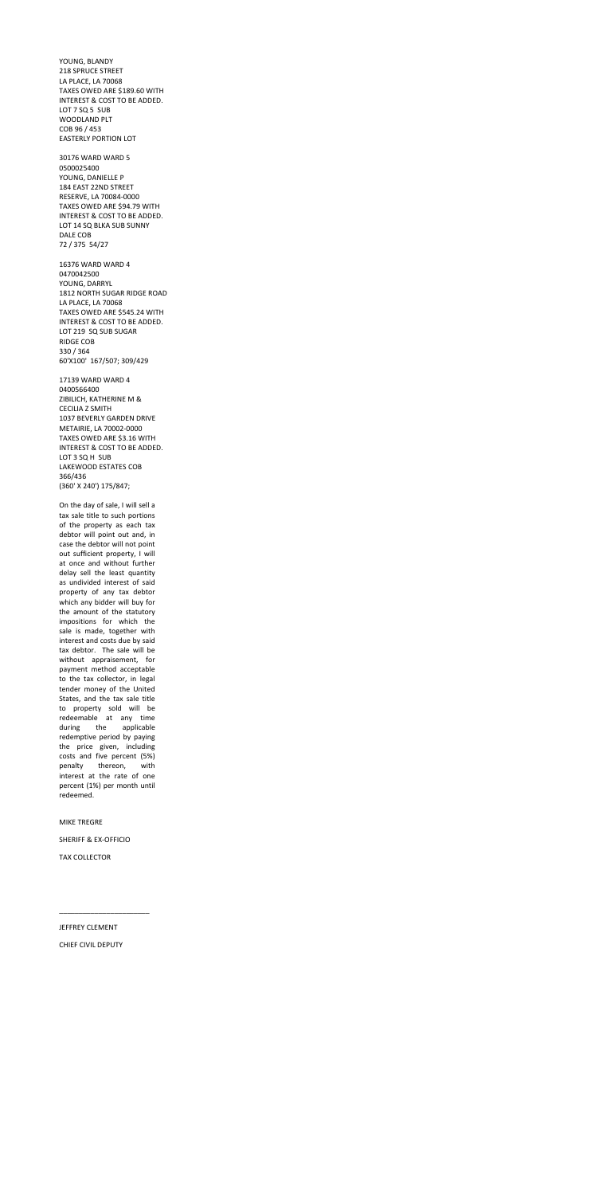YOUNG, BLANDY
218 SPRUCE STREET
LA PLACE, LA 70068
TAXES OWED ARE $189.60 WITH INTEREST & COST TO BE ADDED.
LOT 7 SQ 5 SUB
WOODLAND PLT
COB 96 / 453
EASTERLY PORTION LOT

30176 WARD WARD 5
0500025400
YOUNG, DANIELLE P
184 EAST 22ND STREET
RESERVE, LA 70084-0000
TAXES OWED ARE $94.79 WITH INTEREST & COST TO BE ADDED.
LOT 14 SQ BLKA SUB SUNNY
DALE COB
72 / 375 54/27

16376 WARD WARD 4
0470042500
YOUNG, DARRYL
1812 NORTH SUGAR RIDGE ROAD
LA PLACE, LA 70068
TAXES OWED ARE $545.24 WITH INTEREST & COST TO BE ADDED.
LOT 219 SQ SUB SUGAR
RIDGE COB
330 / 364
60'X100' 167/507; 309/429

17139 WARD WARD 4
0400566400
ZIBILICH, KATHERINE M &
CECILIA Z SMITH
1037 BEVERLY GARDEN DRIVE
METAIRIE, LA 70002-0000
TAXES OWED ARE $3.16 WITH INTEREST & COST TO BE ADDED.
LOT 3 SQ H SUB
LAKEWOOD ESTATES COB
366/436
(360' X 240') 175/847;

On the day of sale, I will sell a tax sale title to such portions of the property as each tax debtor will point out and, in case the debtor will not point out sufficient property, I will at once and without further delay sell the least quantity as undivided interest of said property of any tax debtor which any bidder will buy for the amount of the statutory impositions for which the sale is made, together with interest and costs due by said tax debtor. The sale will be without appraisement, for payment method acceptable to the tax collector, in legal tender money of the United States, and the tax sale title to property sold will be redeemable at any time during the applicable redemptive period by paying the price given, including costs and five percent (5%) penalty thereon, with interest at the rate of one percent (1%) per month until redeemed.

MIKE TREGRE

SHERIFF & EX-OFFICIO

TAX COLLECTOR

______________________

JEFFREY CLEMENT

CHIEF CIVIL DEPUTY